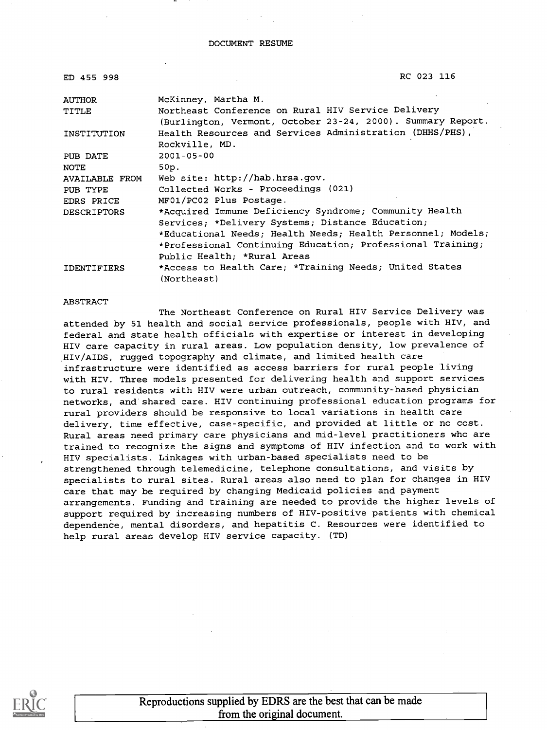DOCUMENT RESUME

| | |
|---|---|
| ED 455 998 | RC 023 116 |
| AUTHOR | McKinney, Martha M. |
| TITLE | Northeast Conference on Rural HIV Service Delivery (Burlington, Vermont, October 23-24, 2000). Summary Report. |
| INSTITUTION | Health Resources and Services Administration (DHHS/PHS), Rockville, MD. |
| PUB DATE | 2001-05-00 |
| NOTE | 50p. |
| AVAILABLE FROM | Web site: http://hab.hrsa.gov. |
| PUB TYPE | Collected Works - Proceedings (021) |
| EDRS PRICE | MF01/PC02 Plus Postage. |
| DESCRIPTORS | *Acquired Immune Deficiency Syndrome; Community Health Services; *Delivery Systems; Distance Education; *Educational Needs; Health Needs; Health Personnel; Models; *Professional Continuing Education; Professional Training; Public Health; *Rural Areas |
| IDENTIFIERS | *Access to Health Care; *Training Needs; United States (Northeast) |

ABSTRACT

The Northeast Conference on Rural HIV Service Delivery was attended by 51 health and social service professionals, people with HIV, and federal and state health officials with expertise or interest in developing HIV care capacity in rural areas. Low population density, low prevalence of HIV/AIDS, rugged topography and climate, and limited health care infrastructure were identified as access barriers for rural people living with HIV. Three models presented for delivering health and support services to rural residents with HIV were urban outreach, community-based physician networks, and shared care. HIV continuing professional education programs for rural providers should be responsive to local variations in health care delivery, time effective, case-specific, and provided at little or no cost. Rural areas need primary care physicians and mid-level practitioners who are trained to recognize the signs and symptoms of HIV infection and to work with HIV specialists. Linkages with urban-based specialists need to be strengthened through telemedicine, telephone consultations, and visits by specialists to rural sites. Rural areas also need to plan for changes in HIV care that may be required by changing Medicaid policies and payment arrangements. Funding and training are needed to provide the higher levels of support required by increasing numbers of HIV-positive patients with chemical dependence, mental disorders, and hepatitis C. Resources were identified to help rural areas develop HIV service capacity. (TD)

Reproductions supplied by EDRS are the best that can be made from the original document.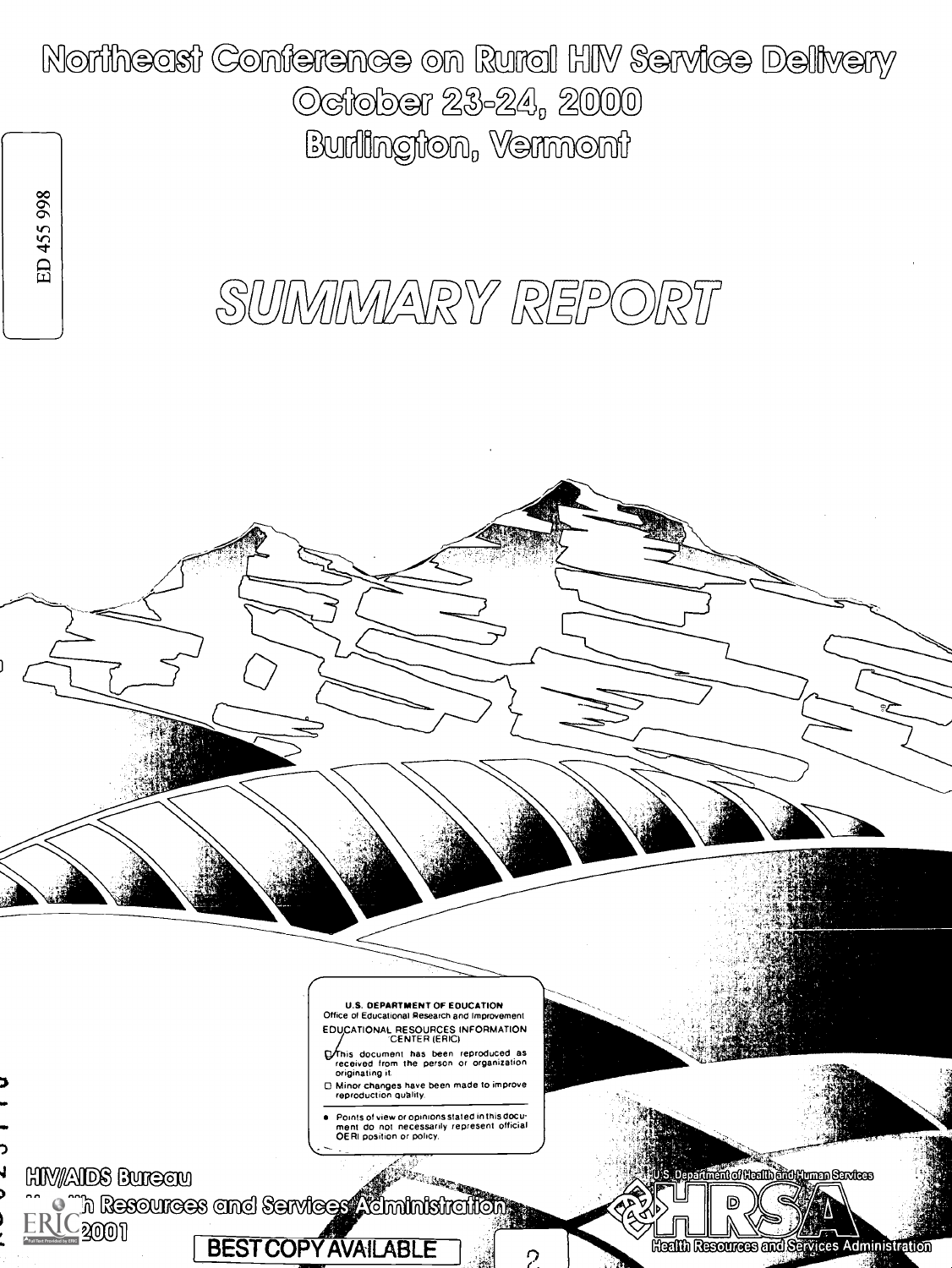# Northeast Conference on Rural HIV Service Delivery

## October 23-24, 2000

## Burlington, Vermont

ED 455 998

# SUMMARY REPORT

U.S. DEPARTMENT OF EDUCATION
Office of Educational Research and Improvement
EDUCATIONAL RESOURCES INFORMATION CENTER (ERIC)

- This document has been reproduced as received from the person or organization originating it.
- Minor changes have been made to improve reproduction quality.

- Points of view or opinions stated in this document do not necessarily represent official OERI position or policy.

HIV/AIDS Bureau
Health Resources and Services Administration
2001

U.S. Department of Health and Human Services
HRSA
Health Resources and Services Administration

BEST COPY AVAILABLE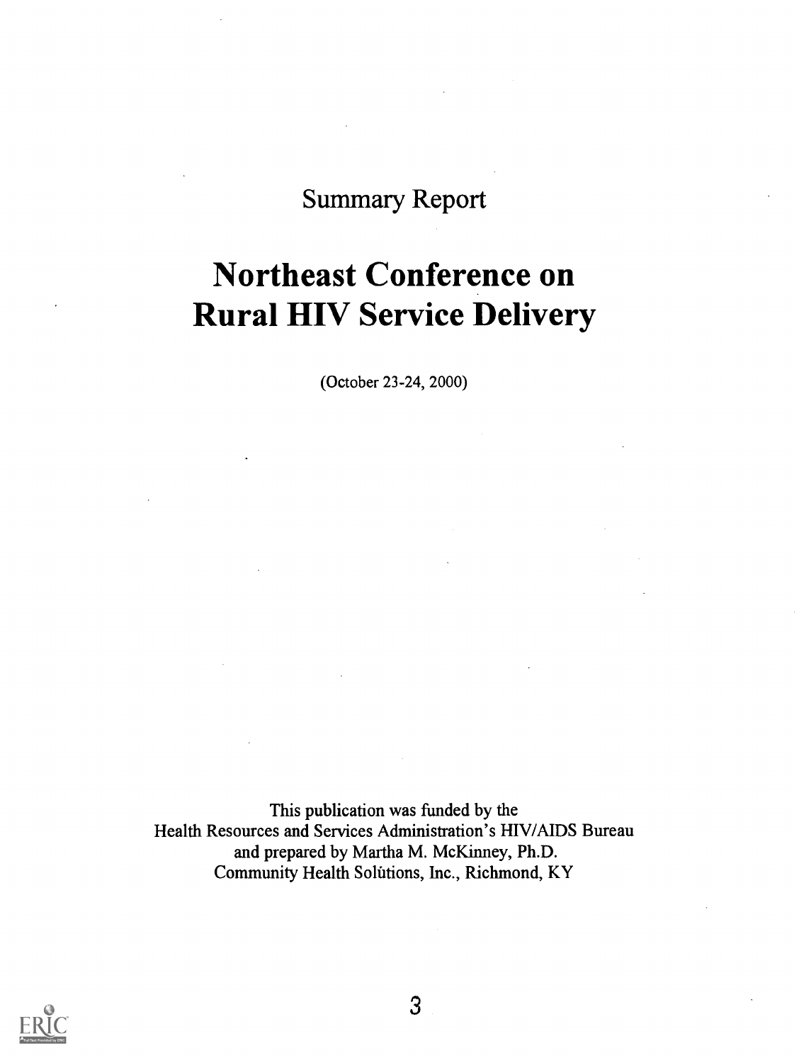Summary Report

# Northeast Conference on Rural HIV Service Delivery

(October 23-24, 2000)

This publication was funded by the
Health Resources and Services Administration's HIV/AIDS Bureau
and prepared by Martha M. McKinney, Ph.D.
Community Health Solutions, Inc., Richmond, KY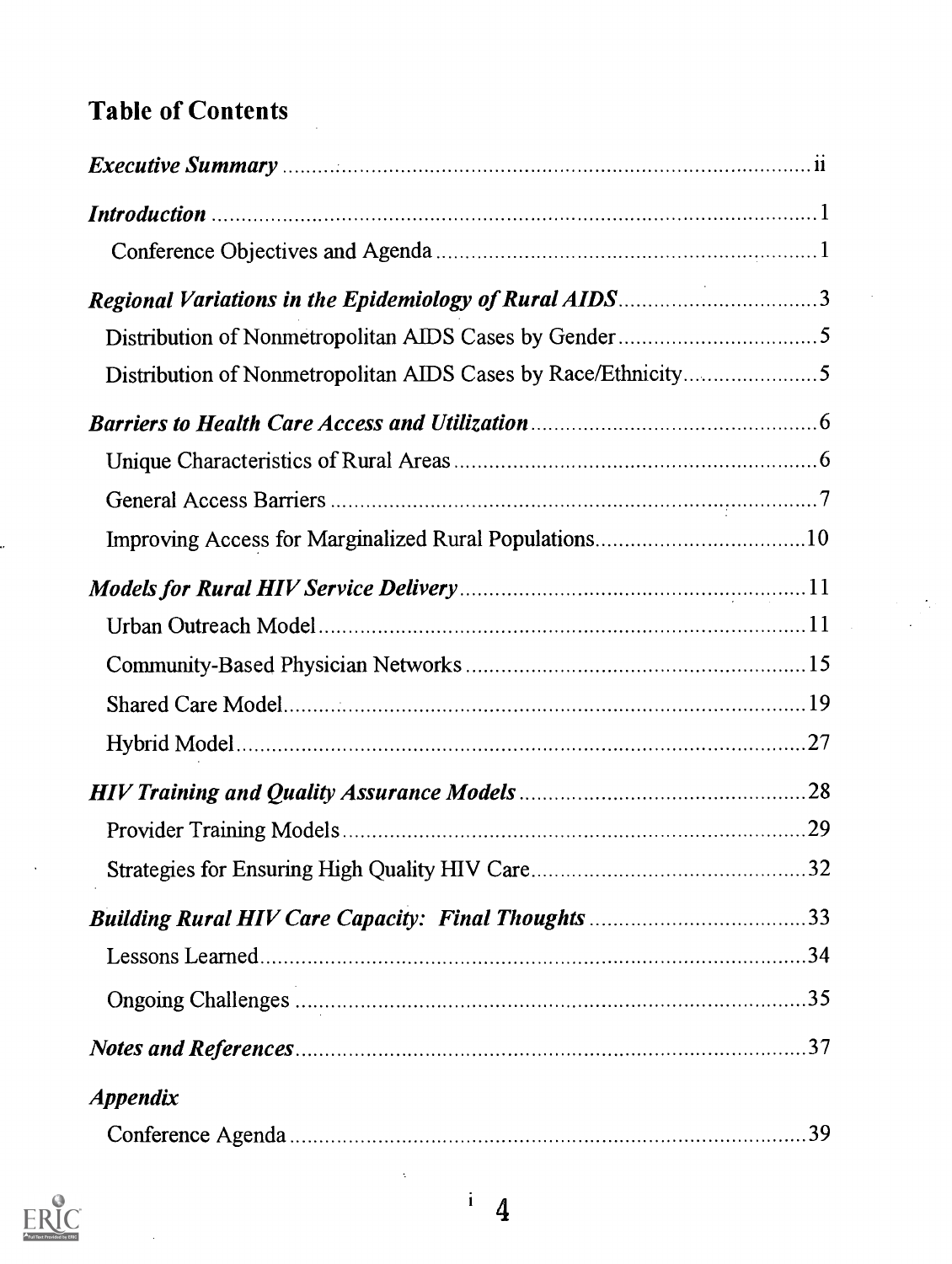## Table of Contents

*Executive Summary* ..... ii

*Introduction* ..... 1

- Conference Objectives and Agenda ..... 1

*Regional Variations in the Epidemiology of Rural AIDS* ..... 3

- Distribution of Nonmetropolitan AIDS Cases by Gender ..... 5
- Distribution of Nonmetropolitan AIDS Cases by Race/Ethnicity ..... 5

*Barriers to Health Care Access and Utilization* ..... 6

- Unique Characteristics of Rural Areas ..... 6
- General Access Barriers ..... 7
- Improving Access for Marginalized Rural Populations ..... 10

*Models for Rural HIV Service Delivery* ..... 11

- Urban Outreach Model ..... 11
- Community-Based Physician Networks ..... 15
- Shared Care Model ..... 19
- Hybrid Model ..... 27

*HIV Training and Quality Assurance Models* ..... 28

- Provider Training Models ..... 29
- Strategies for Ensuring High Quality HIV Care ..... 32

*Building Rural HIV Care Capacity: Final Thoughts* ..... 33

- Lessons Learned ..... 34
- Ongoing Challenges ..... 35

*Notes and References* ..... 37

*Appendix*

- Conference Agenda ..... 39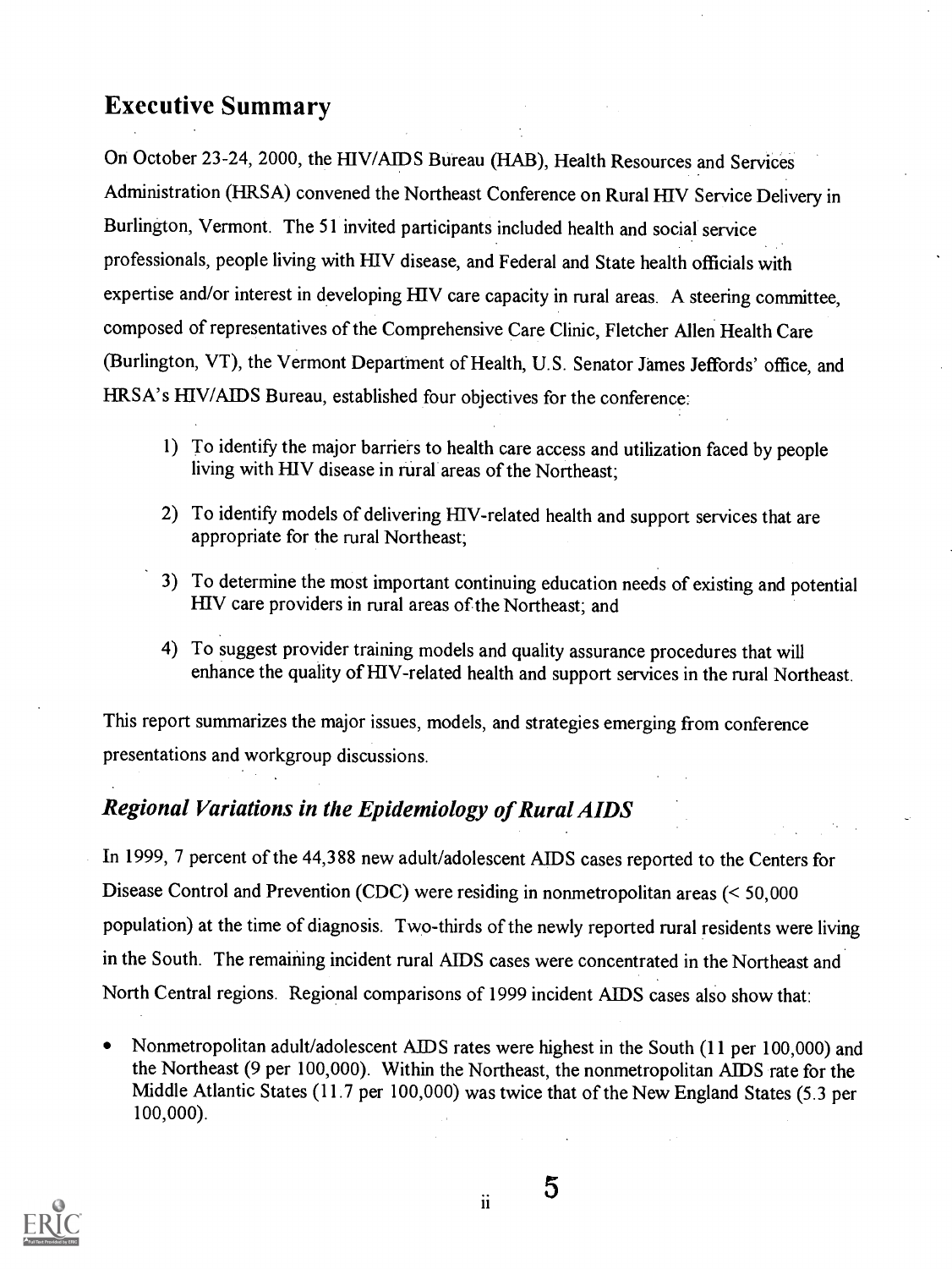## Executive Summary

On October 23-24, 2000, the HIV/AIDS Bureau (HAB), Health Resources and Services Administration (HRSA) convened the Northeast Conference on Rural HIV Service Delivery in Burlington, Vermont. The 51 invited participants included health and social service professionals, people living with HIV disease, and Federal and State health officials with expertise and/or interest in developing HIV care capacity in rural areas. A steering committee, composed of representatives of the Comprehensive Care Clinic, Fletcher Allen Health Care (Burlington, VT), the Vermont Department of Health, U.S. Senator James Jeffords' office, and HRSA's HIV/AIDS Bureau, established four objectives for the conference:

1) To identify the major barriers to health care access and utilization faced by people living with HIV disease in rural areas of the Northeast;
2) To identify models of delivering HIV-related health and support services that are appropriate for the rural Northeast;
3) To determine the most important continuing education needs of existing and potential HIV care providers in rural areas of the Northeast; and
4) To suggest provider training models and quality assurance procedures that will enhance the quality of HIV-related health and support services in the rural Northeast.

This report summarizes the major issues, models, and strategies emerging from conference presentations and workgroup discussions.

### *Regional Variations in the Epidemiology of Rural AIDS*

In 1999, 7 percent of the 44,388 new adult/adolescent AIDS cases reported to the Centers for Disease Control and Prevention (CDC) were residing in nonmetropolitan areas (< 50,000 population) at the time of diagnosis. Two-thirds of the newly reported rural residents were living in the South. The remaining incident rural AIDS cases were concentrated in the Northeast and North Central regions. Regional comparisons of 1999 incident AIDS cases also show that:

- Nonmetropolitan adult/adolescent AIDS rates were highest in the South (11 per 100,000) and the Northeast (9 per 100,000). Within the Northeast, the nonmetropolitan AIDS rate for the Middle Atlantic States (11.7 per 100,000) was twice that of the New England States (5.3 per 100,000).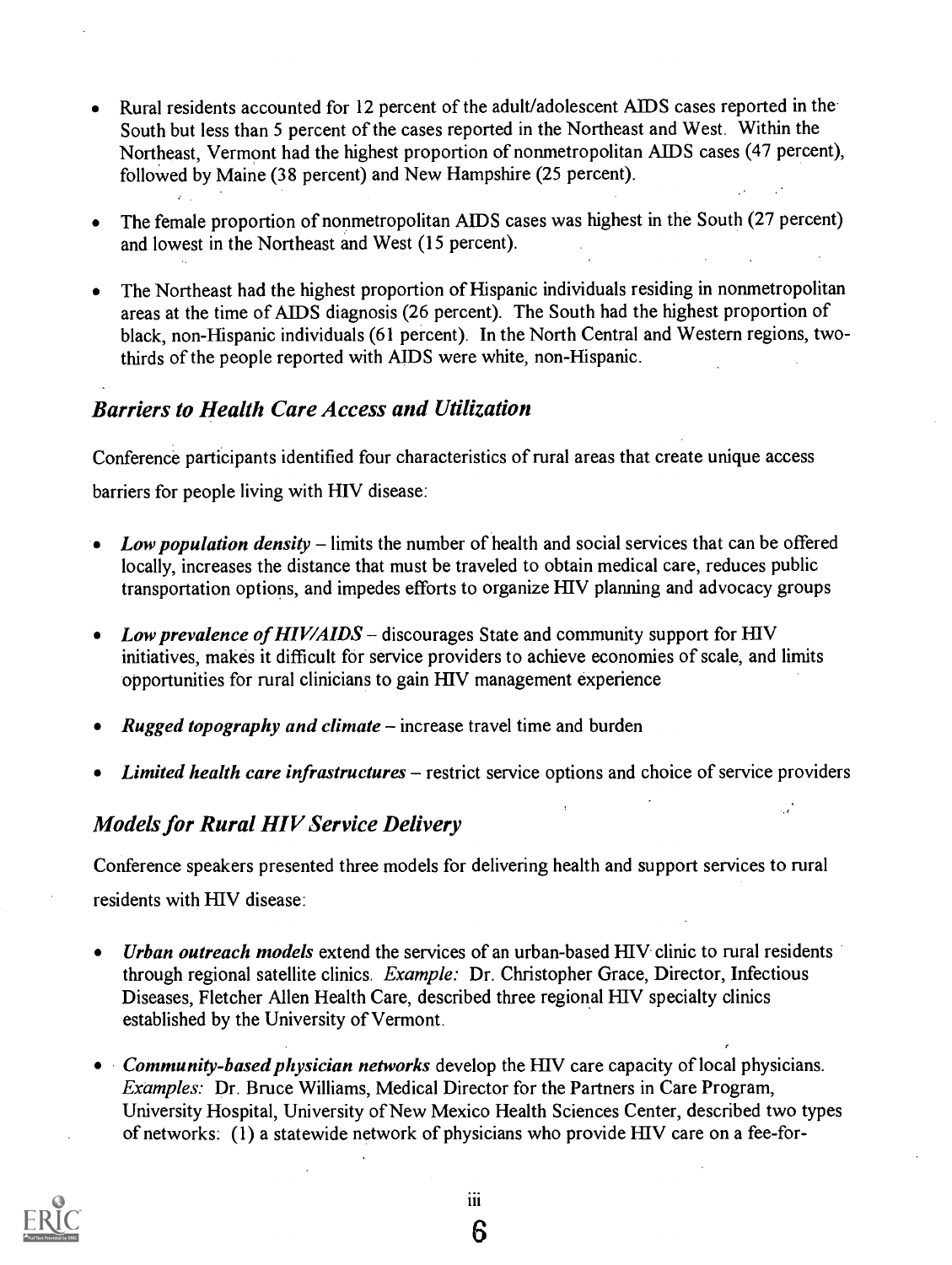- Rural residents accounted for 12 percent of the adult/adolescent AIDS cases reported in the South but less than 5 percent of the cases reported in the Northeast and West. Within the Northeast, Vermont had the highest proportion of nonmetropolitan AIDS cases (47 percent), followed by Maine (38 percent) and New Hampshire (25 percent).

- The female proportion of nonmetropolitan AIDS cases was highest in the South (27 percent) and lowest in the Northeast and West (15 percent).

- The Northeast had the highest proportion of Hispanic individuals residing in nonmetropolitan areas at the time of AIDS diagnosis (26 percent). The South had the highest proportion of black, non-Hispanic individuals (61 percent). In the North Central and Western regions, two-thirds of the people reported with AIDS were white, non-Hispanic.

## *Barriers to Health Care Access and Utilization*

Conference participants identified four characteristics of rural areas that create unique access barriers for people living with HIV disease:

- ***Low population density*** – limits the number of health and social services that can be offered locally, increases the distance that must be traveled to obtain medical care, reduces public transportation options, and impedes efforts to organize HIV planning and advocacy groups

- ***Low prevalence of HIV/AIDS*** – discourages State and community support for HIV initiatives, makes it difficult for service providers to achieve economies of scale, and limits opportunities for rural clinicians to gain HIV management experience

- ***Rugged topography and climate*** – increase travel time and burden

- ***Limited health care infrastructures*** – restrict service options and choice of service providers

## *Models for Rural HIV Service Delivery*

Conference speakers presented three models for delivering health and support services to rural residents with HIV disease:

- ***Urban outreach models*** extend the services of an urban-based HIV clinic to rural residents through regional satellite clinics. *Example:* Dr. Christopher Grace, Director, Infectious Diseases, Fletcher Allen Health Care, described three regional HIV specialty clinics established by the University of Vermont.

- ***Community-based physician networks*** develop the HIV care capacity of local physicians. *Examples:* Dr. Bruce Williams, Medical Director for the Partners in Care Program, University Hospital, University of New Mexico Health Sciences Center, described two types of networks: (1) a statewide network of physicians who provide HIV care on a fee-for-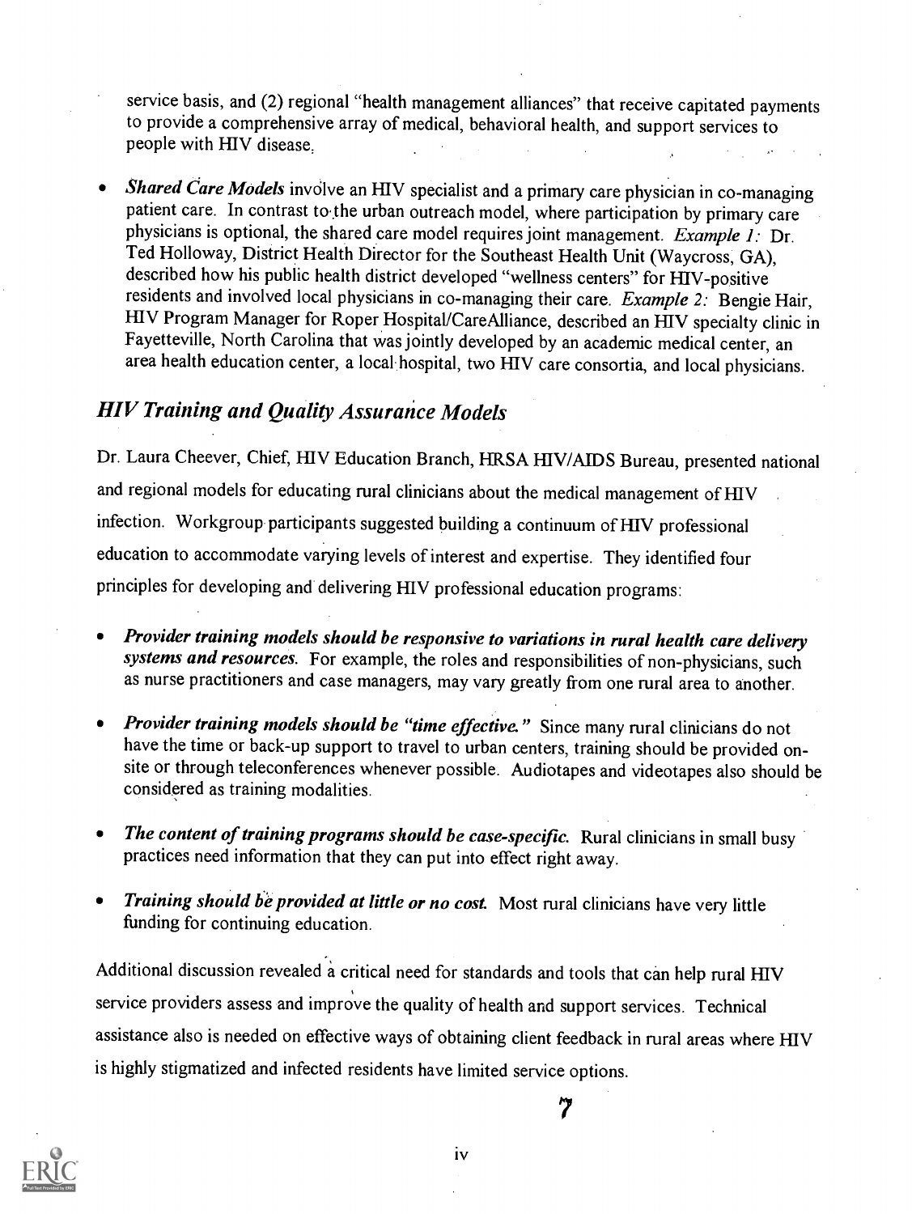service basis, and (2) regional "health management alliances" that receive capitated payments to provide a comprehensive array of medical, behavioral health, and support services to people with HIV disease.

- ***Shared Care Models*** involve an HIV specialist and a primary care physician in co-managing patient care. In contrast to the urban outreach model, where participation by primary care physicians is optional, the shared care model requires joint management. *Example 1:* Dr. Ted Holloway, District Health Director for the Southeast Health Unit (Waycross, GA), described how his public health district developed "wellness centers" for HIV-positive residents and involved local physicians in co-managing their care. *Example 2:* Bengie Hair, HIV Program Manager for Roper Hospital/CareAlliance, described an HIV specialty clinic in Fayetteville, North Carolina that was jointly developed by an academic medical center, an area health education center, a local hospital, two HIV care consortia, and local physicians.

## *HIV Training and Quality Assurance Models*

Dr. Laura Cheever, Chief, HIV Education Branch, HRSA HIV/AIDS Bureau, presented national and regional models for educating rural clinicians about the medical management of HIV infection. Workgroup participants suggested building a continuum of HIV professional education to accommodate varying levels of interest and expertise. They identified four principles for developing and delivering HIV professional education programs:

- ***Provider training models should be responsive to variations in rural health care delivery systems and resources.*** For example, the roles and responsibilities of non-physicians, such as nurse practitioners and case managers, may vary greatly from one rural area to another.

- ***Provider training models should be "time effective."*** Since many rural clinicians do not have the time or back-up support to travel to urban centers, training should be provided on-site or through teleconferences whenever possible. Audiotapes and videotapes also should be considered as training modalities.

- ***The content of training programs should be case-specific.*** Rural clinicians in small busy practices need information that they can put into effect right away.

- ***Training should be provided at little or no cost.*** Most rural clinicians have very little funding for continuing education.

Additional discussion revealed a critical need for standards and tools that can help rural HIV service providers assess and improve the quality of health and support services. Technical assistance also is needed on effective ways of obtaining client feedback in rural areas where HIV is highly stigmatized and infected residents have limited service options.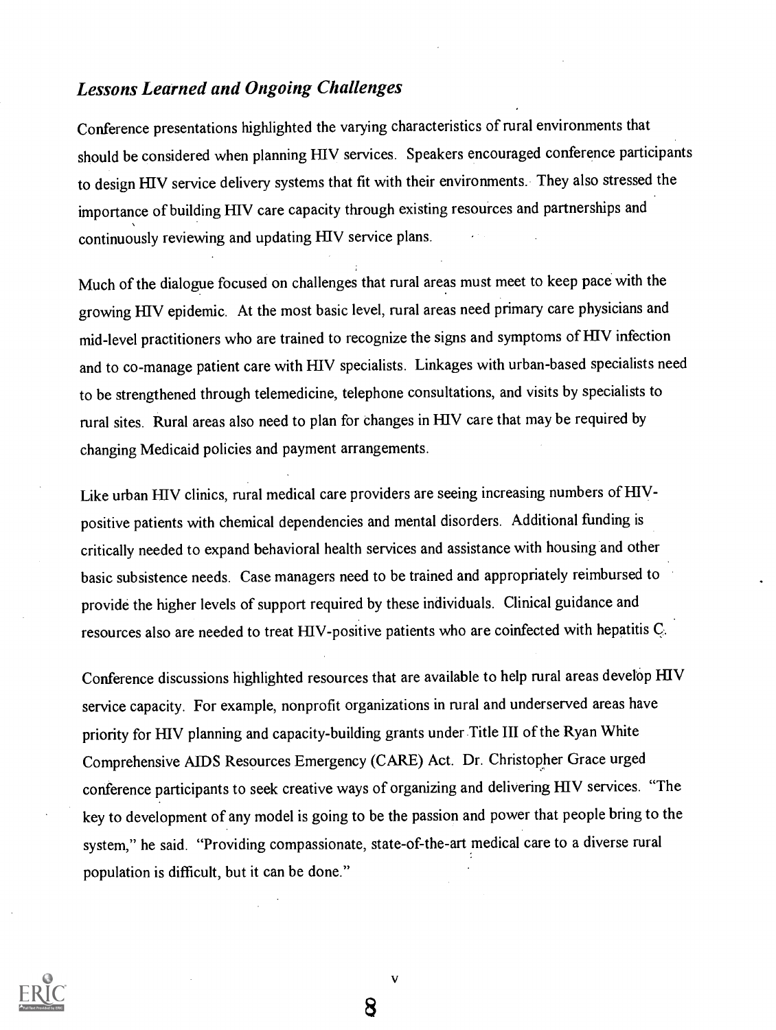### *Lessons Learned and Ongoing Challenges*

Conference presentations highlighted the varying characteristics of rural environments that should be considered when planning HIV services. Speakers encouraged conference participants to design HIV service delivery systems that fit with their environments. They also stressed the importance of building HIV care capacity through existing resources and partnerships and continuously reviewing and updating HIV service plans.

Much of the dialogue focused on challenges that rural areas must meet to keep pace with the growing HIV epidemic. At the most basic level, rural areas need primary care physicians and mid-level practitioners who are trained to recognize the signs and symptoms of HIV infection and to co-manage patient care with HIV specialists. Linkages with urban-based specialists need to be strengthened through telemedicine, telephone consultations, and visits by specialists to rural sites. Rural areas also need to plan for changes in HIV care that may be required by changing Medicaid policies and payment arrangements.

Like urban HIV clinics, rural medical care providers are seeing increasing numbers of HIV-positive patients with chemical dependencies and mental disorders. Additional funding is critically needed to expand behavioral health services and assistance with housing and other basic subsistence needs. Case managers need to be trained and appropriately reimbursed to provide the higher levels of support required by these individuals. Clinical guidance and resources also are needed to treat HIV-positive patients who are coinfected with hepatitis C.

Conference discussions highlighted resources that are available to help rural areas develop HIV service capacity. For example, nonprofit organizations in rural and underserved areas have priority for HIV planning and capacity-building grants under Title III of the Ryan White Comprehensive AIDS Resources Emergency (CARE) Act. Dr. Christopher Grace urged conference participants to seek creative ways of organizing and delivering HIV services. "The key to development of any model is going to be the passion and power that people bring to the system," he said. "Providing compassionate, state-of-the-art medical care to a diverse rural population is difficult, but it can be done."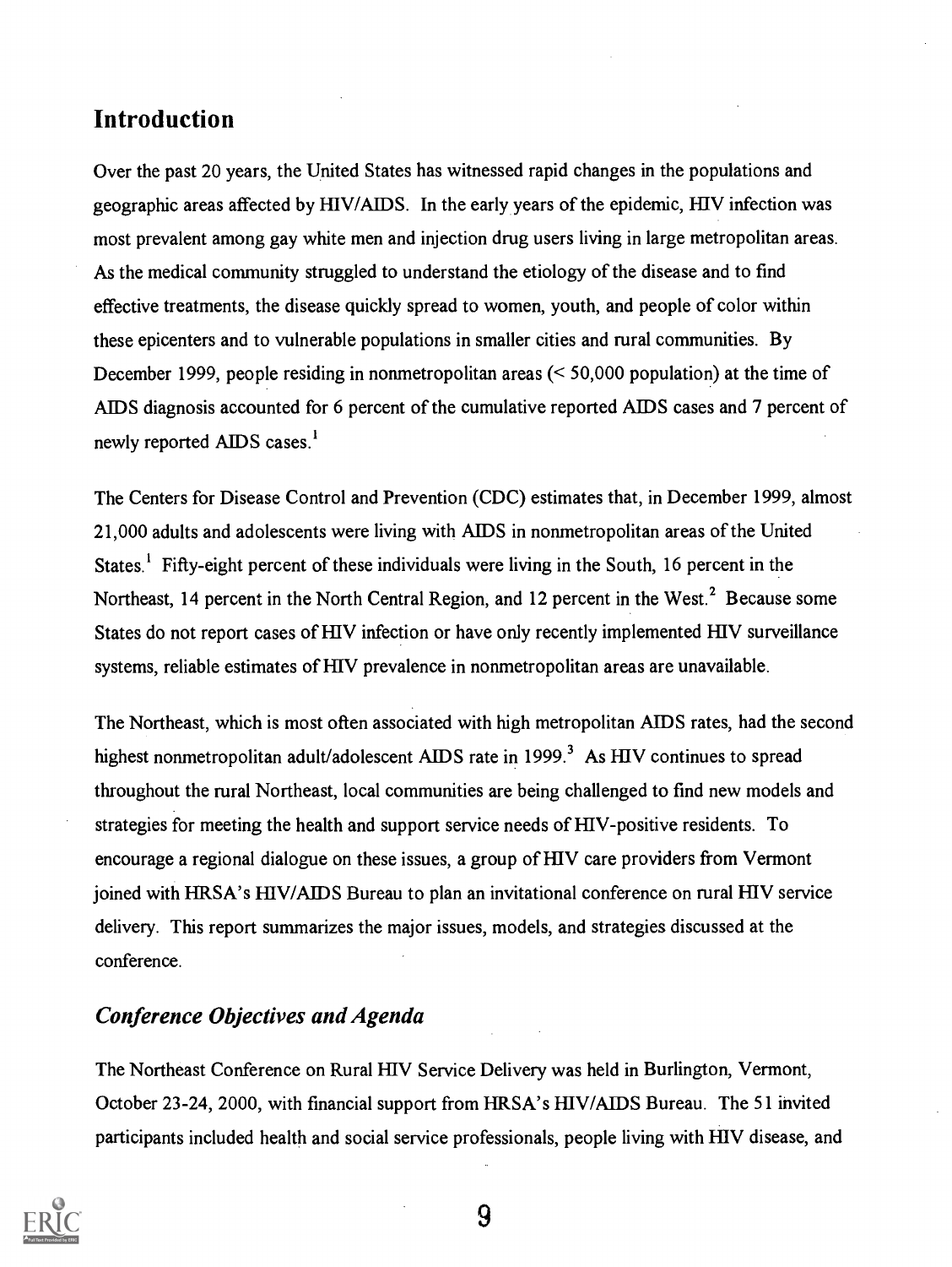## Introduction

Over the past 20 years, the United States has witnessed rapid changes in the populations and geographic areas affected by HIV/AIDS. In the early years of the epidemic, HIV infection was most prevalent among gay white men and injection drug users living in large metropolitan areas. As the medical community struggled to understand the etiology of the disease and to find effective treatments, the disease quickly spread to women, youth, and people of color within these epicenters and to vulnerable populations in smaller cities and rural communities. By December 1999, people residing in nonmetropolitan areas (< 50,000 population) at the time of AIDS diagnosis accounted for 6 percent of the cumulative reported AIDS cases and 7 percent of newly reported AIDS cases.[1]

The Centers for Disease Control and Prevention (CDC) estimates that, in December 1999, almost 21,000 adults and adolescents were living with AIDS in nonmetropolitan areas of the United States.[1] Fifty-eight percent of these individuals were living in the South, 16 percent in the Northeast, 14 percent in the North Central Region, and 12 percent in the West.[2] Because some States do not report cases of HIV infection or have only recently implemented HIV surveillance systems, reliable estimates of HIV prevalence in nonmetropolitan areas are unavailable.

The Northeast, which is most often associated with high metropolitan AIDS rates, had the second highest nonmetropolitan adult/adolescent AIDS rate in 1999.[3] As HIV continues to spread throughout the rural Northeast, local communities are being challenged to find new models and strategies for meeting the health and support service needs of HIV-positive residents. To encourage a regional dialogue on these issues, a group of HIV care providers from Vermont joined with HRSA's HIV/AIDS Bureau to plan an invitational conference on rural HIV service delivery. This report summarizes the major issues, models, and strategies discussed at the conference.

### *Conference Objectives and Agenda*

The Northeast Conference on Rural HIV Service Delivery was held in Burlington, Vermont, October 23-24, 2000, with financial support from HRSA's HIV/AIDS Bureau. The 51 invited participants included health and social service professionals, people living with HIV disease, and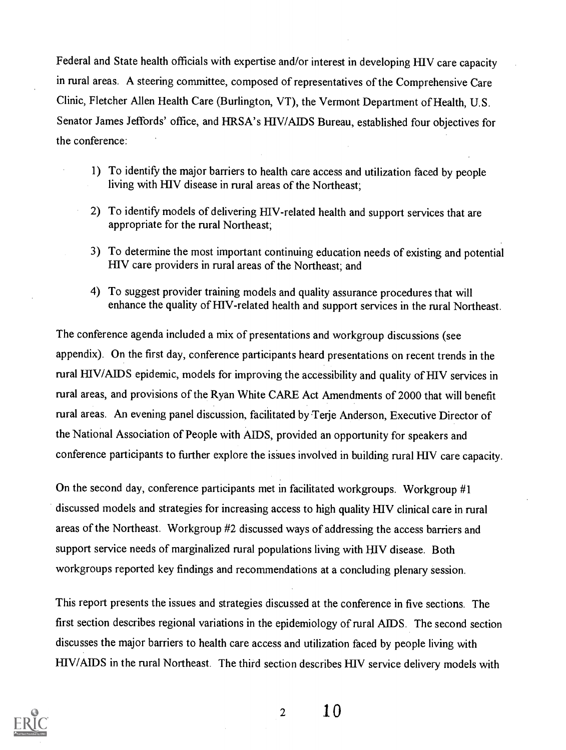Federal and State health officials with expertise and/or interest in developing HIV care capacity in rural areas. A steering committee, composed of representatives of the Comprehensive Care Clinic, Fletcher Allen Health Care (Burlington, VT), the Vermont Department of Health, U.S. Senator James Jeffords' office, and HRSA's HIV/AIDS Bureau, established four objectives for the conference:

1) To identify the major barriers to health care access and utilization faced by people living with HIV disease in rural areas of the Northeast;
2) To identify models of delivering HIV-related health and support services that are appropriate for the rural Northeast;
3) To determine the most important continuing education needs of existing and potential HIV care providers in rural areas of the Northeast; and
4) To suggest provider training models and quality assurance procedures that will enhance the quality of HIV-related health and support services in the rural Northeast.

The conference agenda included a mix of presentations and workgroup discussions (see appendix). On the first day, conference participants heard presentations on recent trends in the rural HIV/AIDS epidemic, models for improving the accessibility and quality of HIV services in rural areas, and provisions of the Ryan White CARE Act Amendments of 2000 that will benefit rural areas. An evening panel discussion, facilitated by Terje Anderson, Executive Director of the National Association of People with AIDS, provided an opportunity for speakers and conference participants to further explore the issues involved in building rural HIV care capacity.

On the second day, conference participants met in facilitated workgroups. Workgroup #1 discussed models and strategies for increasing access to high quality HIV clinical care in rural areas of the Northeast. Workgroup #2 discussed ways of addressing the access barriers and support service needs of marginalized rural populations living with HIV disease. Both workgroups reported key findings and recommendations at a concluding plenary session.

This report presents the issues and strategies discussed at the conference in five sections. The first section describes regional variations in the epidemiology of rural AIDS. The second section discusses the major barriers to health care access and utilization faced by people living with HIV/AIDS in the rural Northeast. The third section describes HIV service delivery models with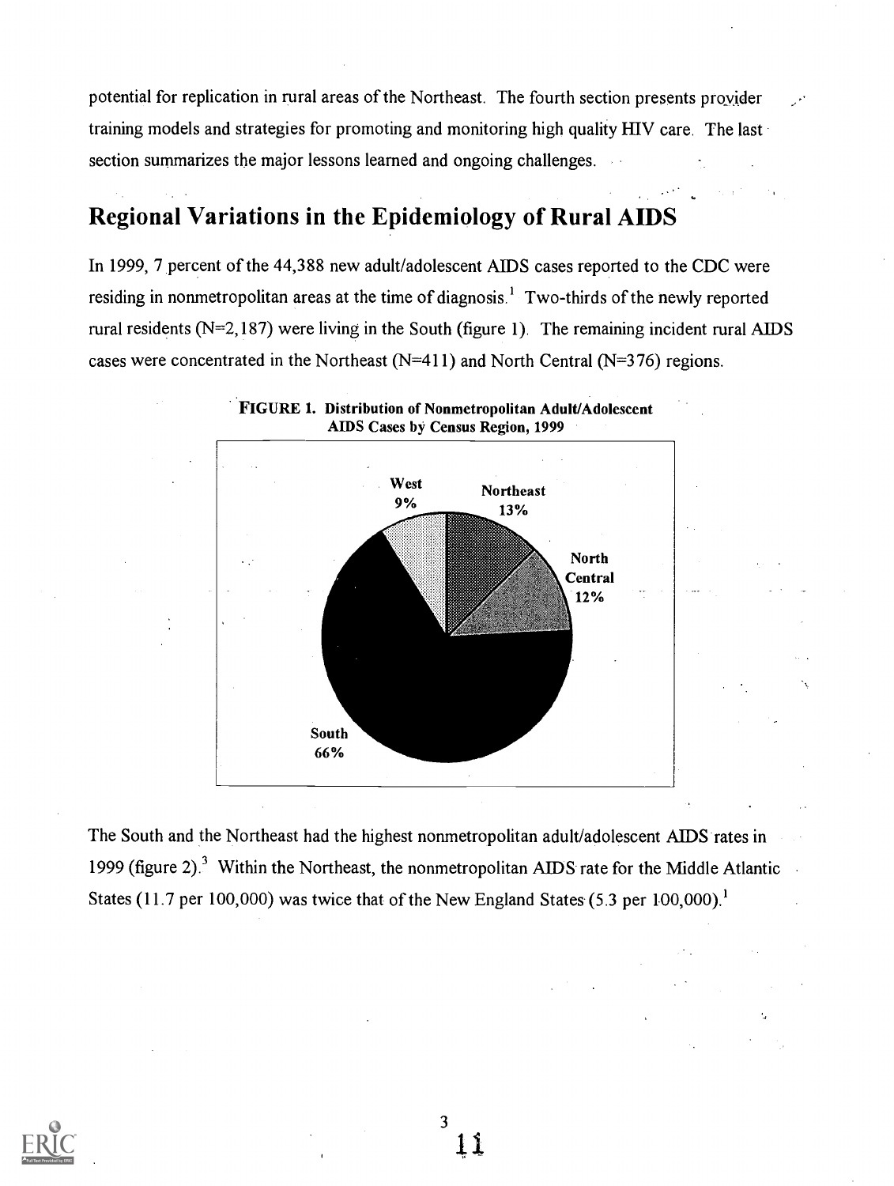potential for replication in rural areas of the Northeast. The fourth section presents provider training models and strategies for promoting and monitoring high quality HIV care. The last section summarizes the major lessons learned and ongoing challenges.

## Regional Variations in the Epidemiology of Rural AIDS

In 1999, 7 percent of the 44,388 new adult/adolescent AIDS cases reported to the CDC were residing in nonmetropolitan areas at the time of diagnosis.[1] Two-thirds of the newly reported rural residents (N=2,187) were living in the South (figure 1). The remaining incident rural AIDS cases were concentrated in the Northeast (N=411) and North Central (N=376) regions.

**FIGURE 1. Distribution of Nonmetropolitan Adult/Adolescent AIDS Cases by Census Region, 1999**

| Region | Percent |
|---|---|
| West | 9% |
| Northeast | 13% |
| North Central | 12% |
| South | 66% |

The South and the Northeast had the highest nonmetropolitan adult/adolescent AIDS rates in 1999 (figure 2).[3] Within the Northeast, the nonmetropolitan AIDS rate for the Middle Atlantic States (11.7 per 100,000) was twice that of the New England States (5.3 per 100,000).[1]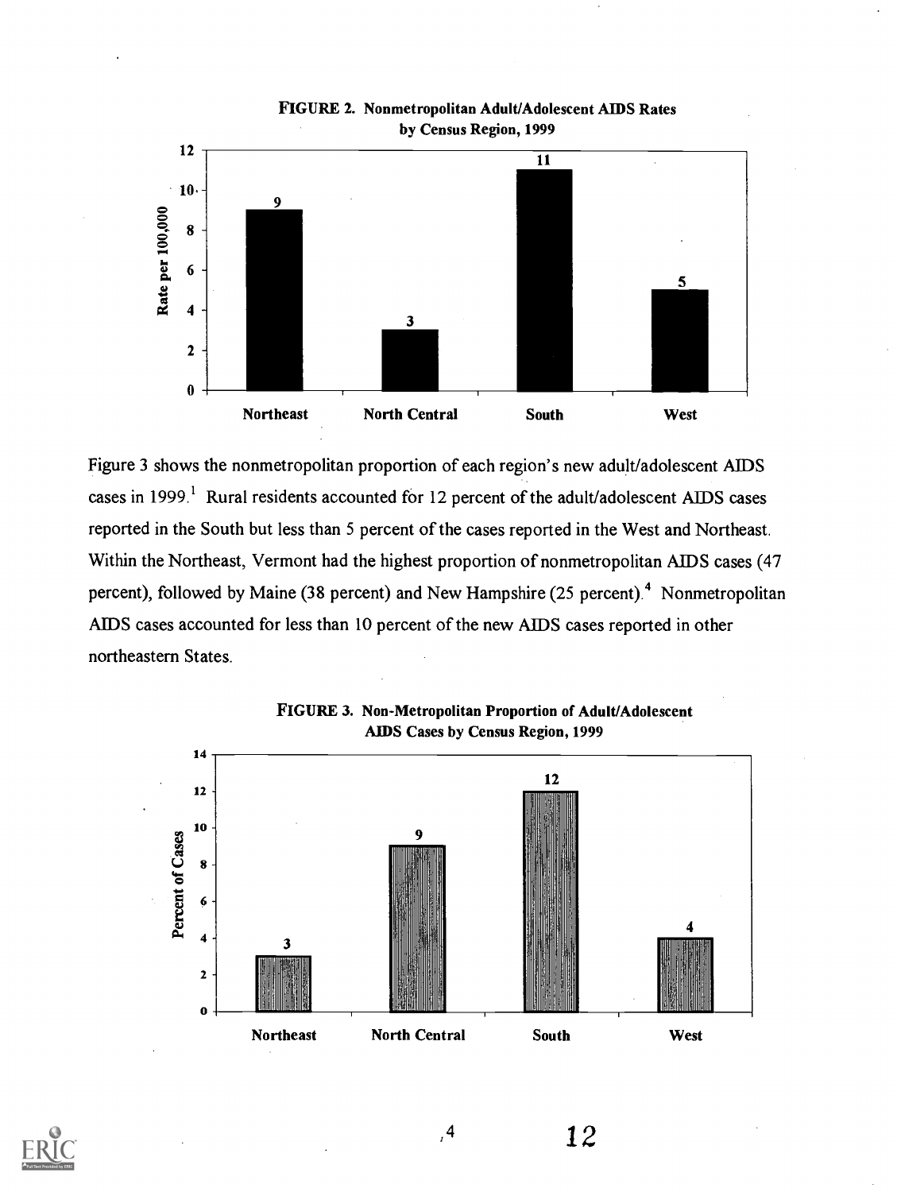**FIGURE 2. Nonmetropolitan Adult/Adolescent AIDS Rates by Census Region, 1999**

| Region | Rate per 100,000 |
| --- | --- |
| Northeast | 9 |
| North Central | 3 |
| South | 11 |
| West | 5 |

Figure 3 shows the nonmetropolitan proportion of each region's new adult/adolescent AIDS cases in 1999.[1] Rural residents accounted for 12 percent of the adult/adolescent AIDS cases reported in the South but less than 5 percent of the cases reported in the West and Northeast. Within the Northeast, Vermont had the highest proportion of nonmetropolitan AIDS cases (47 percent), followed by Maine (38 percent) and New Hampshire (25 percent).[4] Nonmetropolitan AIDS cases accounted for less than 10 percent of the new AIDS cases reported in other northeastern States.

**FIGURE 3. Non-Metropolitan Proportion of Adult/Adolescent AIDS Cases by Census Region, 1999**

| Region | Percent of Cases |
| --- | --- |
| Northeast | 3 |
| North Central | 9 |
| South | 12 |
| West | 4 |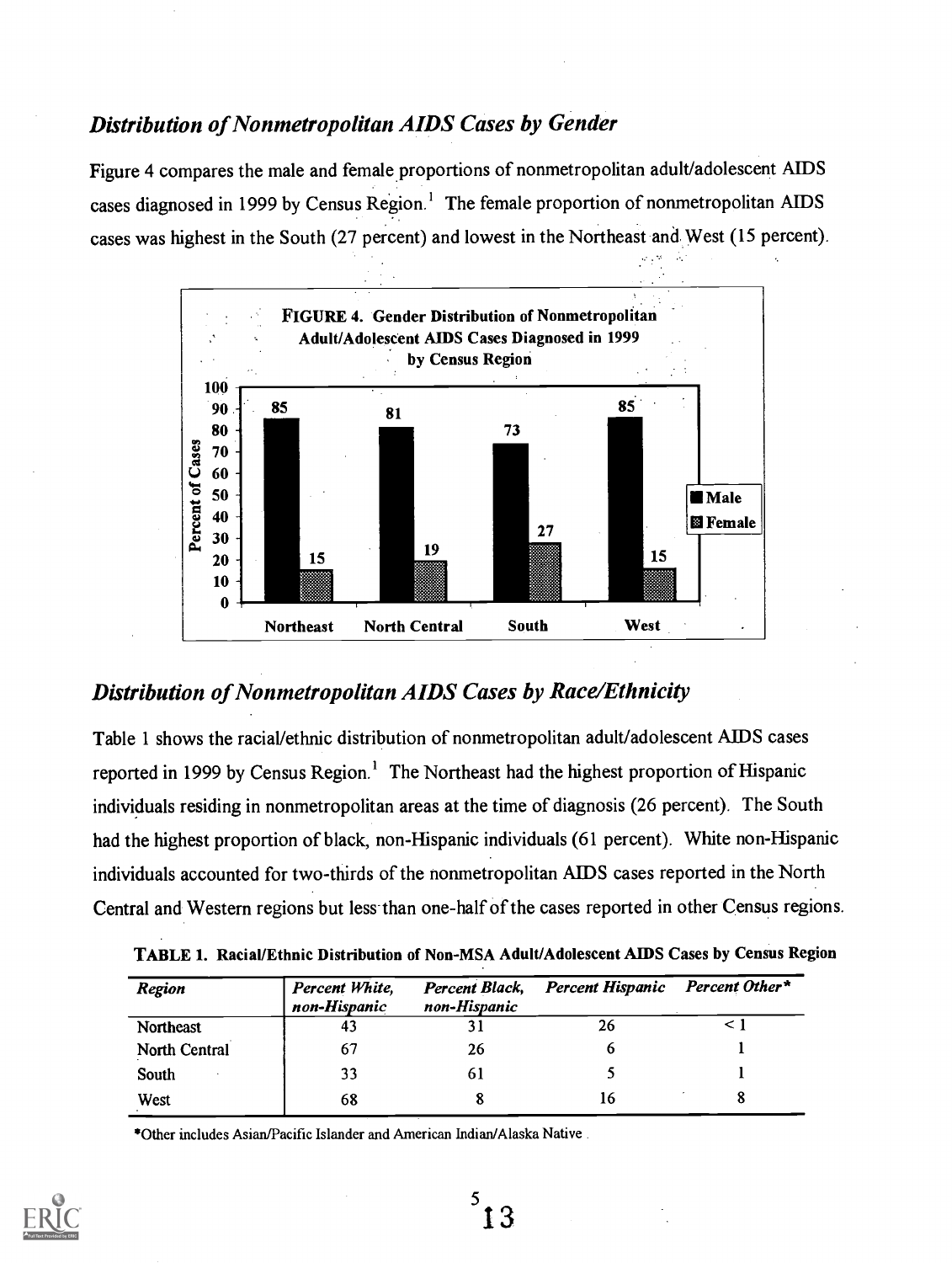## *Distribution of Nonmetropolitan AIDS Cases by Gender*

Figure 4 compares the male and female proportions of nonmetropolitan adult/adolescent AIDS cases diagnosed in 1999 by Census Region.[1] The female proportion of nonmetropolitan AIDS cases was highest in the South (27 percent) and lowest in the Northeast and West (15 percent).

**FIGURE 4. Gender Distribution of Nonmetropolitan Adult/Adolescent AIDS Cases Diagnosed in 1999 by Census Region**

| Region | Male | Female |
|---|---|---|
| Northeast | 85 | 15 |
| North Central | 81 | 19 |
| South | 73 | 27 |
| West | 85 | 15 |

## *Distribution of Nonmetropolitan AIDS Cases by Race/Ethnicity*

Table 1 shows the racial/ethnic distribution of nonmetropolitan adult/adolescent AIDS cases reported in 1999 by Census Region.[1] The Northeast had the highest proportion of Hispanic individuals residing in nonmetropolitan areas at the time of diagnosis (26 percent). The South had the highest proportion of black, non-Hispanic individuals (61 percent). White non-Hispanic individuals accounted for two-thirds of the nonmetropolitan AIDS cases reported in the North Central and Western regions but less than one-half of the cases reported in other Census regions.

**TABLE 1. Racial/Ethnic Distribution of Non-MSA Adult/Adolescent AIDS Cases by Census Region**

| *Region* | *Percent White, non-Hispanic* | *Percent Black, non-Hispanic* | *Percent Hispanic* | *Percent Other** |
|---|---|---|---|---|
| Northeast | 43 | 31 | 26 | < 1 |
| North Central | 67 | 26 | 6 | 1 |
| South | 33 | 61 | 5 | 1 |
| West | 68 | 8 | 16 | 8 |

*Other includes Asian/Pacific Islander and American Indian/Alaska Native.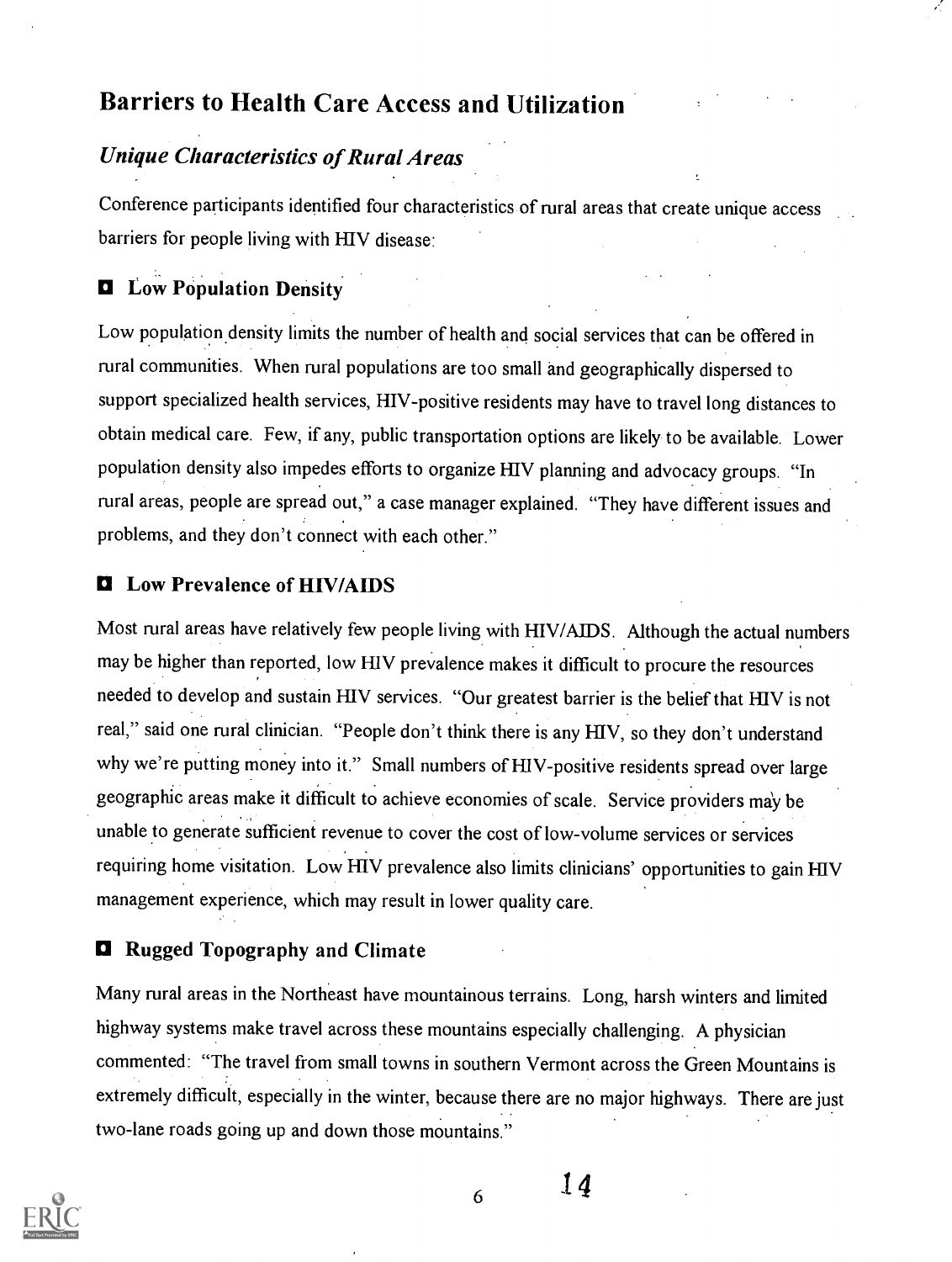## Barriers to Health Care Access and Utilization

### *Unique Characteristics of Rural Areas*

Conference participants identified four characteristics of rural areas that create unique access barriers for people living with HIV disease:

#### Low Population Density

Low population density limits the number of health and social services that can be offered in rural communities. When rural populations are too small and geographically dispersed to support specialized health services, HIV-positive residents may have to travel long distances to obtain medical care. Few, if any, public transportation options are likely to be available. Lower population density also impedes efforts to organize HIV planning and advocacy groups. "In rural areas, people are spread out," a case manager explained. "They have different issues and problems, and they don't connect with each other."

#### Low Prevalence of HIV/AIDS

Most rural areas have relatively few people living with HIV/AIDS. Although the actual numbers may be higher than reported, low HIV prevalence makes it difficult to procure the resources needed to develop and sustain HIV services. "Our greatest barrier is the belief that HIV is not real," said one rural clinician. "People don't think there is any HIV, so they don't understand why we're putting money into it." Small numbers of HIV-positive residents spread over large geographic areas make it difficult to achieve economies of scale. Service providers may be unable to generate sufficient revenue to cover the cost of low-volume services or services requiring home visitation. Low HIV prevalence also limits clinicians' opportunities to gain HIV management experience, which may result in lower quality care.

#### Rugged Topography and Climate

Many rural areas in the Northeast have mountainous terrains. Long, harsh winters and limited highway systems make travel across these mountains especially challenging. A physician commented: "The travel from small towns in southern Vermont across the Green Mountains is extremely difficult, especially in the winter, because there are no major highways. There are just two-lane roads going up and down those mountains."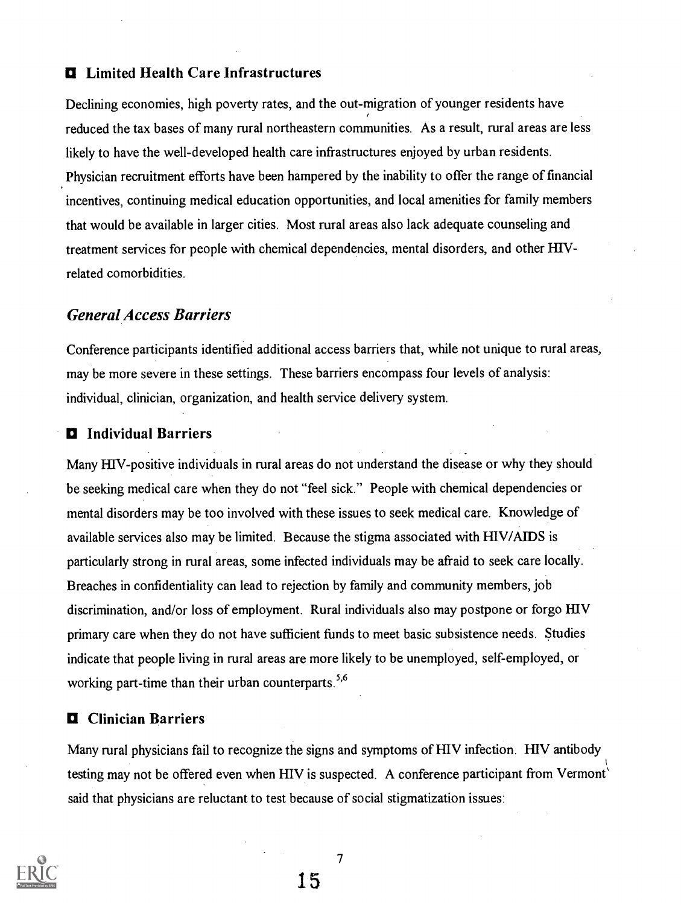### Limited Health Care Infrastructures

Declining economies, high poverty rates, and the out-migration of younger residents have reduced the tax bases of many rural northeastern communities. As a result, rural areas are less likely to have the well-developed health care infrastructures enjoyed by urban residents. Physician recruitment efforts have been hampered by the inability to offer the range of financial incentives, continuing medical education opportunities, and local amenities for family members that would be available in larger cities. Most rural areas also lack adequate counseling and treatment services for people with chemical dependencies, mental disorders, and other HIV-related comorbidities.

## *General Access Barriers*

Conference participants identified additional access barriers that, while not unique to rural areas, may be more severe in these settings. These barriers encompass four levels of analysis: individual, clinician, organization, and health service delivery system.

### Individual Barriers

Many HIV-positive individuals in rural areas do not understand the disease or why they should be seeking medical care when they do not "feel sick." People with chemical dependencies or mental disorders may be too involved with these issues to seek medical care. Knowledge of available services also may be limited. Because the stigma associated with HIV/AIDS is particularly strong in rural areas, some infected individuals may be afraid to seek care locally. Breaches in confidentiality can lead to rejection by family and community members, job discrimination, and/or loss of employment. Rural individuals also may postpone or forgo HIV primary care when they do not have sufficient funds to meet basic subsistence needs. Studies indicate that people living in rural areas are more likely to be unemployed, self-employed, or working part-time than their urban counterparts.[5,6]

### Clinician Barriers

Many rural physicians fail to recognize the signs and symptoms of HIV infection. HIV antibody testing may not be offered even when HIV is suspected. A conference participant from Vermont said that physicians are reluctant to test because of social stigmatization issues: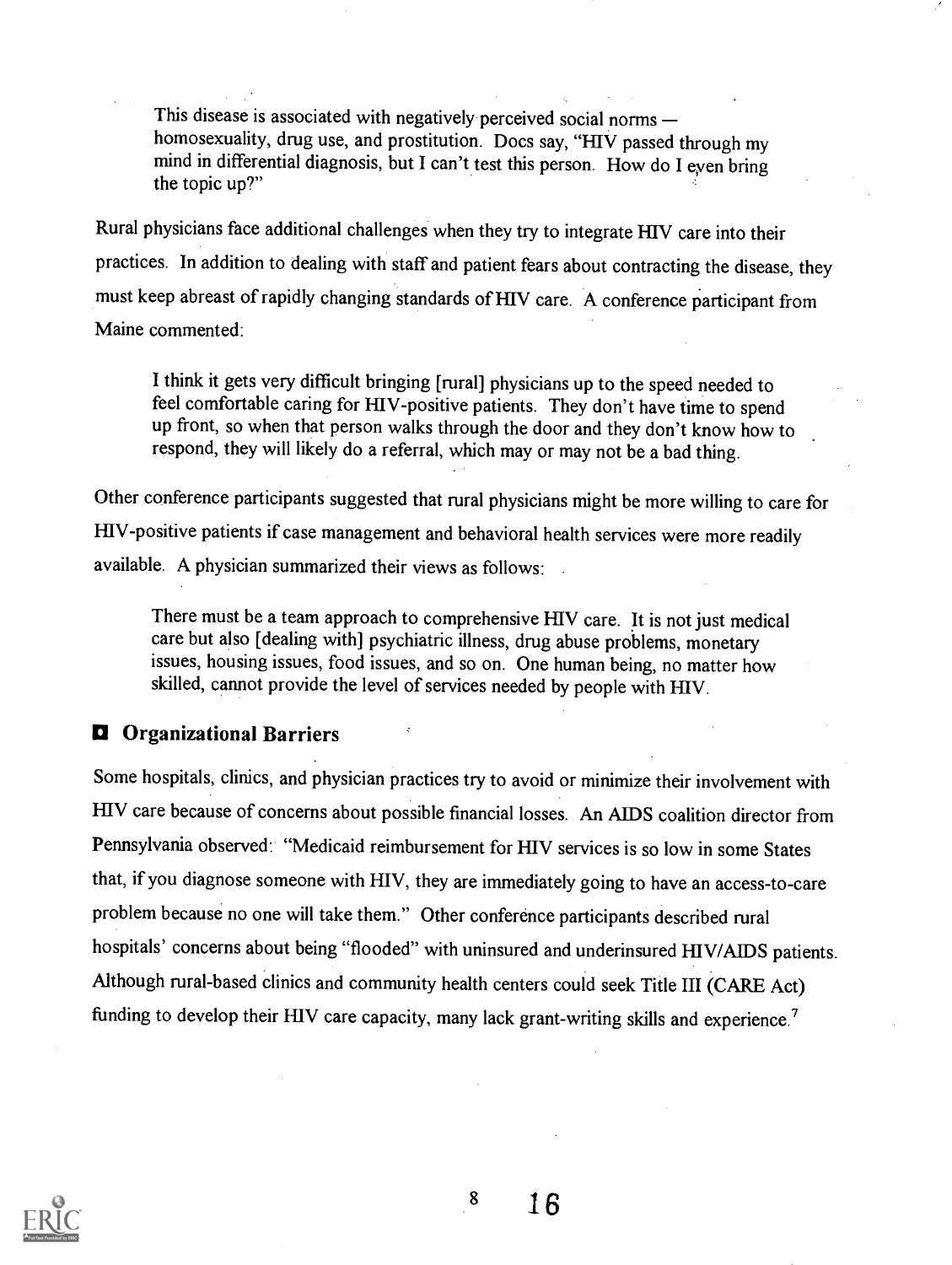> This disease is associated with negatively perceived social norms — homosexuality, drug use, and prostitution. Docs say, "HIV passed through my mind in differential diagnosis, but I can't test this person. How do I even bring the topic up?"

Rural physicians face additional challenges when they try to integrate HIV care into their practices. In addition to dealing with staff and patient fears about contracting the disease, they must keep abreast of rapidly changing standards of HIV care. A conference participant from Maine commented:

> I think it gets very difficult bringing [rural] physicians up to the speed needed to feel comfortable caring for HIV-positive patients. They don't have time to spend up front, so when that person walks through the door and they don't know how to respond, they will likely do a referral, which may or may not be a bad thing.

Other conference participants suggested that rural physicians might be more willing to care for HIV-positive patients if case management and behavioral health services were more readily available. A physician summarized their views as follows:

> There must be a team approach to comprehensive HIV care. It is not just medical care but also [dealing with] psychiatric illness, drug abuse problems, monetary issues, housing issues, food issues, and so on. One human being, no matter how skilled, cannot provide the level of services needed by people with HIV.

## Organizational Barriers

Some hospitals, clinics, and physician practices try to avoid or minimize their involvement with HIV care because of concerns about possible financial losses. An AIDS coalition director from Pennsylvania observed: "Medicaid reimbursement for HIV services is so low in some States that, if you diagnose someone with HIV, they are immediately going to have an access-to-care problem because no one will take them." Other conference participants described rural hospitals' concerns about being "flooded" with uninsured and underinsured HIV/AIDS patients. Although rural-based clinics and community health centers could seek Title III (CARE Act) funding to develop their HIV care capacity, many lack grant-writing skills and experience.[7]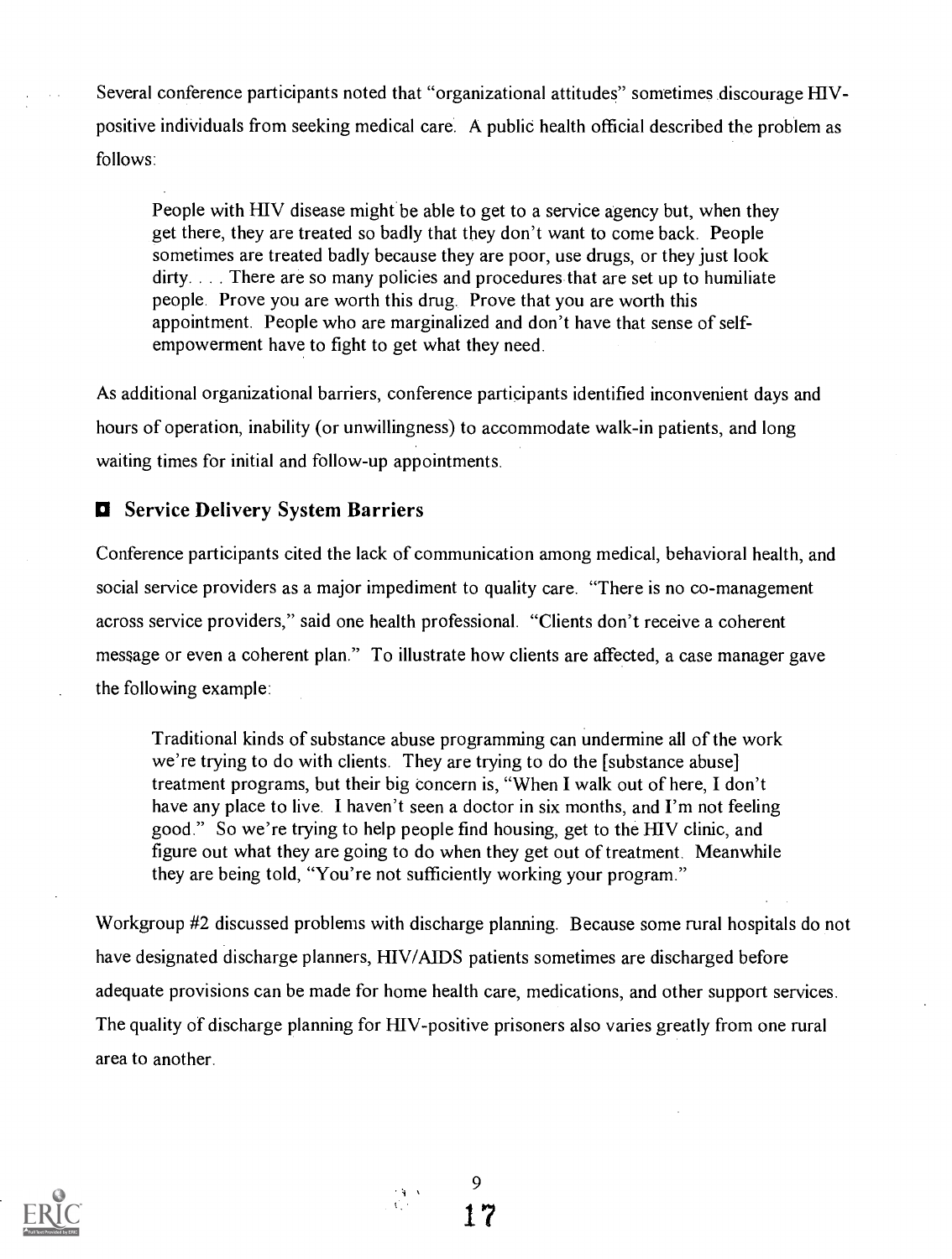Several conference participants noted that "organizational attitudes" sometimes discourage HIV-positive individuals from seeking medical care. A public health official described the problem as follows:

> People with HIV disease might be able to get to a service agency but, when they get there, they are treated so badly that they don't want to come back. People sometimes are treated badly because they are poor, use drugs, or they just look dirty. . . . There are so many policies and procedures that are set up to humiliate people. Prove you are worth this drug. Prove that you are worth this appointment. People who are marginalized and don't have that sense of self-empowerment have to fight to get what they need.

As additional organizational barriers, conference participants identified inconvenient days and hours of operation, inability (or unwillingness) to accommodate walk-in patients, and long waiting times for initial and follow-up appointments.

## Service Delivery System Barriers

Conference participants cited the lack of communication among medical, behavioral health, and social service providers as a major impediment to quality care. "There is no co-management across service providers," said one health professional. "Clients don't receive a coherent message or even a coherent plan." To illustrate how clients are affected, a case manager gave the following example:

> Traditional kinds of substance abuse programming can undermine all of the work we're trying to do with clients. They are trying to do the [substance abuse] treatment programs, but their big concern is, "When I walk out of here, I don't have any place to live. I haven't seen a doctor in six months, and I'm not feeling good." So we're trying to help people find housing, get to the HIV clinic, and figure out what they are going to do when they get out of treatment. Meanwhile they are being told, "You're not sufficiently working your program."

Workgroup #2 discussed problems with discharge planning. Because some rural hospitals do not have designated discharge planners, HIV/AIDS patients sometimes are discharged before adequate provisions can be made for home health care, medications, and other support services. The quality of discharge planning for HIV-positive prisoners also varies greatly from one rural area to another.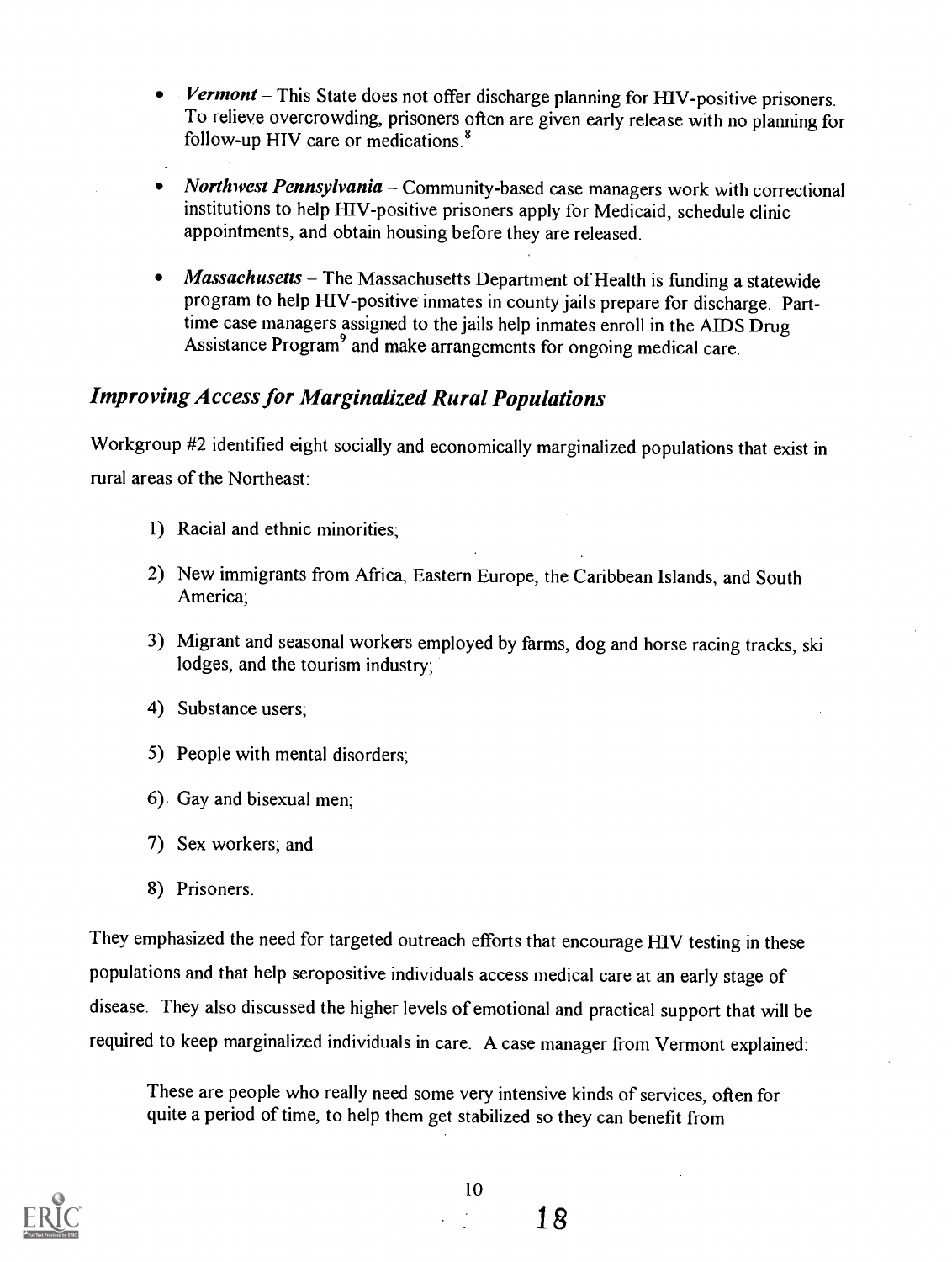- ***Vermont*** – This State does not offer discharge planning for HIV-positive prisoners. To relieve overcrowding, prisoners often are given early release with no planning for follow-up HIV care or medications.[8]

- ***Northwest Pennsylvania*** – Community-based case managers work with correctional institutions to help HIV-positive prisoners apply for Medicaid, schedule clinic appointments, and obtain housing before they are released.

- ***Massachusetts*** – The Massachusetts Department of Health is funding a statewide program to help HIV-positive inmates in county jails prepare for discharge. Part-time case managers assigned to the jails help inmates enroll in the AIDS Drug Assistance Program[9] and make arrangements for ongoing medical care.

## *Improving Access for Marginalized Rural Populations*

Workgroup #2 identified eight socially and economically marginalized populations that exist in rural areas of the Northeast:

1) Racial and ethnic minorities;

2) New immigrants from Africa, Eastern Europe, the Caribbean Islands, and South America;

3) Migrant and seasonal workers employed by farms, dog and horse racing tracks, ski lodges, and the tourism industry;

4) Substance users;

5) People with mental disorders;

6) Gay and bisexual men;

7) Sex workers; and

8) Prisoners.

They emphasized the need for targeted outreach efforts that encourage HIV testing in these populations and that help seropositive individuals access medical care at an early stage of disease. They also discussed the higher levels of emotional and practical support that will be required to keep marginalized individuals in care. A case manager from Vermont explained:

> These are people who really need some very intensive kinds of services, often for quite a period of time, to help them get stabilized so they can benefit from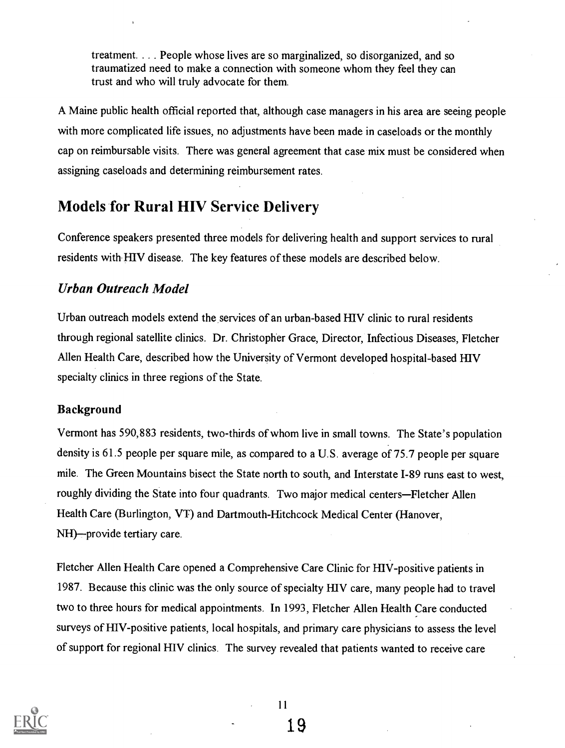> treatment. . . . People whose lives are so marginalized, so disorganized, and so traumatized need to make a connection with someone whom they feel they can trust and who will truly advocate for them.

A Maine public health official reported that, although case managers in his area are seeing people with more complicated life issues, no adjustments have been made in caseloads or the monthly cap on reimbursable visits. There was general agreement that case mix must be considered when assigning caseloads and determining reimbursement rates.

## Models for Rural HIV Service Delivery

Conference speakers presented three models for delivering health and support services to rural residents with HIV disease. The key features of these models are described below.

### *Urban Outreach Model*

Urban outreach models extend the services of an urban-based HIV clinic to rural residents through regional satellite clinics. Dr. Christopher Grace, Director, Infectious Diseases, Fletcher Allen Health Care, described how the University of Vermont developed hospital-based HIV specialty clinics in three regions of the State.

#### Background

Vermont has 590,883 residents, two-thirds of whom live in small towns. The State's population density is 61.5 people per square mile, as compared to a U.S. average of 75.7 people per square mile. The Green Mountains bisect the State north to south, and Interstate I-89 runs east to west, roughly dividing the State into four quadrants. Two major medical centers—Fletcher Allen Health Care (Burlington, VT) and Dartmouth-Hitchcock Medical Center (Hanover, NH)—provide tertiary care.

Fletcher Allen Health Care opened a Comprehensive Care Clinic for HIV-positive patients in 1987. Because this clinic was the only source of specialty HIV care, many people had to travel two to three hours for medical appointments. In 1993, Fletcher Allen Health Care conducted surveys of HIV-positive patients, local hospitals, and primary care physicians to assess the level of support for regional HIV clinics. The survey revealed that patients wanted to receive care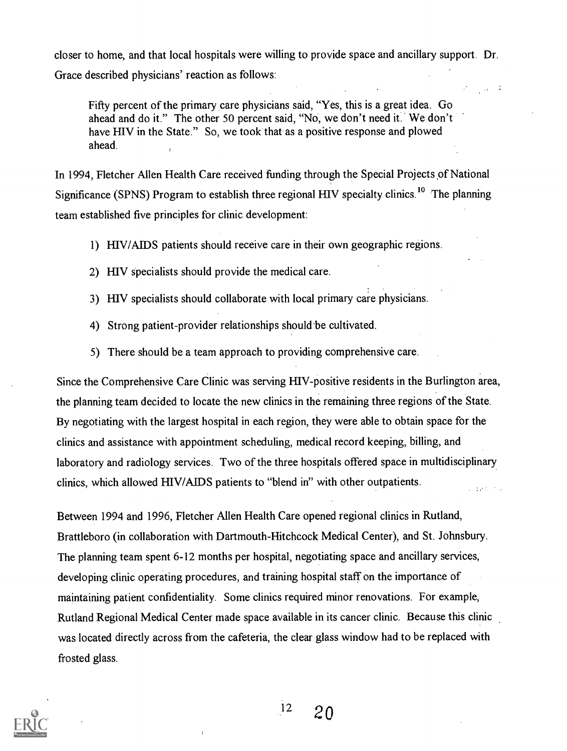closer to home, and that local hospitals were willing to provide space and ancillary support. Dr. Grace described physicians' reaction as follows:

> Fifty percent of the primary care physicians said, "Yes, this is a great idea. Go ahead and do it." The other 50 percent said, "No, we don't need it. We don't have HIV in the State." So, we took that as a positive response and plowed ahead.

In 1994, Fletcher Allen Health Care received funding through the Special Projects of National Significance (SPNS) Program to establish three regional HIV specialty clinics.[10] The planning team established five principles for clinic development:

1) HIV/AIDS patients should receive care in their own geographic regions.
2) HIV specialists should provide the medical care.
3) HIV specialists should collaborate with local primary care physicians.
4) Strong patient-provider relationships should be cultivated.
5) There should be a team approach to providing comprehensive care.

Since the Comprehensive Care Clinic was serving HIV-positive residents in the Burlington area, the planning team decided to locate the new clinics in the remaining three regions of the State. By negotiating with the largest hospital in each region, they were able to obtain space for the clinics and assistance with appointment scheduling, medical record keeping, billing, and laboratory and radiology services. Two of the three hospitals offered space in multidisciplinary clinics, which allowed HIV/AIDS patients to "blend in" with other outpatients.

Between 1994 and 1996, Fletcher Allen Health Care opened regional clinics in Rutland, Brattleboro (in collaboration with Dartmouth-Hitchcock Medical Center), and St. Johnsbury. The planning team spent 6-12 months per hospital, negotiating space and ancillary services, developing clinic operating procedures, and training hospital staff on the importance of maintaining patient confidentiality. Some clinics required minor renovations. For example, Rutland Regional Medical Center made space available in its cancer clinic. Because this clinic was located directly across from the cafeteria, the clear glass window had to be replaced with frosted glass.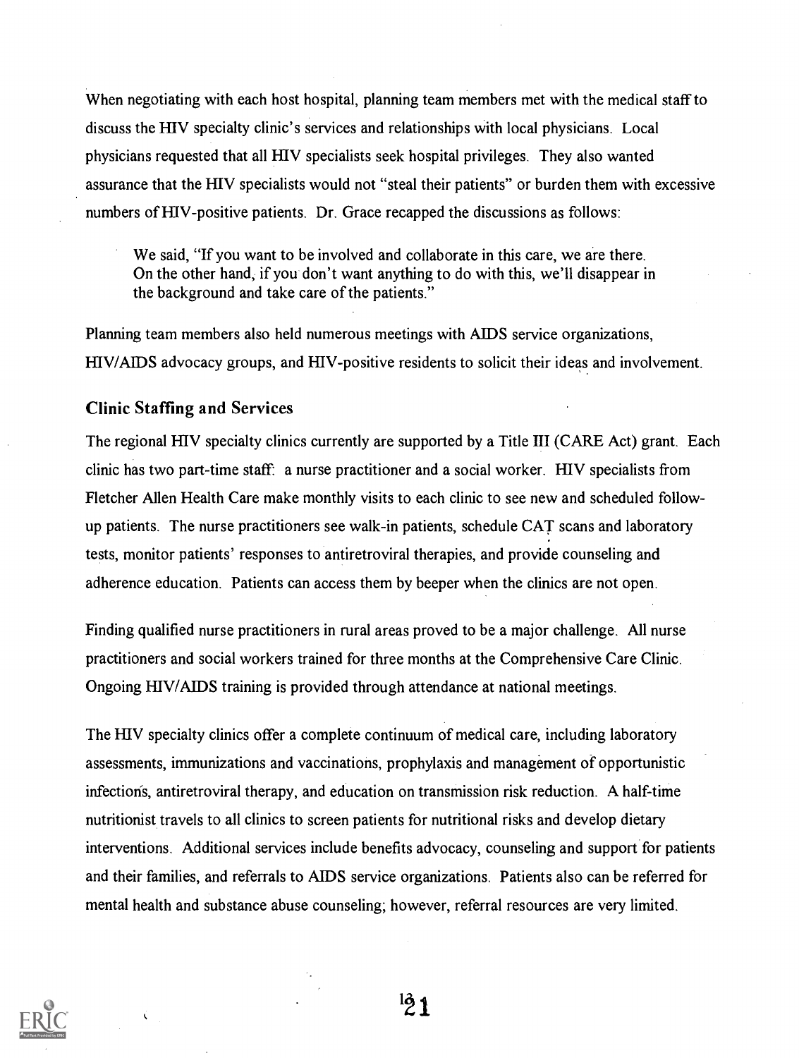When negotiating with each host hospital, planning team members met with the medical staff to discuss the HIV specialty clinic's services and relationships with local physicians. Local physicians requested that all HIV specialists seek hospital privileges. They also wanted assurance that the HIV specialists would not "steal their patients" or burden them with excessive numbers of HIV-positive patients. Dr. Grace recapped the discussions as follows:

> We said, "If you want to be involved and collaborate in this care, we are there. On the other hand, if you don't want anything to do with this, we'll disappear in the background and take care of the patients."

Planning team members also held numerous meetings with AIDS service organizations, HIV/AIDS advocacy groups, and HIV-positive residents to solicit their ideas and involvement.

### Clinic Staffing and Services

The regional HIV specialty clinics currently are supported by a Title III (CARE Act) grant. Each clinic has two part-time staff: a nurse practitioner and a social worker. HIV specialists from Fletcher Allen Health Care make monthly visits to each clinic to see new and scheduled follow-up patients. The nurse practitioners see walk-in patients, schedule CAT scans and laboratory tests, monitor patients' responses to antiretroviral therapies, and provide counseling and adherence education. Patients can access them by beeper when the clinics are not open.

Finding qualified nurse practitioners in rural areas proved to be a major challenge. All nurse practitioners and social workers trained for three months at the Comprehensive Care Clinic. Ongoing HIV/AIDS training is provided through attendance at national meetings.

The HIV specialty clinics offer a complete continuum of medical care, including laboratory assessments, immunizations and vaccinations, prophylaxis and management of opportunistic infections, antiretroviral therapy, and education on transmission risk reduction. A half-time nutritionist travels to all clinics to screen patients for nutritional risks and develop dietary interventions. Additional services include benefits advocacy, counseling and support for patients and their families, and referrals to AIDS service organizations. Patients also can be referred for mental health and substance abuse counseling; however, referral resources are very limited.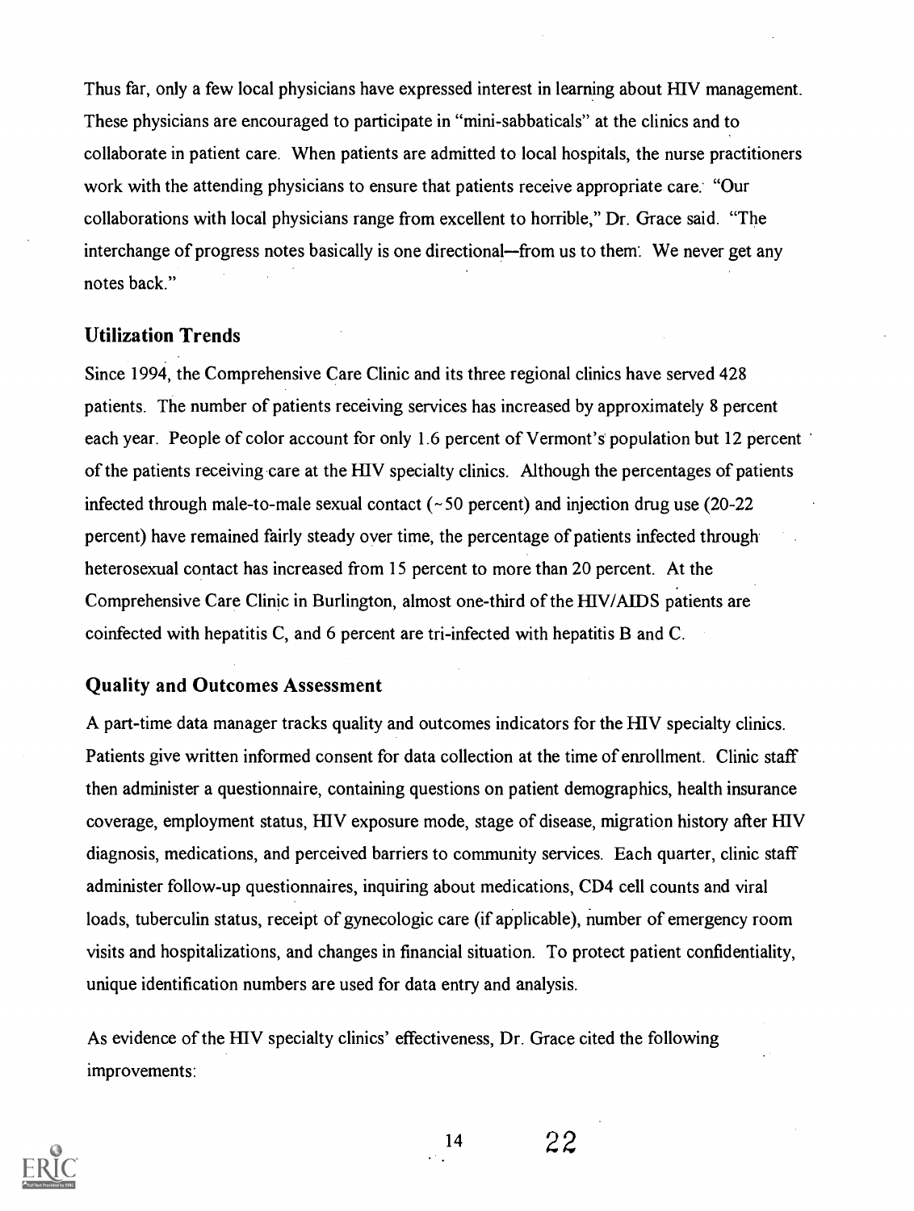Thus far, only a few local physicians have expressed interest in learning about HIV management. These physicians are encouraged to participate in "mini-sabbaticals" at the clinics and to collaborate in patient care. When patients are admitted to local hospitals, the nurse practitioners work with the attending physicians to ensure that patients receive appropriate care. "Our collaborations with local physicians range from excellent to horrible," Dr. Grace said. "The interchange of progress notes basically is one directional—from us to them. We never get any notes back."

### Utilization Trends

Since 1994, the Comprehensive Care Clinic and its three regional clinics have served 428 patients. The number of patients receiving services has increased by approximately 8 percent each year. People of color account for only 1.6 percent of Vermont's population but 12 percent of the patients receiving care at the HIV specialty clinics. Although the percentages of patients infected through male-to-male sexual contact (~50 percent) and injection drug use (20-22 percent) have remained fairly steady over time, the percentage of patients infected through heterosexual contact has increased from 15 percent to more than 20 percent. At the Comprehensive Care Clinic in Burlington, almost one-third of the HIV/AIDS patients are coinfected with hepatitis C, and 6 percent are tri-infected with hepatitis B and C.

### Quality and Outcomes Assessment

A part-time data manager tracks quality and outcomes indicators for the HIV specialty clinics. Patients give written informed consent for data collection at the time of enrollment. Clinic staff then administer a questionnaire, containing questions on patient demographics, health insurance coverage, employment status, HIV exposure mode, stage of disease, migration history after HIV diagnosis, medications, and perceived barriers to community services. Each quarter, clinic staff administer follow-up questionnaires, inquiring about medications, CD4 cell counts and viral loads, tuberculin status, receipt of gynecologic care (if applicable), number of emergency room visits and hospitalizations, and changes in financial situation. To protect patient confidentiality, unique identification numbers are used for data entry and analysis.

As evidence of the HIV specialty clinics' effectiveness, Dr. Grace cited the following improvements: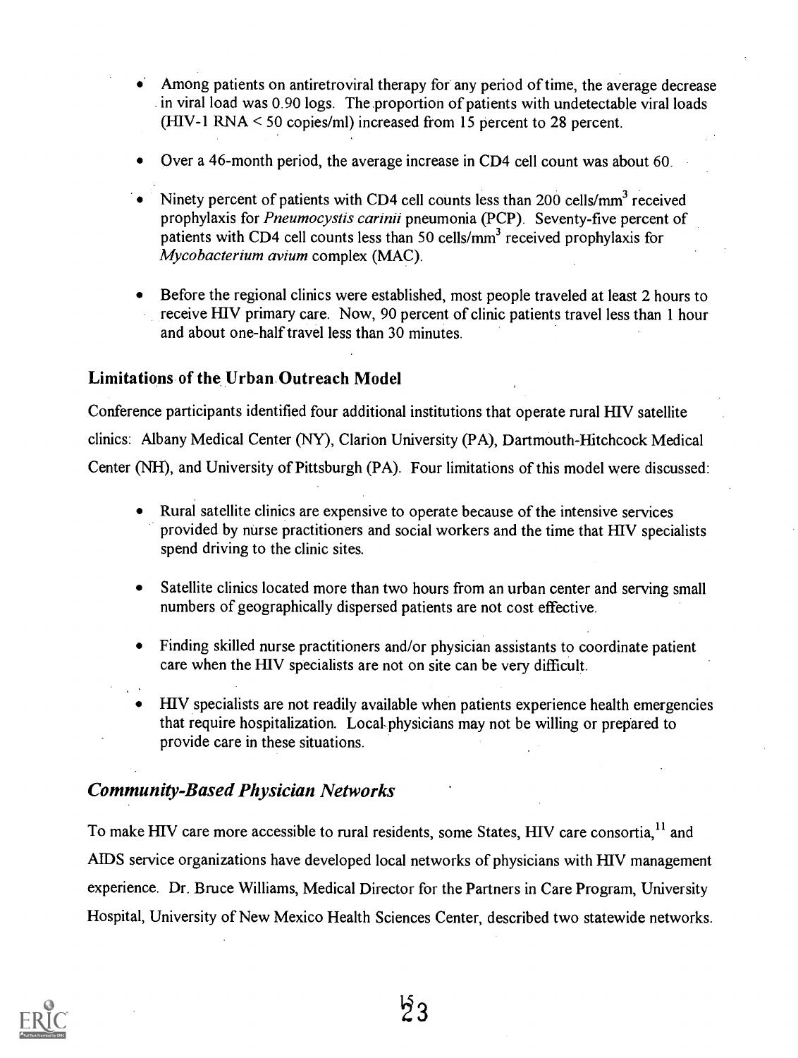- Among patients on antiretroviral therapy for any period of time, the average decrease in viral load was 0.90 logs. The proportion of patients with undetectable viral loads (HIV-1 RNA < 50 copies/ml) increased from 15 percent to 28 percent.
- Over a 46-month period, the average increase in CD4 cell count was about 60.
- Ninety percent of patients with CD4 cell counts less than 200 cells/mm$^3$ received prophylaxis for *Pneumocystis carinii* pneumonia (PCP). Seventy-five percent of patients with CD4 cell counts less than 50 cells/mm$^3$ received prophylaxis for *Mycobacterium avium* complex (MAC).
- Before the regional clinics were established, most people traveled at least 2 hours to receive HIV primary care. Now, 90 percent of clinic patients travel less than 1 hour and about one-half travel less than 30 minutes.

### Limitations of the Urban Outreach Model

Conference participants identified four additional institutions that operate rural HIV satellite clinics: Albany Medical Center (NY), Clarion University (PA), Dartmouth-Hitchcock Medical Center (NH), and University of Pittsburgh (PA). Four limitations of this model were discussed:

- Rural satellite clinics are expensive to operate because of the intensive services provided by nurse practitioners and social workers and the time that HIV specialists spend driving to the clinic sites.
- Satellite clinics located more than two hours from an urban center and serving small numbers of geographically dispersed patients are not cost effective.
- Finding skilled nurse practitioners and/or physician assistants to coordinate patient care when the HIV specialists are not on site can be very difficult.
- HIV specialists are not readily available when patients experience health emergencies that require hospitalization. Local physicians may not be willing or prepared to provide care in these situations.

## *Community-Based Physician Networks*

To make HIV care more accessible to rural residents, some States, HIV care consortia,[11] and AIDS service organizations have developed local networks of physicians with HIV management experience. Dr. Bruce Williams, Medical Director for the Partners in Care Program, University Hospital, University of New Mexico Health Sciences Center, described two statewide networks.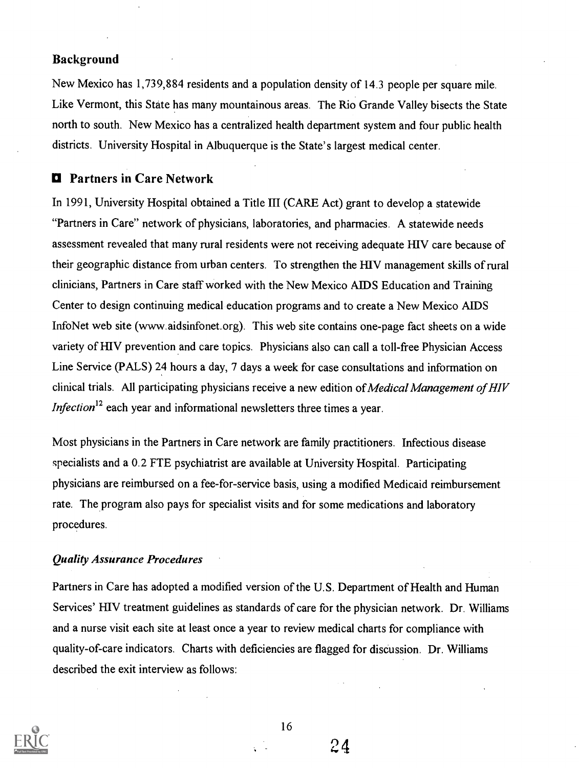## Background

New Mexico has 1,739,884 residents and a population density of 14.3 people per square mile. Like Vermont, this State has many mountainous areas. The Rio Grande Valley bisects the State north to south. New Mexico has a centralized health department system and four public health districts. University Hospital in Albuquerque is the State's largest medical center.

## Partners in Care Network

In 1991, University Hospital obtained a Title III (CARE Act) grant to develop a statewide "Partners in Care" network of physicians, laboratories, and pharmacies. A statewide needs assessment revealed that many rural residents were not receiving adequate HIV care because of their geographic distance from urban centers. To strengthen the HIV management skills of rural clinicians, Partners in Care staff worked with the New Mexico AIDS Education and Training Center to design continuing medical education programs and to create a New Mexico AIDS InfoNet web site (www.aidsinfonet.org). This web site contains one-page fact sheets on a wide variety of HIV prevention and care topics. Physicians also can call a toll-free Physician Access Line Service (PALS) 24 hours a day, 7 days a week for case consultations and information on clinical trials. All participating physicians receive a new edition of *Medical Management of HIV Infection*[12] each year and informational newsletters three times a year.

Most physicians in the Partners in Care network are family practitioners. Infectious disease specialists and a 0.2 FTE psychiatrist are available at University Hospital. Participating physicians are reimbursed on a fee-for-service basis, using a modified Medicaid reimbursement rate. The program also pays for specialist visits and for some medications and laboratory procedures.

### *Quality Assurance Procedures*

Partners in Care has adopted a modified version of the U.S. Department of Health and Human Services' HIV treatment guidelines as standards of care for the physician network. Dr. Williams and a nurse visit each site at least once a year to review medical charts for compliance with quality-of-care indicators. Charts with deficiencies are flagged for discussion. Dr. Williams described the exit interview as follows: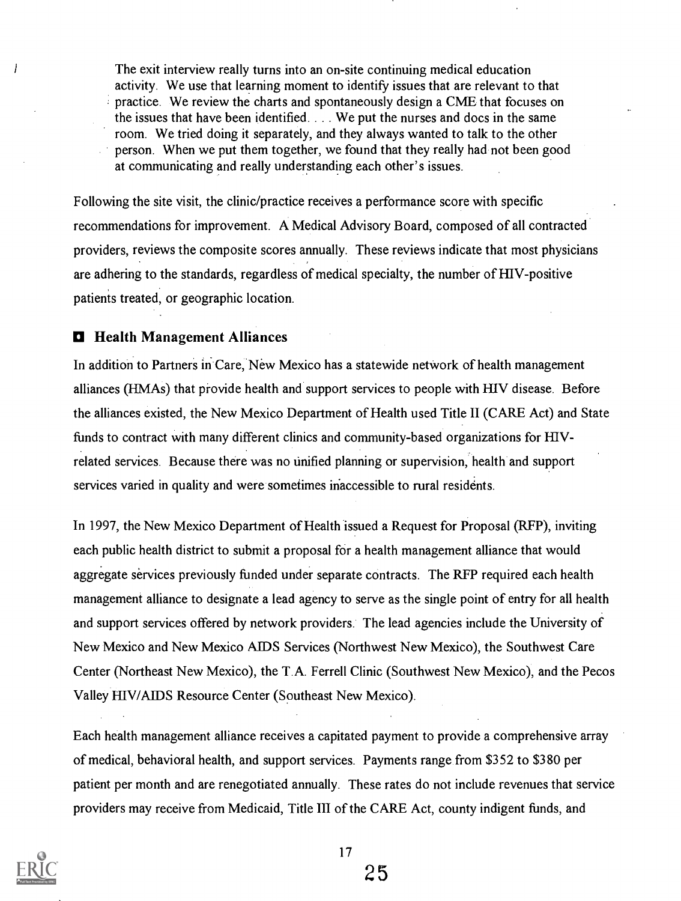> The exit interview really turns into an on-site continuing medical education activity. We use that learning moment to identify issues that are relevant to that practice. We review the charts and spontaneously design a CME that focuses on the issues that have been identified. . . . We put the nurses and docs in the same room. We tried doing it separately, and they always wanted to talk to the other person. When we put them together, we found that they really had not been good at communicating and really understanding each other's issues.

Following the site visit, the clinic/practice receives a performance score with specific recommendations for improvement. A Medical Advisory Board, composed of all contracted providers, reviews the composite scores annually. These reviews indicate that most physicians are adhering to the standards, regardless of medical specialty, the number of HIV-positive patients treated, or geographic location.

## Health Management Alliances

In addition to Partners in Care, New Mexico has a statewide network of health management alliances (HMAs) that provide health and support services to people with HIV disease. Before the alliances existed, the New Mexico Department of Health used Title II (CARE Act) and State funds to contract with many different clinics and community-based organizations for HIV-related services. Because there was no unified planning or supervision, health and support services varied in quality and were sometimes inaccessible to rural residents.

In 1997, the New Mexico Department of Health issued a Request for Proposal (RFP), inviting each public health district to submit a proposal for a health management alliance that would aggregate services previously funded under separate contracts. The RFP required each health management alliance to designate a lead agency to serve as the single point of entry for all health and support services offered by network providers. The lead agencies include the University of New Mexico and New Mexico AIDS Services (Northwest New Mexico), the Southwest Care Center (Northeast New Mexico), the T.A. Ferrell Clinic (Southwest New Mexico), and the Pecos Valley HIV/AIDS Resource Center (Southeast New Mexico).

Each health management alliance receives a capitated payment to provide a comprehensive array of medical, behavioral health, and support services. Payments range from $352 to $380 per patient per month and are renegotiated annually. These rates do not include revenues that service providers may receive from Medicaid, Title III of the CARE Act, county indigent funds, and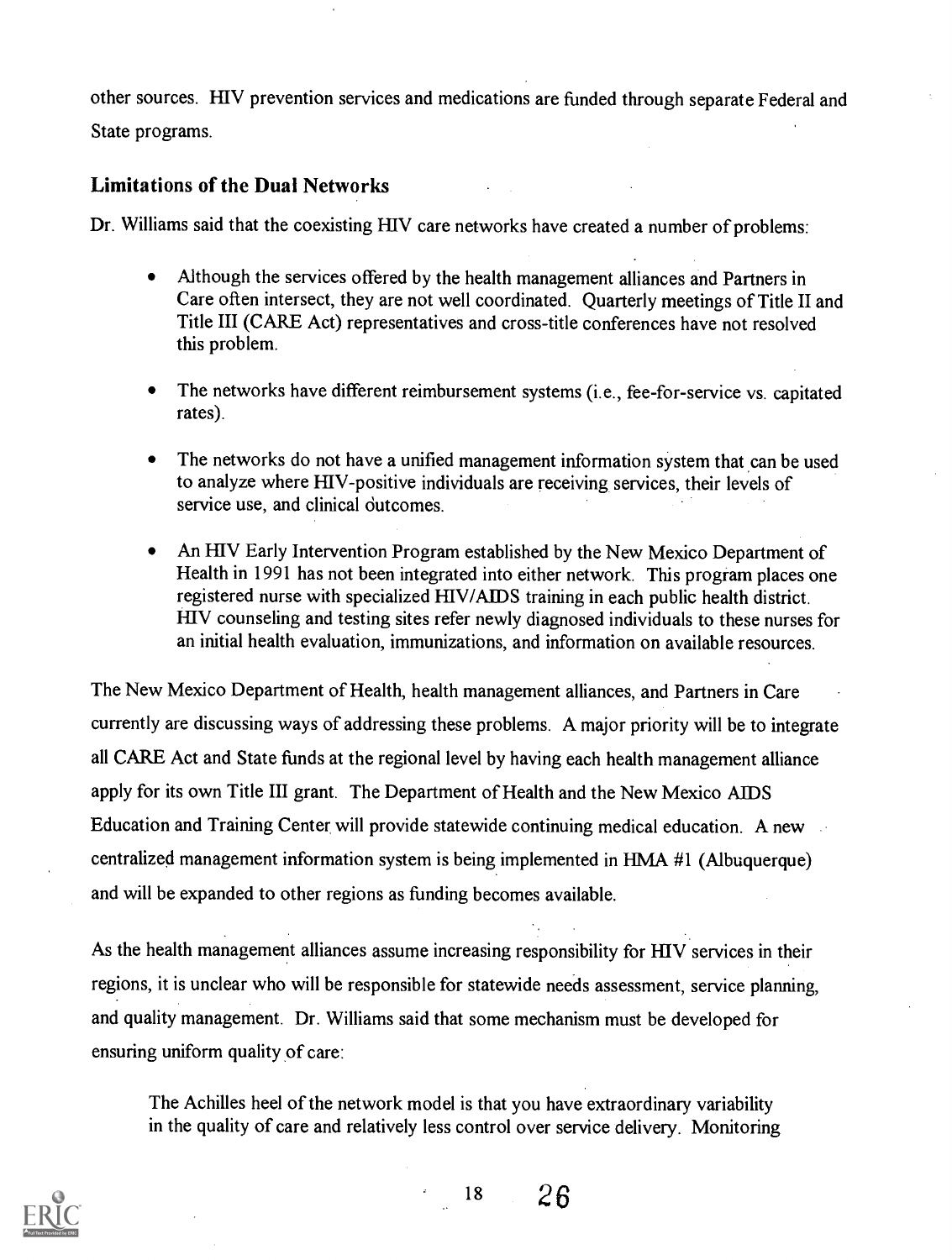other sources. HIV prevention services and medications are funded through separate Federal and State programs.

### Limitations of the Dual Networks

Dr. Williams said that the coexisting HIV care networks have created a number of problems:

- Although the services offered by the health management alliances and Partners in Care often intersect, they are not well coordinated. Quarterly meetings of Title II and Title III (CARE Act) representatives and cross-title conferences have not resolved this problem.
- The networks have different reimbursement systems (i.e., fee-for-service vs. capitated rates).
- The networks do not have a unified management information system that can be used to analyze where HIV-positive individuals are receiving services, their levels of service use, and clinical outcomes.
- An HIV Early Intervention Program established by the New Mexico Department of Health in 1991 has not been integrated into either network. This program places one registered nurse with specialized HIV/AIDS training in each public health district. HIV counseling and testing sites refer newly diagnosed individuals to these nurses for an initial health evaluation, immunizations, and information on available resources.

The New Mexico Department of Health, health management alliances, and Partners in Care currently are discussing ways of addressing these problems. A major priority will be to integrate all CARE Act and State funds at the regional level by having each health management alliance apply for its own Title III grant. The Department of Health and the New Mexico AIDS Education and Training Center will provide statewide continuing medical education. A new centralized management information system is being implemented in HMA #1 (Albuquerque) and will be expanded to other regions as funding becomes available.

As the health management alliances assume increasing responsibility for HIV services in their regions, it is unclear who will be responsible for statewide needs assessment, service planning, and quality management. Dr. Williams said that some mechanism must be developed for ensuring uniform quality of care:

> The Achilles heel of the network model is that you have extraordinary variability in the quality of care and relatively less control over service delivery. Monitoring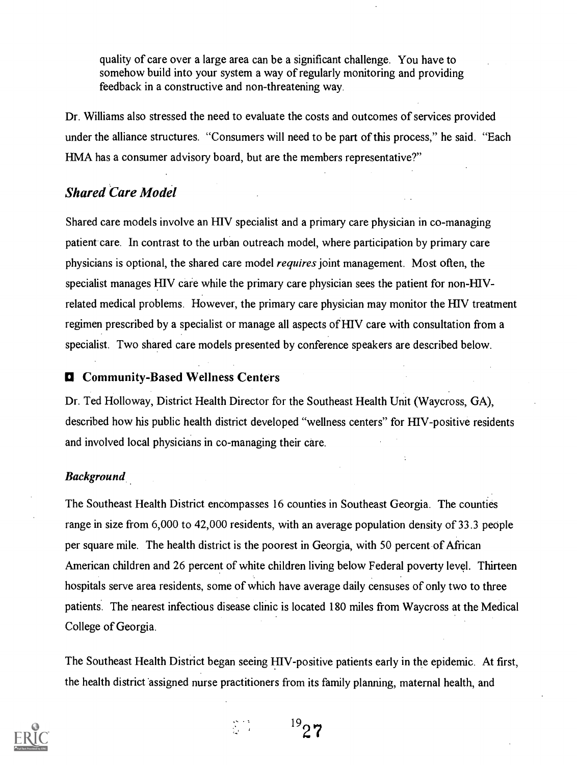quality of care over a large area can be a significant challenge. You have to somehow build into your system a way of regularly monitoring and providing feedback in a constructive and non-threatening way.

Dr. Williams also stressed the need to evaluate the costs and outcomes of services provided under the alliance structures. "Consumers will need to be part of this process," he said. "Each HMA has a consumer advisory board, but are the members representative?"

## *Shared Care Model*

Shared care models involve an HIV specialist and a primary care physician in co-managing patient care. In contrast to the urban outreach model, where participation by primary care physicians is optional, the shared care model *requires* joint management. Most often, the specialist manages HIV care while the primary care physician sees the patient for non-HIV-related medical problems. However, the primary care physician may monitor the HIV treatment regimen prescribed by a specialist or manage all aspects of HIV care with consultation from a specialist. Two shared care models presented by conference speakers are described below.

### Community-Based Wellness Centers

Dr. Ted Holloway, District Health Director for the Southeast Health Unit (Waycross, GA), described how his public health district developed "wellness centers" for HIV-positive residents and involved local physicians in co-managing their care.

#### *Background*

The Southeast Health District encompasses 16 counties in Southeast Georgia. The counties range in size from 6,000 to 42,000 residents, with an average population density of 33.3 people per square mile. The health district is the poorest in Georgia, with 50 percent of African American children and 26 percent of white children living below Federal poverty level. Thirteen hospitals serve area residents, some of which have average daily censuses of only two to three patients. The nearest infectious disease clinic is located 180 miles from Waycross at the Medical College of Georgia.

The Southeast Health District began seeing HIV-positive patients early in the epidemic. At first, the health district assigned nurse practitioners from its family planning, maternal health, and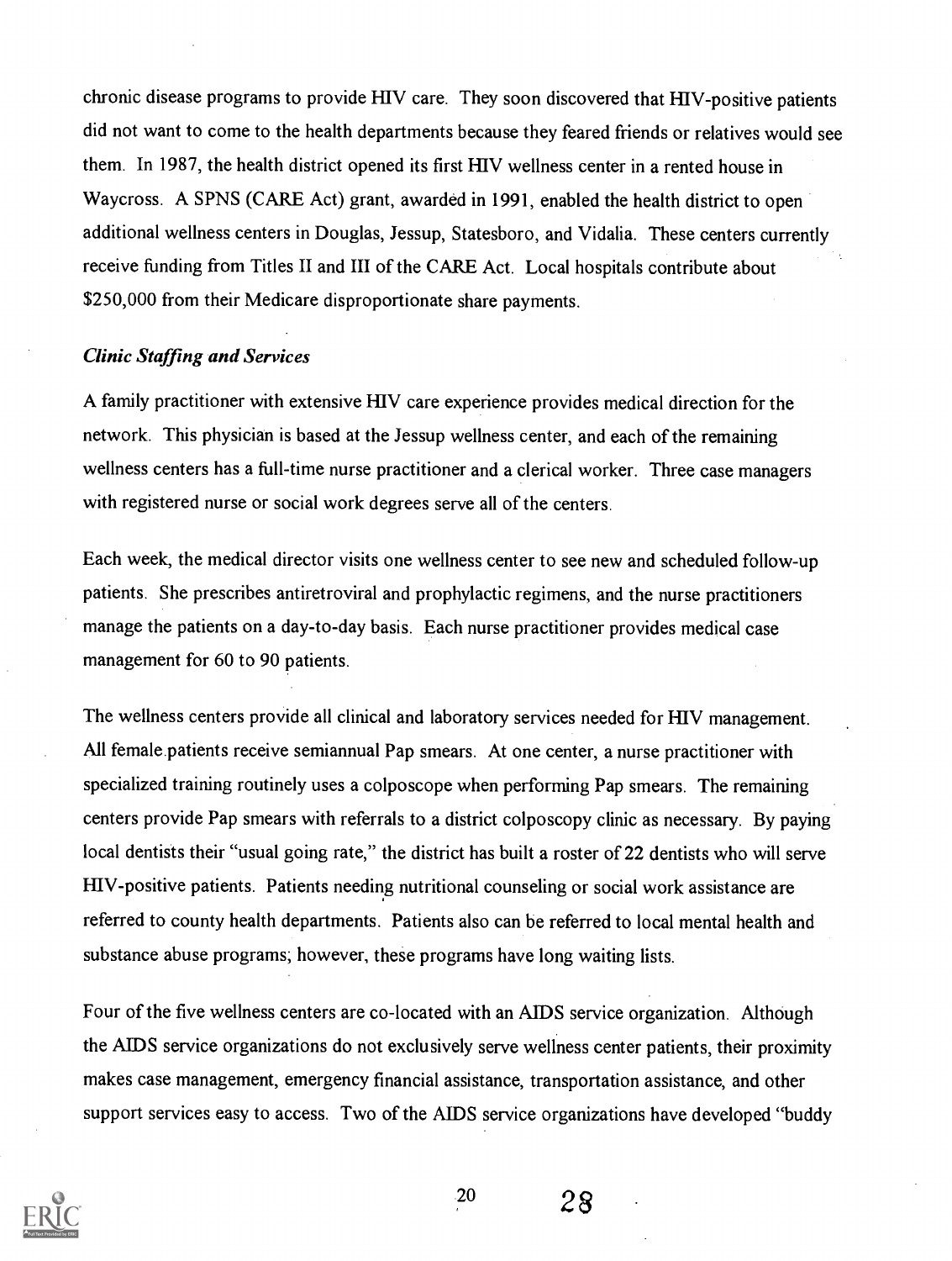chronic disease programs to provide HIV care. They soon discovered that HIV-positive patients did not want to come to the health departments because they feared friends or relatives would see them. In 1987, the health district opened its first HIV wellness center in a rented house in Waycross. A SPNS (CARE Act) grant, awarded in 1991, enabled the health district to open additional wellness centers in Douglas, Jessup, Statesboro, and Vidalia. These centers currently receive funding from Titles II and III of the CARE Act. Local hospitals contribute about $250,000 from their Medicare disproportionate share payments.

### *Clinic Staffing and Services*

A family practitioner with extensive HIV care experience provides medical direction for the network. This physician is based at the Jessup wellness center, and each of the remaining wellness centers has a full-time nurse practitioner and a clerical worker. Three case managers with registered nurse or social work degrees serve all of the centers.

Each week, the medical director visits one wellness center to see new and scheduled follow-up patients. She prescribes antiretroviral and prophylactic regimens, and the nurse practitioners manage the patients on a day-to-day basis. Each nurse practitioner provides medical case management for 60 to 90 patients.

The wellness centers provide all clinical and laboratory services needed for HIV management. All female patients receive semiannual Pap smears. At one center, a nurse practitioner with specialized training routinely uses a colposcope when performing Pap smears. The remaining centers provide Pap smears with referrals to a district colposcopy clinic as necessary. By paying local dentists their "usual going rate," the district has built a roster of 22 dentists who will serve HIV-positive patients. Patients needing nutritional counseling or social work assistance are referred to county health departments. Patients also can be referred to local mental health and substance abuse programs; however, these programs have long waiting lists.

Four of the five wellness centers are co-located with an AIDS service organization. Although the AIDS service organizations do not exclusively serve wellness center patients, their proximity makes case management, emergency financial assistance, transportation assistance, and other support services easy to access. Two of the AIDS service organizations have developed "buddy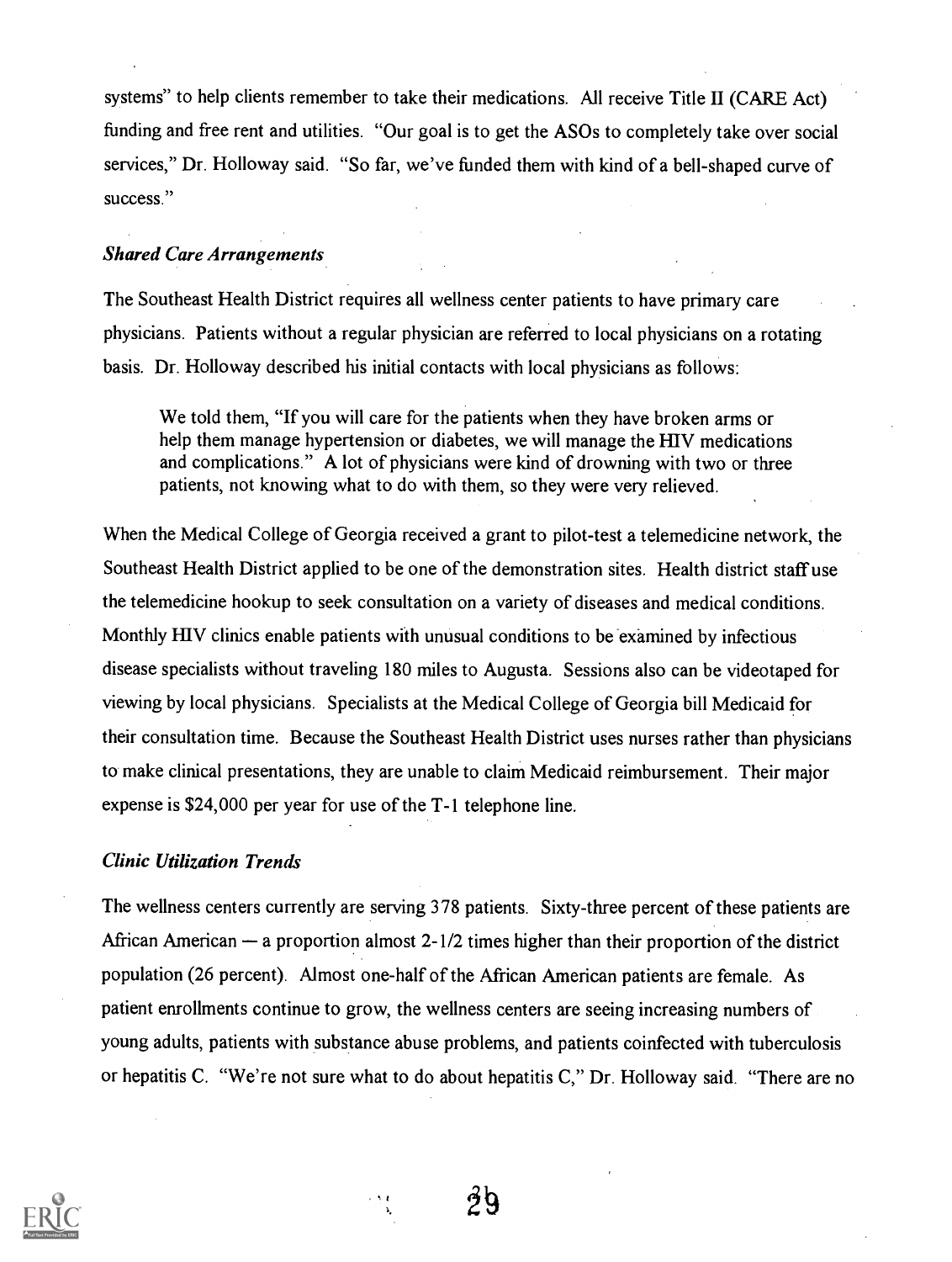systems" to help clients remember to take their medications. All receive Title II (CARE Act) funding and free rent and utilities. "Our goal is to get the ASOs to completely take over social services," Dr. Holloway said. "So far, we've funded them with kind of a bell-shaped curve of success."

### *Shared Care Arrangements*

The Southeast Health District requires all wellness center patients to have primary care physicians. Patients without a regular physician are referred to local physicians on a rotating basis. Dr. Holloway described his initial contacts with local physicians as follows:

> We told them, "If you will care for the patients when they have broken arms or help them manage hypertension or diabetes, we will manage the HIV medications and complications." A lot of physicians were kind of drowning with two or three patients, not knowing what to do with them, so they were very relieved.

When the Medical College of Georgia received a grant to pilot-test a telemedicine network, the Southeast Health District applied to be one of the demonstration sites. Health district staff use the telemedicine hookup to seek consultation on a variety of diseases and medical conditions. Monthly HIV clinics enable patients with unusual conditions to be examined by infectious disease specialists without traveling 180 miles to Augusta. Sessions also can be videotaped for viewing by local physicians. Specialists at the Medical College of Georgia bill Medicaid for their consultation time. Because the Southeast Health District uses nurses rather than physicians to make clinical presentations, they are unable to claim Medicaid reimbursement. Their major expense is $24,000 per year for use of the T-1 telephone line.

### *Clinic Utilization Trends*

The wellness centers currently are serving 378 patients. Sixty-three percent of these patients are African American — a proportion almost 2-1/2 times higher than their proportion of the district population (26 percent). Almost one-half of the African American patients are female. As patient enrollments continue to grow, the wellness centers are seeing increasing numbers of young adults, patients with substance abuse problems, and patients coinfected with tuberculosis or hepatitis C. "We're not sure what to do about hepatitis C," Dr. Holloway said. "There are no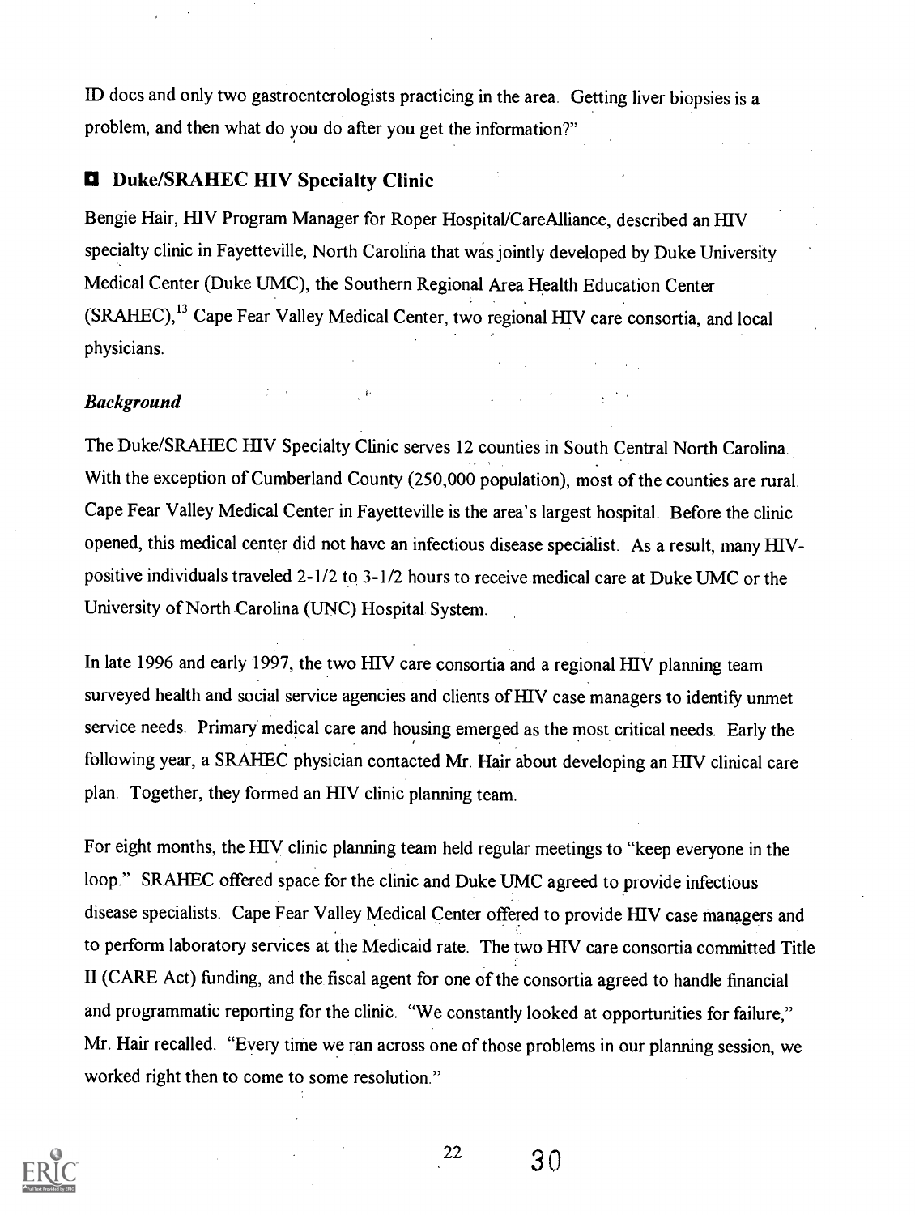ID docs and only two gastroenterologists practicing in the area. Getting liver biopsies is a problem, and then what do you do after you get the information?"

## Duke/SRAHEC HIV Specialty Clinic

Bengie Hair, HIV Program Manager for Roper Hospital/CareAlliance, described an HIV specialty clinic in Fayetteville, North Carolina that was jointly developed by Duke University Medical Center (Duke UMC), the Southern Regional Area Health Education Center (SRAHEC),[13] Cape Fear Valley Medical Center, two regional HIV care consortia, and local physicians.

### *Background*

The Duke/SRAHEC HIV Specialty Clinic serves 12 counties in South Central North Carolina. With the exception of Cumberland County (250,000 population), most of the counties are rural. Cape Fear Valley Medical Center in Fayetteville is the area's largest hospital. Before the clinic opened, this medical center did not have an infectious disease specialist. As a result, many HIV-positive individuals traveled 2-1/2 to 3-1/2 hours to receive medical care at Duke UMC or the University of North Carolina (UNC) Hospital System.

In late 1996 and early 1997, the two HIV care consortia and a regional HIV planning team surveyed health and social service agencies and clients of HIV case managers to identify unmet service needs. Primary medical care and housing emerged as the most critical needs. Early the following year, a SRAHEC physician contacted Mr. Hair about developing an HIV clinical care plan. Together, they formed an HIV clinic planning team.

For eight months, the HIV clinic planning team held regular meetings to "keep everyone in the loop." SRAHEC offered space for the clinic and Duke UMC agreed to provide infectious disease specialists. Cape Fear Valley Medical Center offered to provide HIV case managers and to perform laboratory services at the Medicaid rate. The two HIV care consortia committed Title II (CARE Act) funding, and the fiscal agent for one of the consortia agreed to handle financial and programmatic reporting for the clinic. "We constantly looked at opportunities for failure," Mr. Hair recalled. "Every time we ran across one of those problems in our planning session, we worked right then to come to some resolution."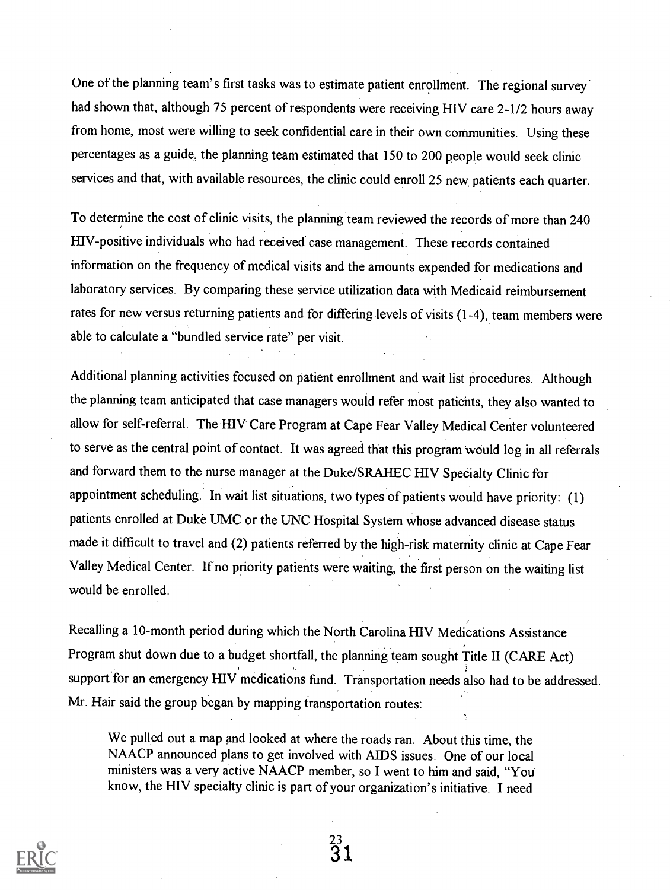One of the planning team's first tasks was to estimate patient enrollment. The regional survey had shown that, although 75 percent of respondents were receiving HIV care 2-1/2 hours away from home, most were willing to seek confidential care in their own communities. Using these percentages as a guide, the planning team estimated that 150 to 200 people would seek clinic services and that, with available resources, the clinic could enroll 25 new patients each quarter.

To determine the cost of clinic visits, the planning team reviewed the records of more than 240 HIV-positive individuals who had received case management. These records contained information on the frequency of medical visits and the amounts expended for medications and laboratory services. By comparing these service utilization data with Medicaid reimbursement rates for new versus returning patients and for differing levels of visits (1-4), team members were able to calculate a "bundled service rate" per visit.

Additional planning activities focused on patient enrollment and wait list procedures. Although the planning team anticipated that case managers would refer most patients, they also wanted to allow for self-referral. The HIV Care Program at Cape Fear Valley Medical Center volunteered to serve as the central point of contact. It was agreed that this program would log in all referrals and forward them to the nurse manager at the Duke/SRAHEC HIV Specialty Clinic for appointment scheduling. In wait list situations, two types of patients would have priority: (1) patients enrolled at Duke UMC or the UNC Hospital System whose advanced disease status made it difficult to travel and (2) patients referred by the high-risk maternity clinic at Cape Fear Valley Medical Center. If no priority patients were waiting, the first person on the waiting list would be enrolled.

Recalling a 10-month period during which the North Carolina HIV Medications Assistance Program shut down due to a budget shortfall, the planning team sought Title II (CARE Act) support for an emergency HIV medications fund. Transportation needs also had to be addressed. Mr. Hair said the group began by mapping transportation routes:

> We pulled out a map and looked at where the roads ran. About this time, the NAACP announced plans to get involved with AIDS issues. One of our local ministers was a very active NAACP member, so I went to him and said, "You know, the HIV specialty clinic is part of your organization's initiative. I need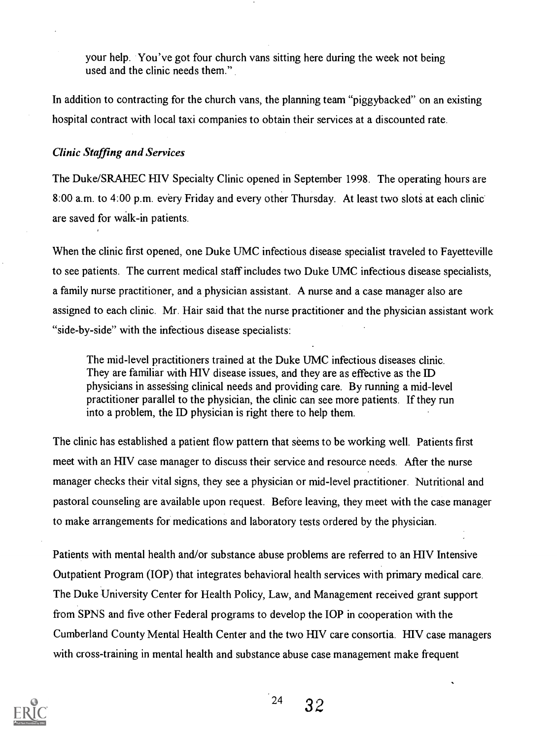your help. You've got four church vans sitting here during the week not being used and the clinic needs them."

In addition to contracting for the church vans, the planning team "piggybacked" on an existing hospital contract with local taxi companies to obtain their services at a discounted rate.

### *Clinic Staffing and Services*

The Duke/SRAHEC HIV Specialty Clinic opened in September 1998. The operating hours are 8:00 a.m. to 4:00 p.m. every Friday and every other Thursday. At least two slots at each clinic are saved for walk-in patients.

When the clinic first opened, one Duke UMC infectious disease specialist traveled to Fayetteville to see patients. The current medical staff includes two Duke UMC infectious disease specialists, a family nurse practitioner, and a physician assistant. A nurse and a case manager also are assigned to each clinic. Mr. Hair said that the nurse practitioner and the physician assistant work "side-by-side" with the infectious disease specialists:

> The mid-level practitioners trained at the Duke UMC infectious diseases clinic. They are familiar with HIV disease issues, and they are as effective as the ID physicians in assessing clinical needs and providing care. By running a mid-level practitioner parallel to the physician, the clinic can see more patients. If they run into a problem, the ID physician is right there to help them.

The clinic has established a patient flow pattern that seems to be working well. Patients first meet with an HIV case manager to discuss their service and resource needs. After the nurse manager checks their vital signs, they see a physician or mid-level practitioner. Nutritional and pastoral counseling are available upon request. Before leaving, they meet with the case manager to make arrangements for medications and laboratory tests ordered by the physician.

Patients with mental health and/or substance abuse problems are referred to an HIV Intensive Outpatient Program (IOP) that integrates behavioral health services with primary medical care. The Duke University Center for Health Policy, Law, and Management received grant support from SPNS and five other Federal programs to develop the IOP in cooperation with the Cumberland County Mental Health Center and the two HIV care consortia. HIV case managers with cross-training in mental health and substance abuse case management make frequent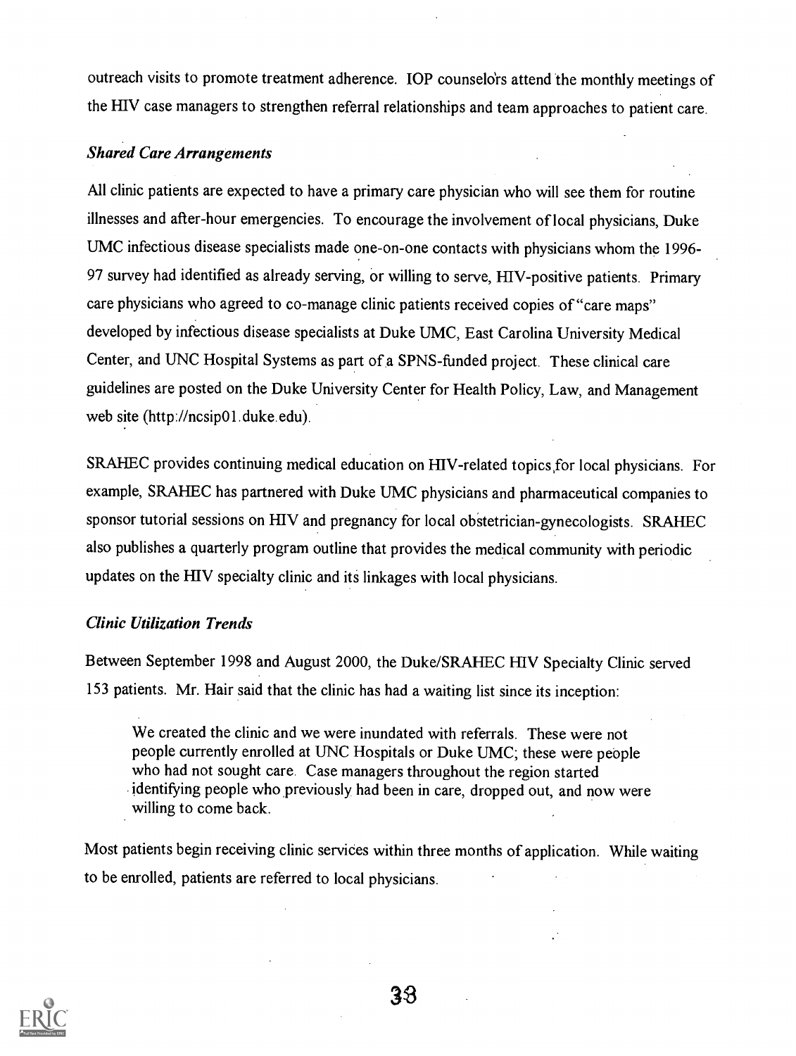outreach visits to promote treatment adherence. IOP counselors attend the monthly meetings of the HIV case managers to strengthen referral relationships and team approaches to patient care.

### *Shared Care Arrangements*

All clinic patients are expected to have a primary care physician who will see them for routine illnesses and after-hour emergencies. To encourage the involvement of local physicians, Duke UMC infectious disease specialists made one-on-one contacts with physicians whom the 1996-97 survey had identified as already serving, or willing to serve, HIV-positive patients. Primary care physicians who agreed to co-manage clinic patients received copies of "care maps" developed by infectious disease specialists at Duke UMC, East Carolina University Medical Center, and UNC Hospital Systems as part of a SPNS-funded project. These clinical care guidelines are posted on the Duke University Center for Health Policy, Law, and Management web site (http://ncsip01.duke.edu).

SRAHEC provides continuing medical education on HIV-related topics for local physicians. For example, SRAHEC has partnered with Duke UMC physicians and pharmaceutical companies to sponsor tutorial sessions on HIV and pregnancy for local obstetrician-gynecologists. SRAHEC also publishes a quarterly program outline that provides the medical community with periodic updates on the HIV specialty clinic and its linkages with local physicians.

### *Clinic Utilization Trends*

Between September 1998 and August 2000, the Duke/SRAHEC HIV Specialty Clinic served 153 patients. Mr. Hair said that the clinic has had a waiting list since its inception:

> We created the clinic and we were inundated with referrals. These were not people currently enrolled at UNC Hospitals or Duke UMC; these were people who had not sought care. Case managers throughout the region started identifying people who previously had been in care, dropped out, and now were willing to come back.

Most patients begin receiving clinic services within three months of application. While waiting to be enrolled, patients are referred to local physicians.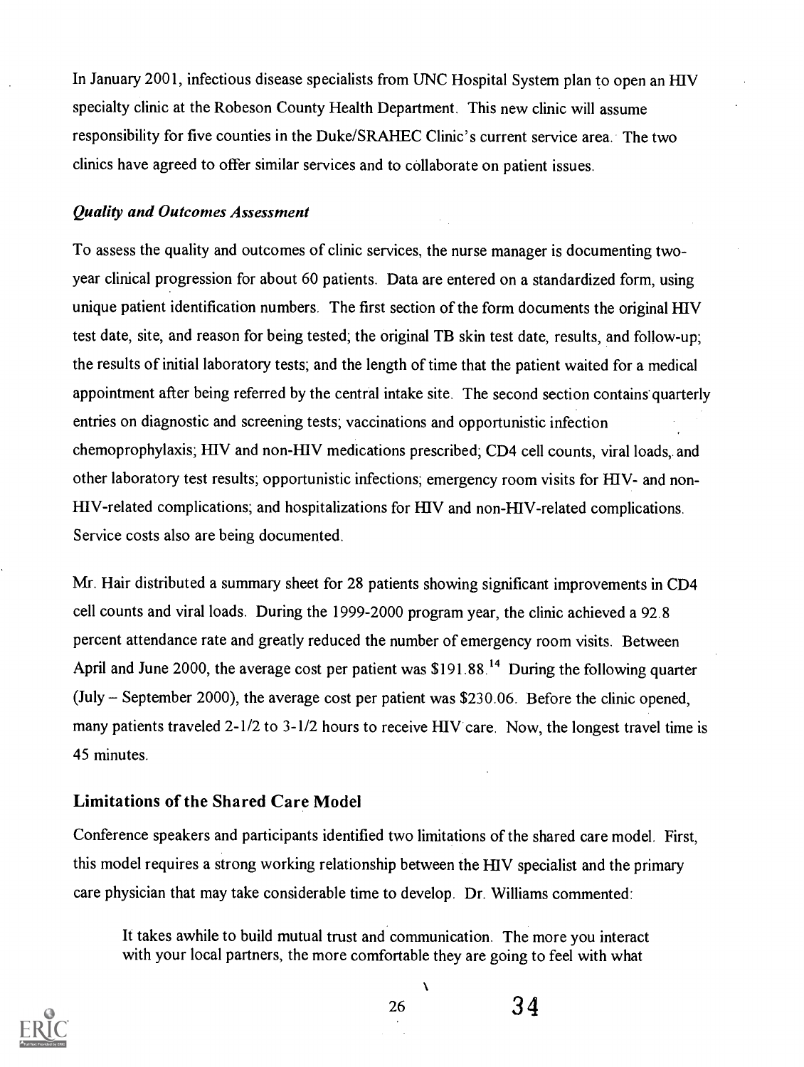In January 2001, infectious disease specialists from UNC Hospital System plan to open an HIV specialty clinic at the Robeson County Health Department. This new clinic will assume responsibility for five counties in the Duke/SRAHEC Clinic's current service area. The two clinics have agreed to offer similar services and to collaborate on patient issues.

### *Quality and Outcomes Assessment*

To assess the quality and outcomes of clinic services, the nurse manager is documenting two-year clinical progression for about 60 patients. Data are entered on a standardized form, using unique patient identification numbers. The first section of the form documents the original HIV test date, site, and reason for being tested; the original TB skin test date, results, and follow-up; the results of initial laboratory tests; and the length of time that the patient waited for a medical appointment after being referred by the central intake site. The second section contains quarterly entries on diagnostic and screening tests; vaccinations and opportunistic infection chemoprophylaxis; HIV and non-HIV medications prescribed; CD4 cell counts, viral loads, and other laboratory test results; opportunistic infections; emergency room visits for HIV- and non-HIV-related complications; and hospitalizations for HIV and non-HIV-related complications. Service costs also are being documented.

Mr. Hair distributed a summary sheet for 28 patients showing significant improvements in CD4 cell counts and viral loads. During the 1999-2000 program year, the clinic achieved a 92.8 percent attendance rate and greatly reduced the number of emergency room visits. Between April and June 2000, the average cost per patient was $191.88.[14] During the following quarter (July – September 2000), the average cost per patient was $230.06. Before the clinic opened, many patients traveled 2-1/2 to 3-1/2 hours to receive HIV care. Now, the longest travel time is 45 minutes.

## Limitations of the Shared Care Model

Conference speakers and participants identified two limitations of the shared care model. First, this model requires a strong working relationship between the HIV specialist and the primary care physician that may take considerable time to develop. Dr. Williams commented:

> It takes awhile to build mutual trust and communication. The more you interact with your local partners, the more comfortable they are going to feel with what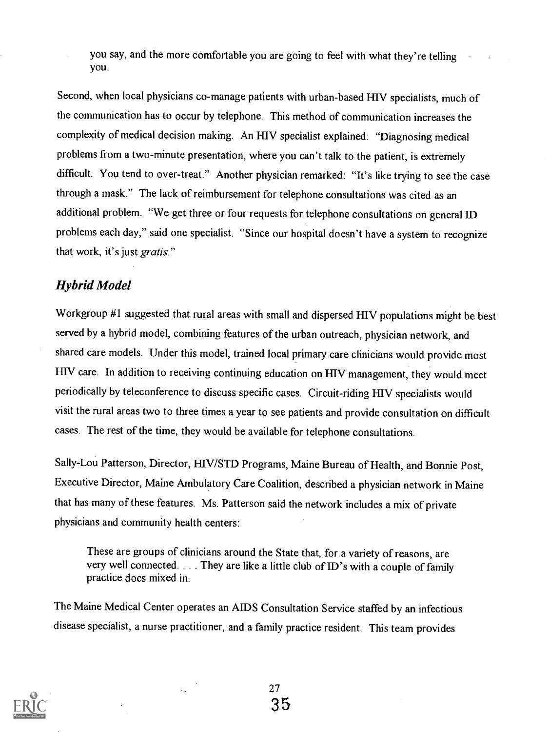> you say, and the more comfortable you are going to feel with what they're telling you.

Second, when local physicians co-manage patients with urban-based HIV specialists, much of the communication has to occur by telephone. This method of communication increases the complexity of medical decision making. An HIV specialist explained: "Diagnosing medical problems from a two-minute presentation, where you can't talk to the patient, is extremely difficult. You tend to over-treat." Another physician remarked: "It's like trying to see the case through a mask." The lack of reimbursement for telephone consultations was cited as an additional problem. "We get three or four requests for telephone consultations on general ID problems each day," said one specialist. "Since our hospital doesn't have a system to recognize that work, it's just *gratis*."

### *Hybrid Model*

Workgroup #1 suggested that rural areas with small and dispersed HIV populations might be best served by a hybrid model, combining features of the urban outreach, physician network, and shared care models. Under this model, trained local primary care clinicians would provide most HIV care. In addition to receiving continuing education on HIV management, they would meet periodically by teleconference to discuss specific cases. Circuit-riding HIV specialists would visit the rural areas two to three times a year to see patients and provide consultation on difficult cases. The rest of the time, they would be available for telephone consultations.

Sally-Lou Patterson, Director, HIV/STD Programs, Maine Bureau of Health, and Bonnie Post, Executive Director, Maine Ambulatory Care Coalition, described a physician network in Maine that has many of these features. Ms. Patterson said the network includes a mix of private physicians and community health centers:

> These are groups of clinicians around the State that, for a variety of reasons, are very well connected. . . . They are like a little club of ID's with a couple of family practice docs mixed in.

The Maine Medical Center operates an AIDS Consultation Service staffed by an infectious disease specialist, a nurse practitioner, and a family practice resident. This team provides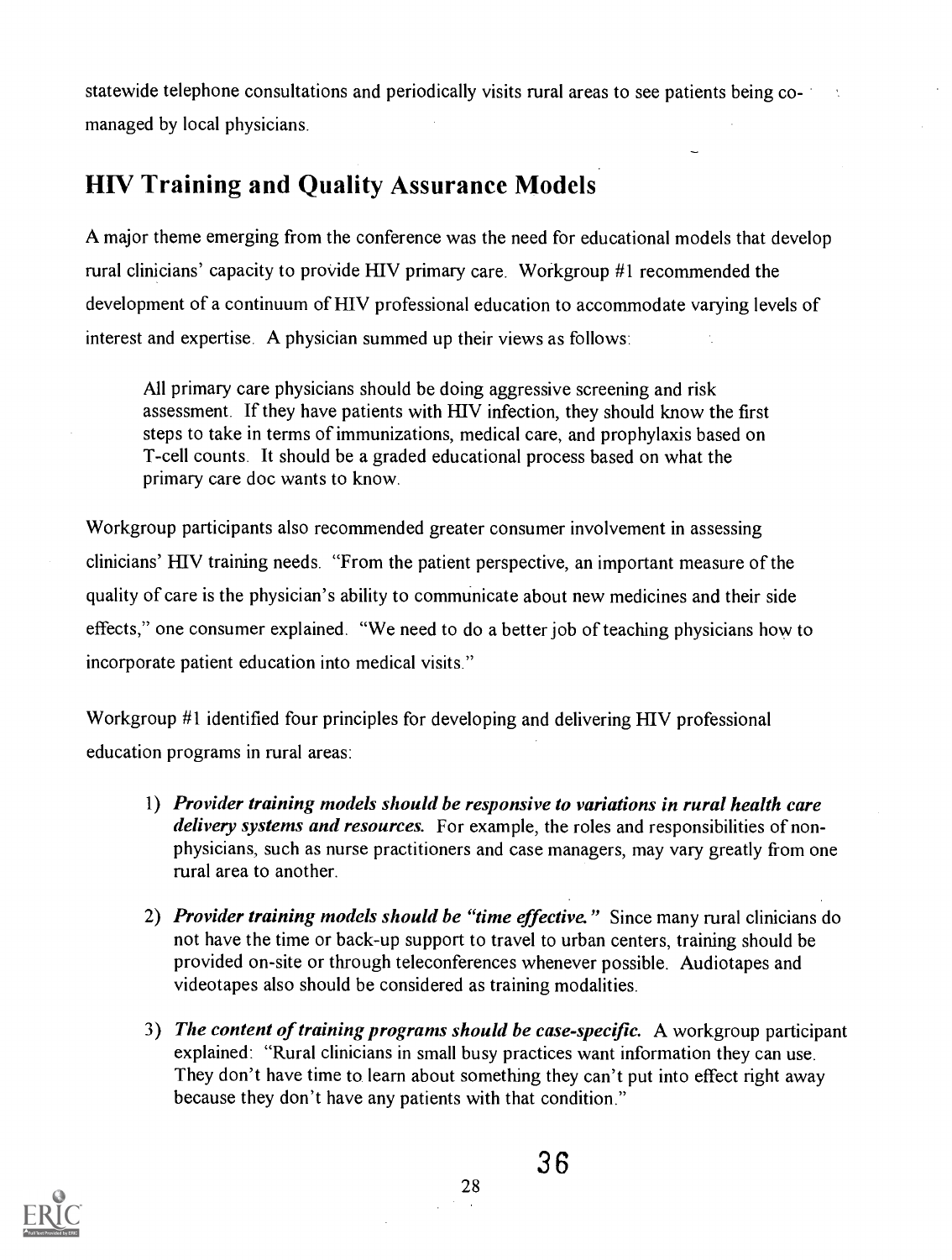statewide telephone consultations and periodically visits rural areas to see patients being co-managed by local physicians.

## HIV Training and Quality Assurance Models

A major theme emerging from the conference was the need for educational models that develop rural clinicians' capacity to provide HIV primary care. Workgroup #1 recommended the development of a continuum of HIV professional education to accommodate varying levels of interest and expertise. A physician summed up their views as follows:

> All primary care physicians should be doing aggressive screening and risk assessment. If they have patients with HIV infection, they should know the first steps to take in terms of immunizations, medical care, and prophylaxis based on T-cell counts. It should be a graded educational process based on what the primary care doc wants to know.

Workgroup participants also recommended greater consumer involvement in assessing clinicians' HIV training needs. "From the patient perspective, an important measure of the quality of care is the physician's ability to communicate about new medicines and their side effects," one consumer explained. "We need to do a better job of teaching physicians how to incorporate patient education into medical visits."

Workgroup #1 identified four principles for developing and delivering HIV professional education programs in rural areas:

1) ***Provider training models should be responsive to variations in rural health care delivery systems and resources.*** For example, the roles and responsibilities of non-physicians, such as nurse practitioners and case managers, may vary greatly from one rural area to another.

2) ***Provider training models should be "time effective."*** Since many rural clinicians do not have the time or back-up support to travel to urban centers, training should be provided on-site or through teleconferences whenever possible. Audiotapes and videotapes also should be considered as training modalities.

3) ***The content of training programs should be case-specific.*** A workgroup participant explained: "Rural clinicians in small busy practices want information they can use. They don't have time to learn about something they can't put into effect right away because they don't have any patients with that condition."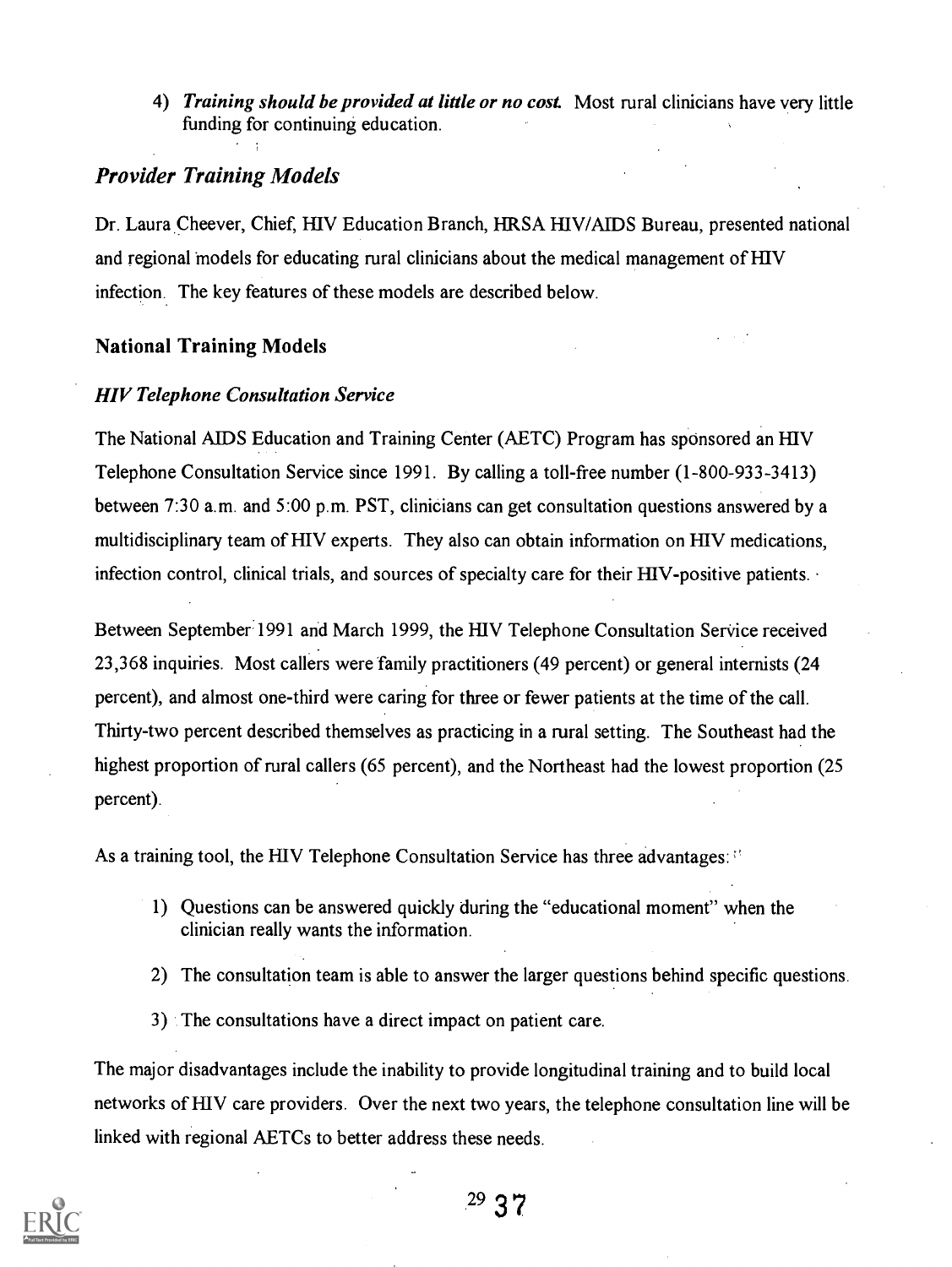4) ***Training should be provided at little or no cost.*** Most rural clinicians have very little funding for continuing education.

## *Provider Training Models*

Dr. Laura Cheever, Chief, HIV Education Branch, HRSA HIV/AIDS Bureau, presented national and regional models for educating rural clinicians about the medical management of HIV infection. The key features of these models are described below.

### National Training Models

#### *HIV Telephone Consultation Service*

The National AIDS Education and Training Center (AETC) Program has sponsored an HIV Telephone Consultation Service since 1991. By calling a toll-free number (1-800-933-3413) between 7:30 a.m. and 5:00 p.m. PST, clinicians can get consultation questions answered by a multidisciplinary team of HIV experts. They also can obtain information on HIV medications, infection control, clinical trials, and sources of specialty care for their HIV-positive patients.

Between September 1991 and March 1999, the HIV Telephone Consultation Service received 23,368 inquiries. Most callers were family practitioners (49 percent) or general internists (24 percent), and almost one-third were caring for three or fewer patients at the time of the call. Thirty-two percent described themselves as practicing in a rural setting. The Southeast had the highest proportion of rural callers (65 percent), and the Northeast had the lowest proportion (25 percent).

As a training tool, the HIV Telephone Consultation Service has three advantages:

1) Questions can be answered quickly during the "educational moment" when the clinician really wants the information.
2) The consultation team is able to answer the larger questions behind specific questions.
3) The consultations have a direct impact on patient care.

The major disadvantages include the inability to provide longitudinal training and to build local networks of HIV care providers. Over the next two years, the telephone consultation line will be linked with regional AETCs to better address these needs.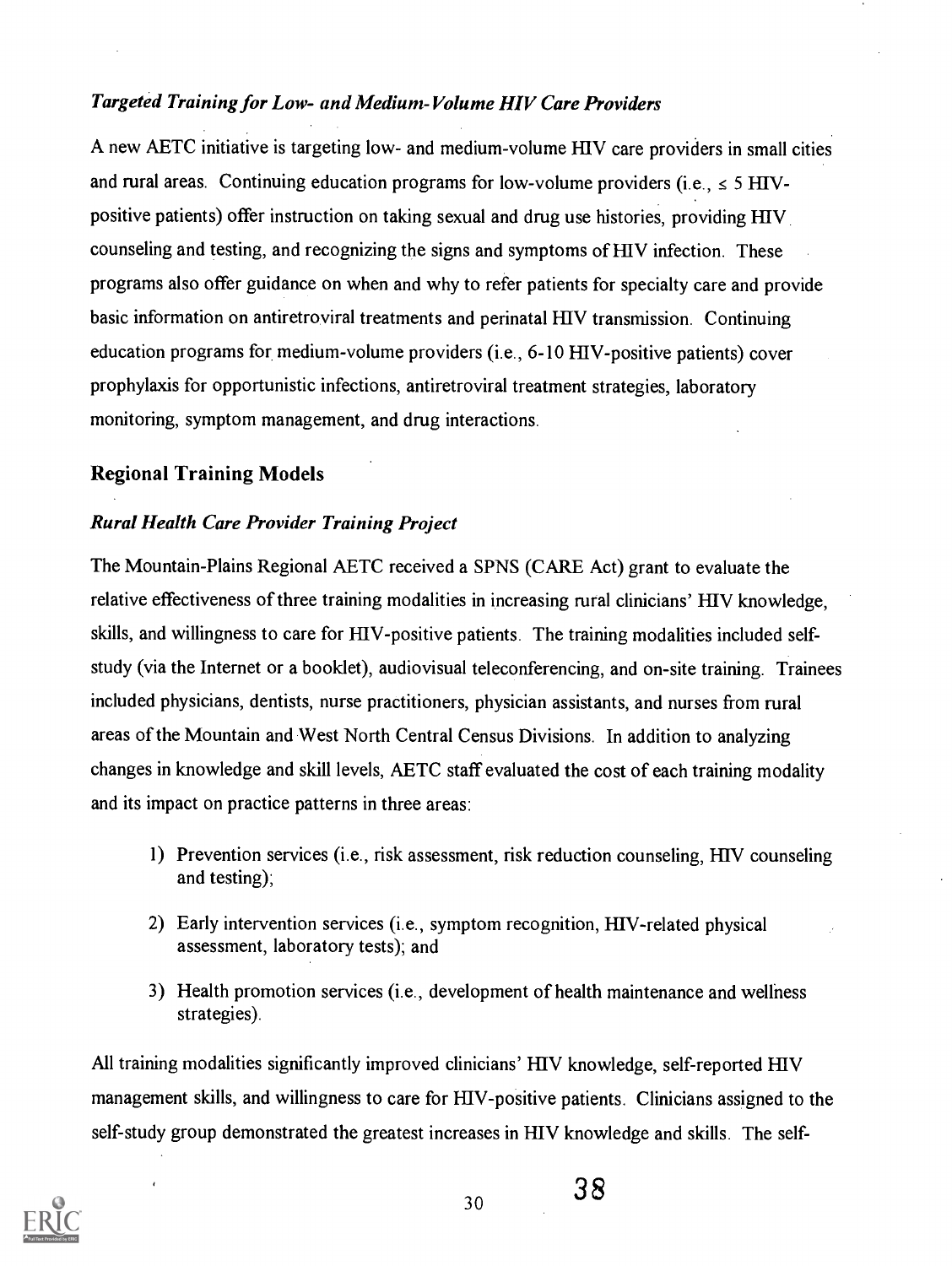### *Targeted Training for Low- and Medium-Volume HIV Care Providers*

A new AETC initiative is targeting low- and medium-volume HIV care providers in small cities and rural areas. Continuing education programs for low-volume providers (i.e., $\leq$ 5 HIV-positive patients) offer instruction on taking sexual and drug use histories, providing HIV counseling and testing, and recognizing the signs and symptoms of HIV infection. These programs also offer guidance on when and why to refer patients for specialty care and provide basic information on antiretroviral treatments and perinatal HIV transmission. Continuing education programs for medium-volume providers (i.e., 6-10 HIV-positive patients) cover prophylaxis for opportunistic infections, antiretroviral treatment strategies, laboratory monitoring, symptom management, and drug interactions.

## Regional Training Models

### *Rural Health Care Provider Training Project*

The Mountain-Plains Regional AETC received a SPNS (CARE Act) grant to evaluate the relative effectiveness of three training modalities in increasing rural clinicians' HIV knowledge, skills, and willingness to care for HIV-positive patients. The training modalities included self-study (via the Internet or a booklet), audiovisual teleconferencing, and on-site training. Trainees included physicians, dentists, nurse practitioners, physician assistants, and nurses from rural areas of the Mountain and West North Central Census Divisions. In addition to analyzing changes in knowledge and skill levels, AETC staff evaluated the cost of each training modality and its impact on practice patterns in three areas:

1) Prevention services (i.e., risk assessment, risk reduction counseling, HIV counseling and testing);
2) Early intervention services (i.e., symptom recognition, HIV-related physical assessment, laboratory tests); and
3) Health promotion services (i.e., development of health maintenance and wellness strategies).

All training modalities significantly improved clinicians' HIV knowledge, self-reported HIV management skills, and willingness to care for HIV-positive patients. Clinicians assigned to the self-study group demonstrated the greatest increases in HIV knowledge and skills. The self-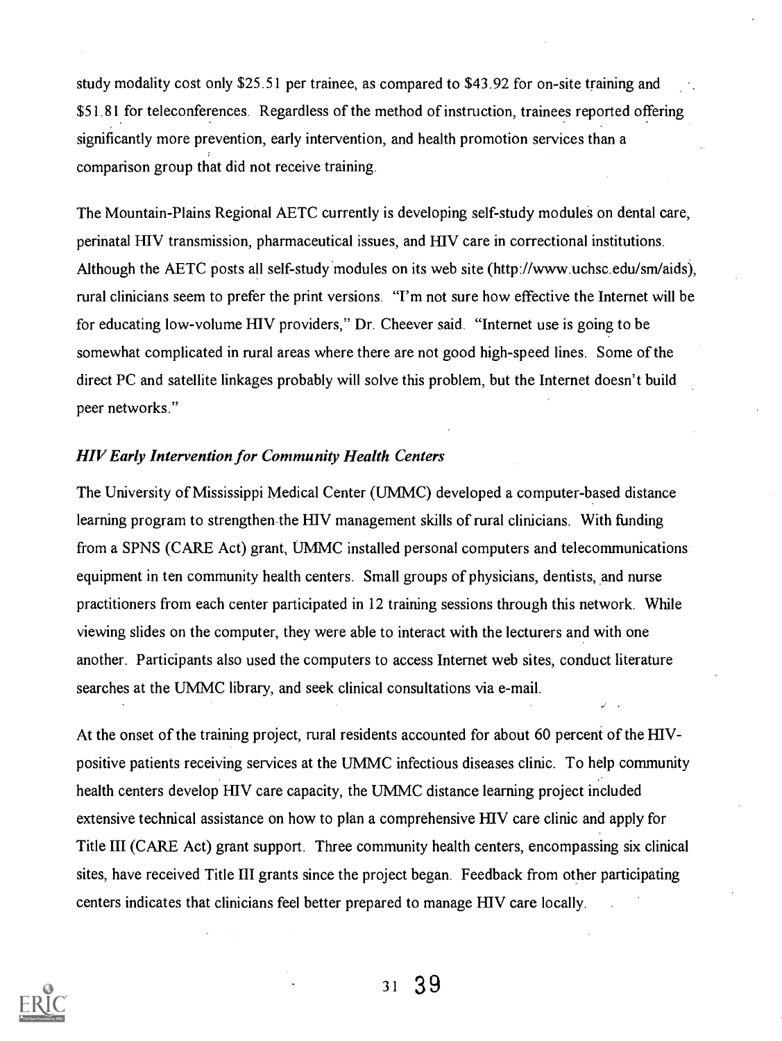study modality cost only $25.51 per trainee, as compared to $43.92 for on-site training and $51.81 for teleconferences. Regardless of the method of instruction, trainees reported offering significantly more prevention, early intervention, and health promotion services than a comparison group that did not receive training.

The Mountain-Plains Regional AETC currently is developing self-study modules on dental care, perinatal HIV transmission, pharmaceutical issues, and HIV care in correctional institutions. Although the AETC posts all self-study modules on its web site (http://www.uchsc.edu/sm/aids), rural clinicians seem to prefer the print versions. "I'm not sure how effective the Internet will be for educating low-volume HIV providers," Dr. Cheever said. "Internet use is going to be somewhat complicated in rural areas where there are not good high-speed lines. Some of the direct PC and satellite linkages probably will solve this problem, but the Internet doesn't build peer networks."

### *HIV Early Intervention for Community Health Centers*

The University of Mississippi Medical Center (UMMC) developed a computer-based distance learning program to strengthen the HIV management skills of rural clinicians. With funding from a SPNS (CARE Act) grant, UMMC installed personal computers and telecommunications equipment in ten community health centers. Small groups of physicians, dentists, and nurse practitioners from each center participated in 12 training sessions through this network. While viewing slides on the computer, they were able to interact with the lecturers and with one another. Participants also used the computers to access Internet web sites, conduct literature searches at the UMMC library, and seek clinical consultations via e-mail.

At the onset of the training project, rural residents accounted for about 60 percent of the HIV-positive patients receiving services at the UMMC infectious diseases clinic. To help community health centers develop HIV care capacity, the UMMC distance learning project included extensive technical assistance on how to plan a comprehensive HIV care clinic and apply for Title III (CARE Act) grant support. Three community health centers, encompassing six clinical sites, have received Title III grants since the project began. Feedback from other participating centers indicates that clinicians feel better prepared to manage HIV care locally.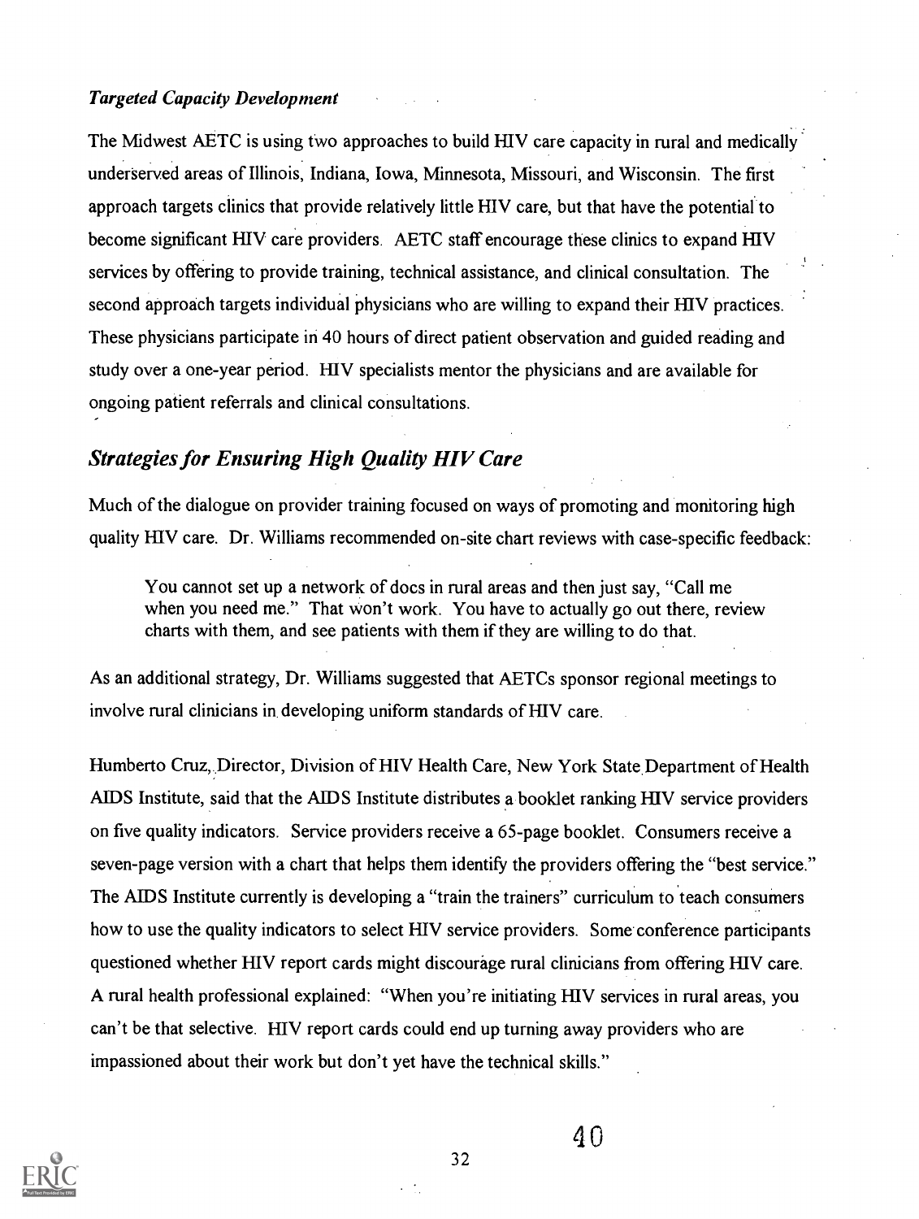### *Targeted Capacity Development*

The Midwest AETC is using two approaches to build HIV care capacity in rural and medically underserved areas of Illinois, Indiana, Iowa, Minnesota, Missouri, and Wisconsin. The first approach targets clinics that provide relatively little HIV care, but that have the potential to become significant HIV care providers. AETC staff encourage these clinics to expand HIV services by offering to provide training, technical assistance, and clinical consultation. The second approach targets individual physicians who are willing to expand their HIV practices. These physicians participate in 40 hours of direct patient observation and guided reading and study over a one-year period. HIV specialists mentor the physicians and are available for ongoing patient referrals and clinical consultations.

## *Strategies for Ensuring High Quality HIV Care*

Much of the dialogue on provider training focused on ways of promoting and monitoring high quality HIV care. Dr. Williams recommended on-site chart reviews with case-specific feedback:

> You cannot set up a network of docs in rural areas and then just say, "Call me when you need me." That won't work. You have to actually go out there, review charts with them, and see patients with them if they are willing to do that.

As an additional strategy, Dr. Williams suggested that AETCs sponsor regional meetings to involve rural clinicians in developing uniform standards of HIV care.

Humberto Cruz, Director, Division of HIV Health Care, New York State Department of Health AIDS Institute, said that the AIDS Institute distributes a booklet ranking HIV service providers on five quality indicators. Service providers receive a 65-page booklet. Consumers receive a seven-page version with a chart that helps them identify the providers offering the "best service." The AIDS Institute currently is developing a "train the trainers" curriculum to teach consumers how to use the quality indicators to select HIV service providers. Some conference participants questioned whether HIV report cards might discourage rural clinicians from offering HIV care. A rural health professional explained: "When you're initiating HIV services in rural areas, you can't be that selective. HIV report cards could end up turning away providers who are impassioned about their work but don't yet have the technical skills."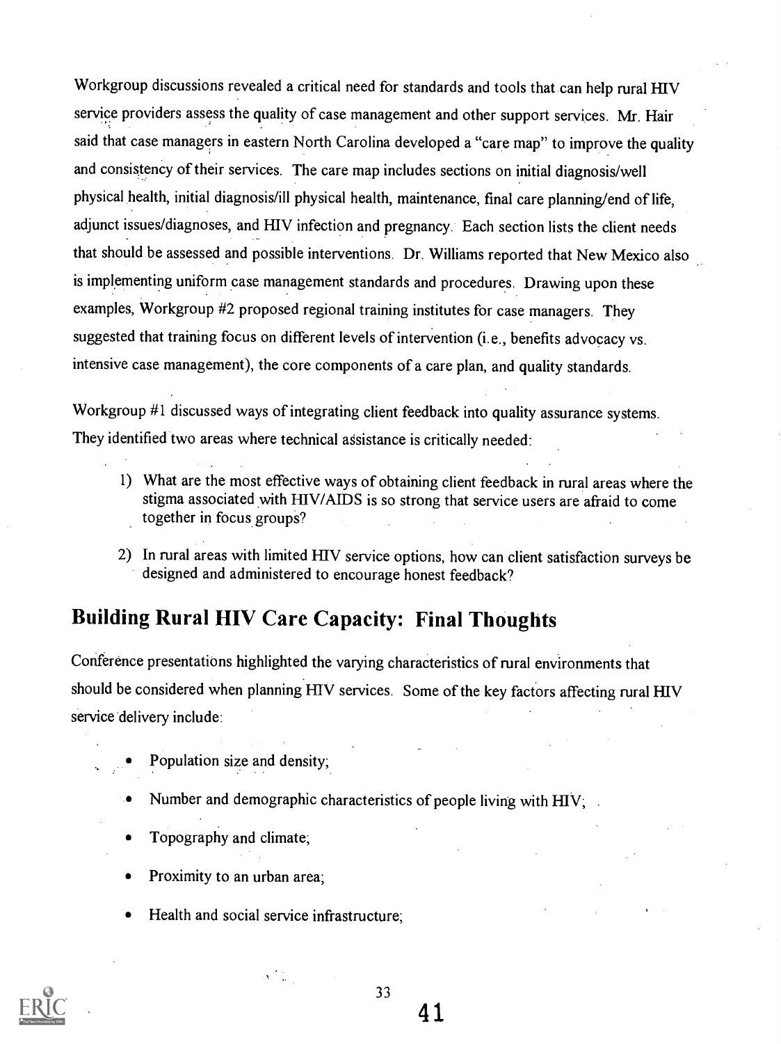Workgroup discussions revealed a critical need for standards and tools that can help rural HIV service providers assess the quality of case management and other support services. Mr. Hair said that case managers in eastern North Carolina developed a "care map" to improve the quality and consistency of their services. The care map includes sections on initial diagnosis/well physical health, initial diagnosis/ill physical health, maintenance, final care planning/end of life, adjunct issues/diagnoses, and HIV infection and pregnancy. Each section lists the client needs that should be assessed and possible interventions. Dr. Williams reported that New Mexico also is implementing uniform case management standards and procedures. Drawing upon these examples, Workgroup #2 proposed regional training institutes for case managers. They suggested that training focus on different levels of intervention (i.e., benefits advocacy vs. intensive case management), the core components of a care plan, and quality standards.

Workgroup #1 discussed ways of integrating client feedback into quality assurance systems. They identified two areas where technical assistance is critically needed:

1) What are the most effective ways of obtaining client feedback in rural areas where the stigma associated with HIV/AIDS is so strong that service users are afraid to come together in focus groups?

2) In rural areas with limited HIV service options, how can client satisfaction surveys be designed and administered to encourage honest feedback?

## Building Rural HIV Care Capacity: Final Thoughts

Conference presentations highlighted the varying characteristics of rural environments that should be considered when planning HIV services. Some of the key factors affecting rural HIV service delivery include:

- Population size and density;
- Number and demographic characteristics of people living with HIV;
- Topography and climate;
- Proximity to an urban area;
- Health and social service infrastructure;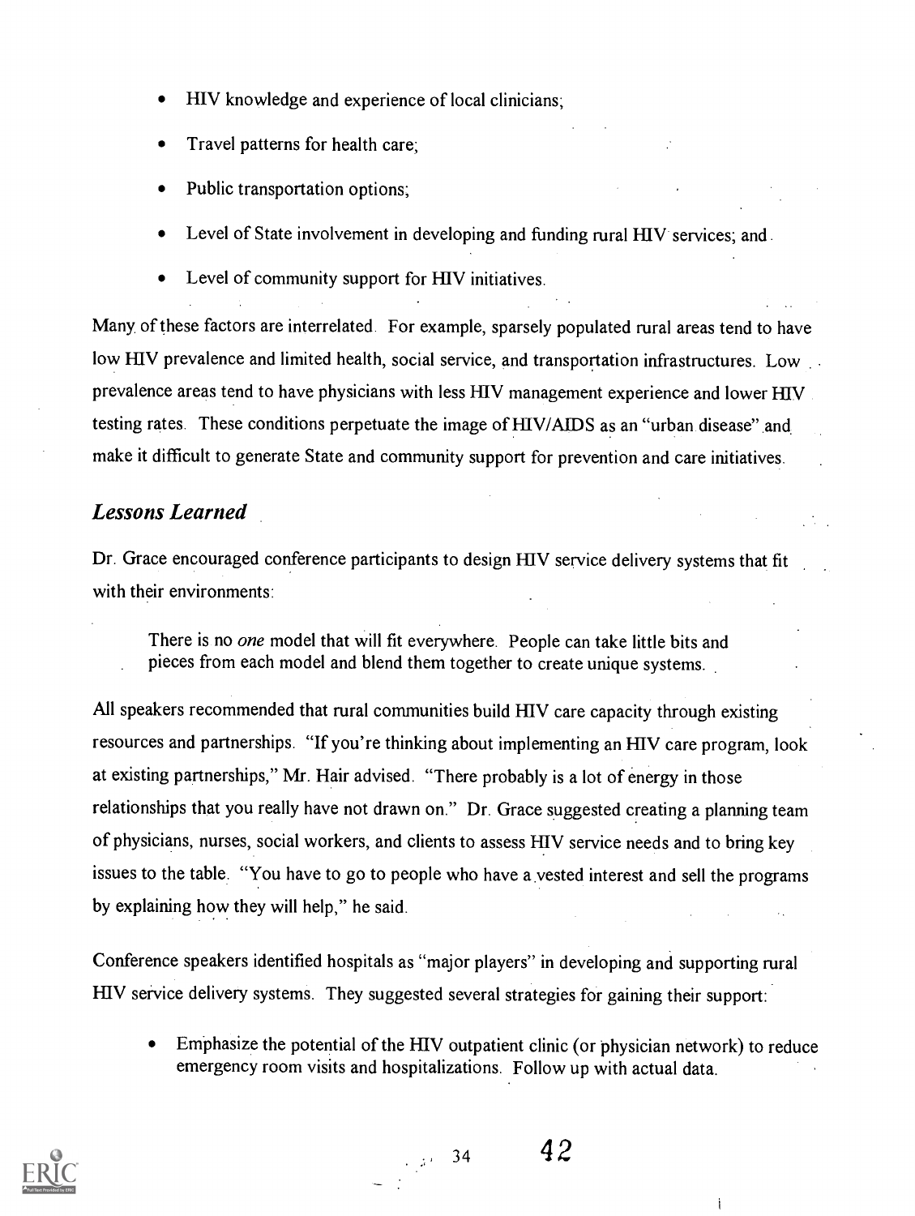- HIV knowledge and experience of local clinicians;
- Travel patterns for health care;
- Public transportation options;
- Level of State involvement in developing and funding rural HIV services; and
- Level of community support for HIV initiatives.

Many of these factors are interrelated. For example, sparsely populated rural areas tend to have low HIV prevalence and limited health, social service, and transportation infrastructures. Low prevalence areas tend to have physicians with less HIV management experience and lower HIV testing rates. These conditions perpetuate the image of HIV/AIDS as an "urban disease" and make it difficult to generate State and community support for prevention and care initiatives.

## *Lessons Learned*

Dr. Grace encouraged conference participants to design HIV service delivery systems that fit with their environments:

> There is no *one* model that will fit everywhere. People can take little bits and pieces from each model and blend them together to create unique systems.

All speakers recommended that rural communities build HIV care capacity through existing resources and partnerships. "If you're thinking about implementing an HIV care program, look at existing partnerships," Mr. Hair advised. "There probably is a lot of energy in those relationships that you really have not drawn on." Dr. Grace suggested creating a planning team of physicians, nurses, social workers, and clients to assess HIV service needs and to bring key issues to the table. "You have to go to people who have a vested interest and sell the programs by explaining how they will help," he said.

Conference speakers identified hospitals as "major players" in developing and supporting rural HIV service delivery systems. They suggested several strategies for gaining their support:

- Emphasize the potential of the HIV outpatient clinic (or physician network) to reduce emergency room visits and hospitalizations. Follow up with actual data.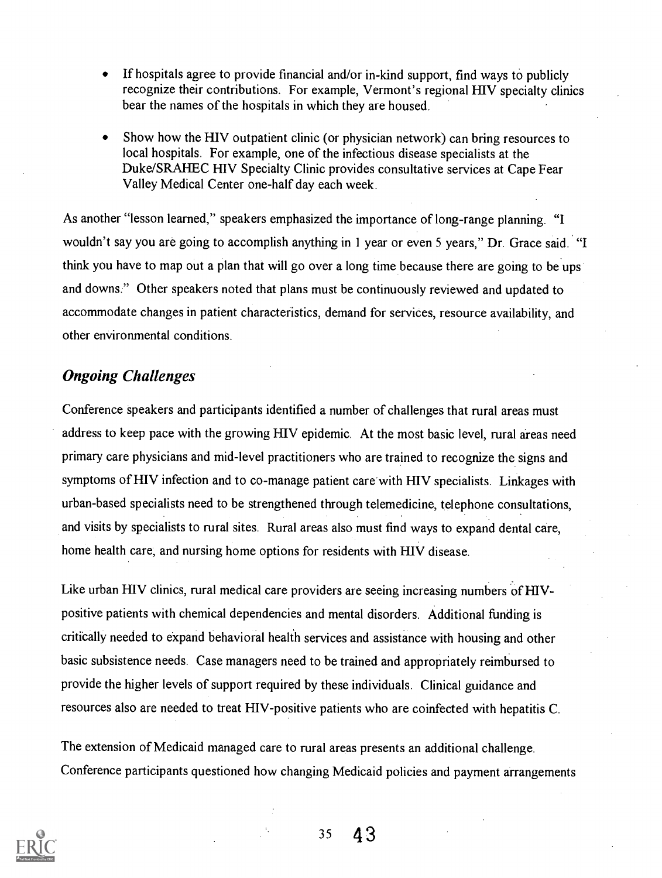- If hospitals agree to provide financial and/or in-kind support, find ways to publicly recognize their contributions. For example, Vermont's regional HIV specialty clinics bear the names of the hospitals in which they are housed.

- Show how the HIV outpatient clinic (or physician network) can bring resources to local hospitals. For example, one of the infectious disease specialists at the Duke/SRAHEC HIV Specialty Clinic provides consultative services at Cape Fear Valley Medical Center one-half day each week.

As another "lesson learned," speakers emphasized the importance of long-range planning. "I wouldn't say you are going to accomplish anything in 1 year or even 5 years," Dr. Grace said. "I think you have to map out a plan that will go over a long time because there are going to be ups and downs." Other speakers noted that plans must be continuously reviewed and updated to accommodate changes in patient characteristics, demand for services, resource availability, and other environmental conditions.

## *Ongoing Challenges*

Conference speakers and participants identified a number of challenges that rural areas must address to keep pace with the growing HIV epidemic. At the most basic level, rural areas need primary care physicians and mid-level practitioners who are trained to recognize the signs and symptoms of HIV infection and to co-manage patient care with HIV specialists. Linkages with urban-based specialists need to be strengthened through telemedicine, telephone consultations, and visits by specialists to rural sites. Rural areas also must find ways to expand dental care, home health care, and nursing home options for residents with HIV disease.

Like urban HIV clinics, rural medical care providers are seeing increasing numbers of HIV-positive patients with chemical dependencies and mental disorders. Additional funding is critically needed to expand behavioral health services and assistance with housing and other basic subsistence needs. Case managers need to be trained and appropriately reimbursed to provide the higher levels of support required by these individuals. Clinical guidance and resources also are needed to treat HIV-positive patients who are coinfected with hepatitis C.

The extension of Medicaid managed care to rural areas presents an additional challenge. Conference participants questioned how changing Medicaid policies and payment arrangements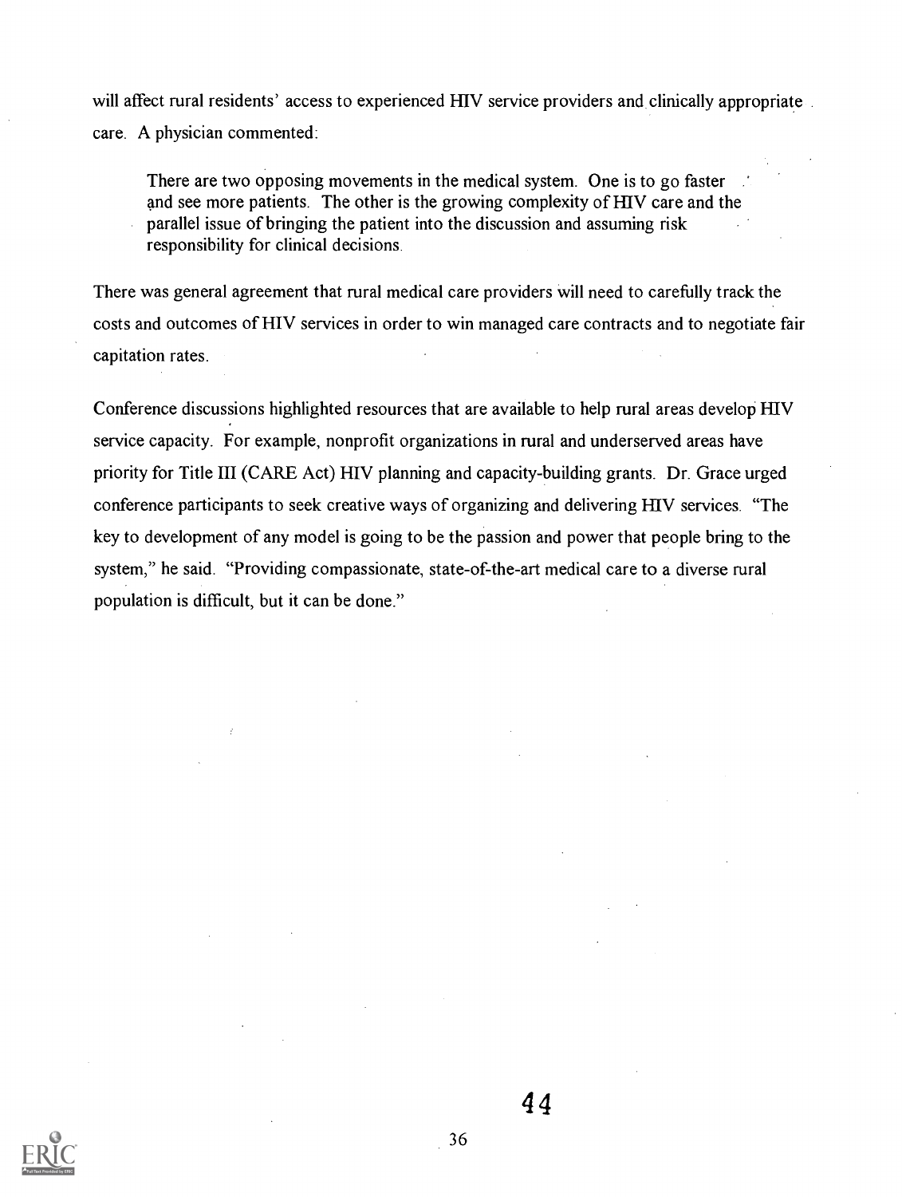will affect rural residents' access to experienced HIV service providers and clinically appropriate care. A physician commented:

> There are two opposing movements in the medical system. One is to go faster and see more patients. The other is the growing complexity of HIV care and the parallel issue of bringing the patient into the discussion and assuming risk responsibility for clinical decisions.

There was general agreement that rural medical care providers will need to carefully track the costs and outcomes of HIV services in order to win managed care contracts and to negotiate fair capitation rates.

Conference discussions highlighted resources that are available to help rural areas develop HIV service capacity. For example, nonprofit organizations in rural and underserved areas have priority for Title III (CARE Act) HIV planning and capacity-building grants. Dr. Grace urged conference participants to seek creative ways of organizing and delivering HIV services. "The key to development of any model is going to be the passion and power that people bring to the system," he said. "Providing compassionate, state-of-the-art medical care to a diverse rural population is difficult, but it can be done."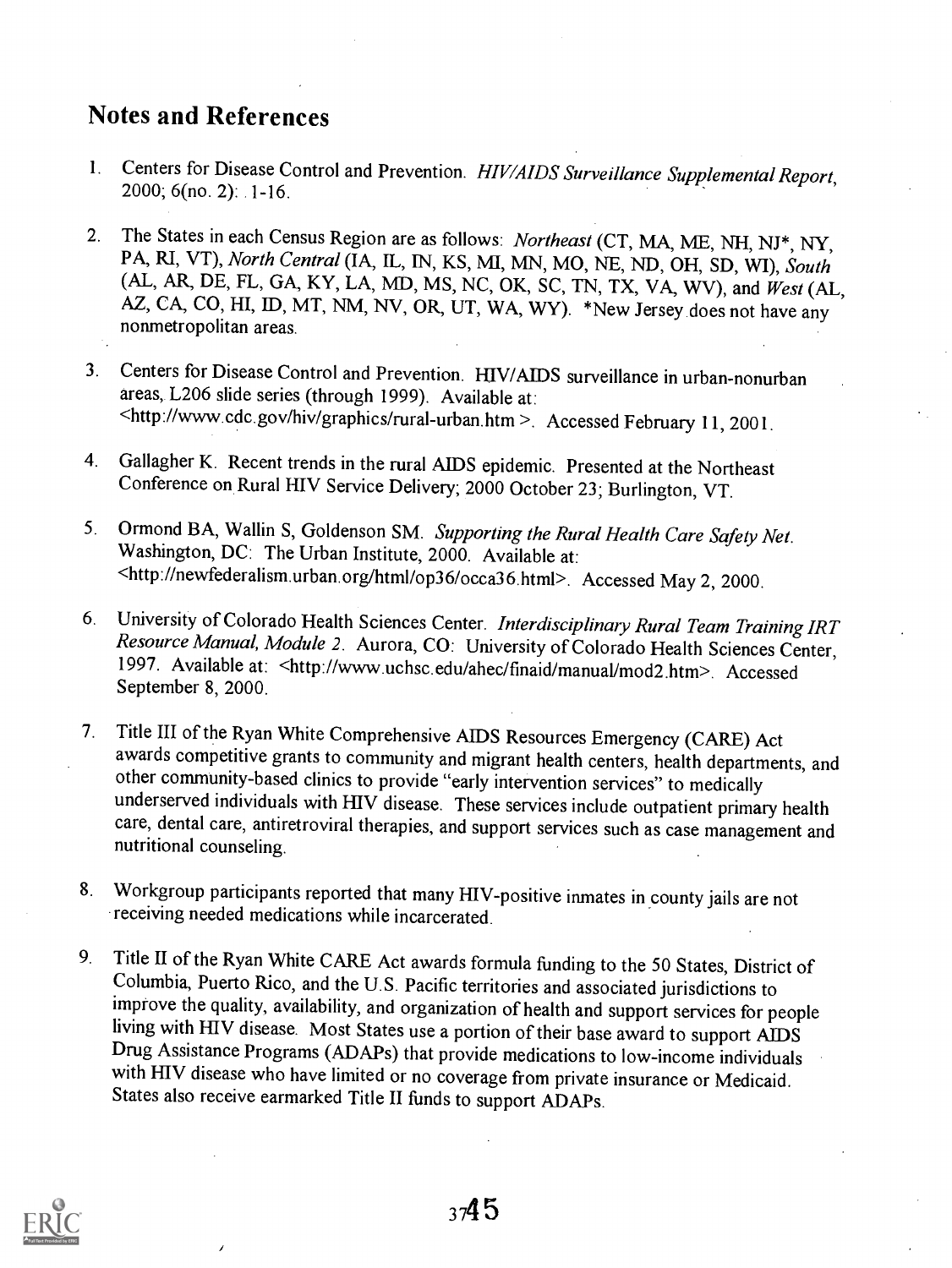## Notes and References

1. Centers for Disease Control and Prevention. *HIV/AIDS Surveillance Supplemental Report*, 2000; 6(no. 2): 1-16.

2. The States in each Census Region are as follows: *Northeast* (CT, MA, ME, NH, NJ*, NY, PA, RI, VT), *North Central* (IA, IL, IN, KS, MI, MN, MO, NE, ND, OH, SD, WI), *South* (AL, AR, DE, FL, GA, KY, LA, MD, MS, NC, OK, SC, TN, TX, VA, WV), and *West* (AL, AZ, CA, CO, HI, ID, MT, NM, NV, OR, UT, WA, WY). *New Jersey does not have any nonmetropolitan areas.

3. Centers for Disease Control and Prevention. HIV/AIDS surveillance in urban-nonurban areas, L206 slide series (through 1999). Available at: <http://www.cdc.gov/hiv/graphics/rural-urban.htm >. Accessed February 11, 2001.

4. Gallagher K. Recent trends in the rural AIDS epidemic. Presented at the Northeast Conference on Rural HIV Service Delivery; 2000 October 23; Burlington, VT.

5. Ormond BA, Wallin S, Goldenson SM. *Supporting the Rural Health Care Safety Net*. Washington, DC: The Urban Institute, 2000. Available at: <http://newfederalism.urban.org/html/op36/occa36.html>. Accessed May 2, 2000.

6. University of Colorado Health Sciences Center. *Interdisciplinary Rural Team Training IRT Resource Manual, Module 2*. Aurora, CO: University of Colorado Health Sciences Center, 1997. Available at: <http://www.uchsc.edu/ahec/finaid/manual/mod2.htm>. Accessed September 8, 2000.

7. Title III of the Ryan White Comprehensive AIDS Resources Emergency (CARE) Act awards competitive grants to community and migrant health centers, health departments, and other community-based clinics to provide "early intervention services" to medically underserved individuals with HIV disease. These services include outpatient primary health care, dental care, antiretroviral therapies, and support services such as case management and nutritional counseling.

8. Workgroup participants reported that many HIV-positive inmates in county jails are not receiving needed medications while incarcerated.

9. Title II of the Ryan White CARE Act awards formula funding to the 50 States, District of Columbia, Puerto Rico, and the U.S. Pacific territories and associated jurisdictions to improve the quality, availability, and organization of health and support services for people living with HIV disease. Most States use a portion of their base award to support AIDS Drug Assistance Programs (ADAPs) that provide medications to low-income individuals with HIV disease who have limited or no coverage from private insurance or Medicaid. States also receive earmarked Title II funds to support ADAPs.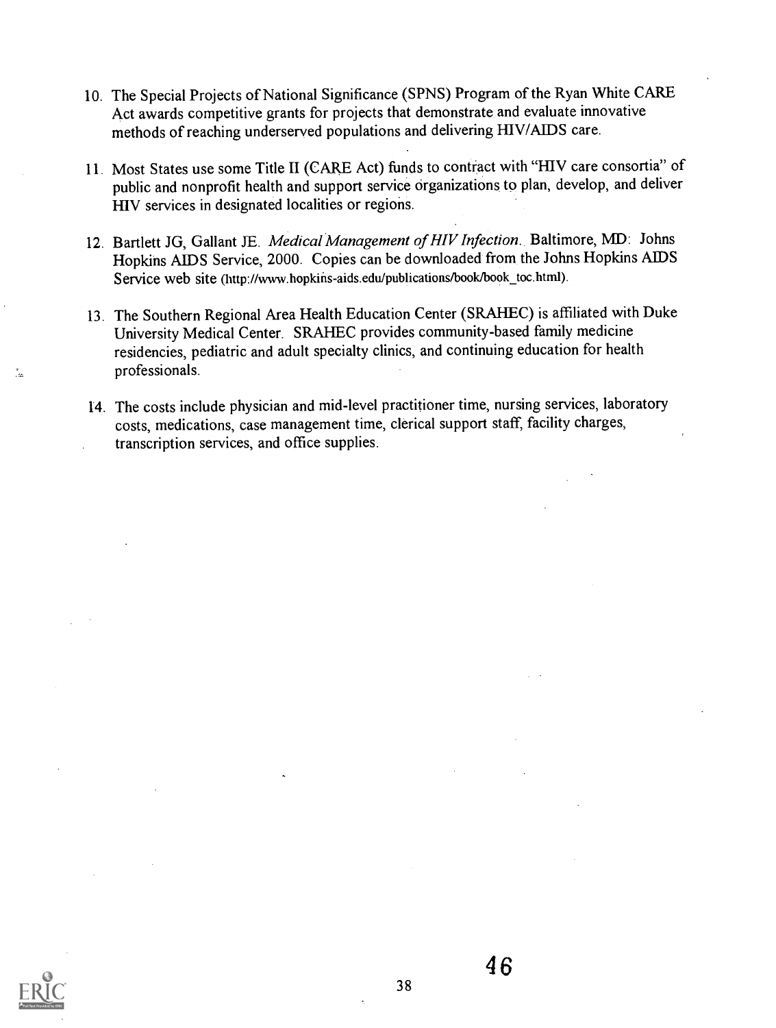10. The Special Projects of National Significance (SPNS) Program of the Ryan White CARE Act awards competitive grants for projects that demonstrate and evaluate innovative methods of reaching underserved populations and delivering HIV/AIDS care.

11. Most States use some Title II (CARE Act) funds to contract with "HIV care consortia" of public and nonprofit health and support service organizations to plan, develop, and deliver HIV services in designated localities or regions.

12. Bartlett JG, Gallant JE. *Medical Management of HIV Infection*. Baltimore, MD: Johns Hopkins AIDS Service, 2000. Copies can be downloaded from the Johns Hopkins AIDS Service web site (http://www.hopkins-aids.edu/publications/book/book_toc.html).

13. The Southern Regional Area Health Education Center (SRAHEC) is affiliated with Duke University Medical Center. SRAHEC provides community-based family medicine residencies, pediatric and adult specialty clinics, and continuing education for health professionals.

14. The costs include physician and mid-level practitioner time, nursing services, laboratory costs, medications, case management time, clerical support staff, facility charges, transcription services, and office supplies.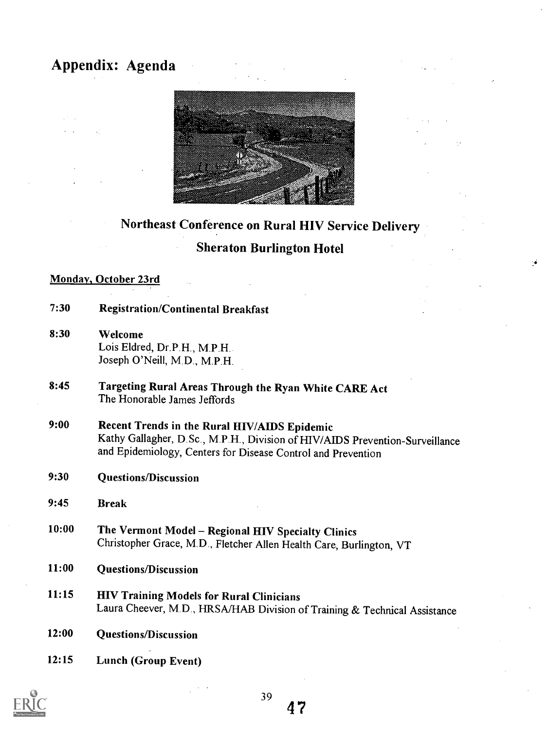# Appendix: Agenda

## Northeast Conference on Rural HIV Service Delivery

## Sheraton Burlington Hotel

**Monday, October 23rd**

**7:30** **Registration/Continental Breakfast**

**8:30** **Welcome**
Lois Eldred, Dr.P.H., M.P.H.
Joseph O'Neill, M.D., M.P.H.

**8:45** **Targeting Rural Areas Through the Ryan White CARE Act**
The Honorable James Jeffords

**9:00** **Recent Trends in the Rural HIV/AIDS Epidemic**
Kathy Gallagher, D.Sc., M.P.H., Division of HIV/AIDS Prevention-Surveillance and Epidemiology, Centers for Disease Control and Prevention

**9:30** **Questions/Discussion**

**9:45** **Break**

**10:00** **The Vermont Model – Regional HIV Specialty Clinics**
Christopher Grace, M.D., Fletcher Allen Health Care, Burlington, VT

**11:00** **Questions/Discussion**

**11:15** **HIV Training Models for Rural Clinicians**
Laura Cheever, M.D., HRSA/HAB Division of Training & Technical Assistance

**12:00** **Questions/Discussion**

**12:15** **Lunch (Group Event)**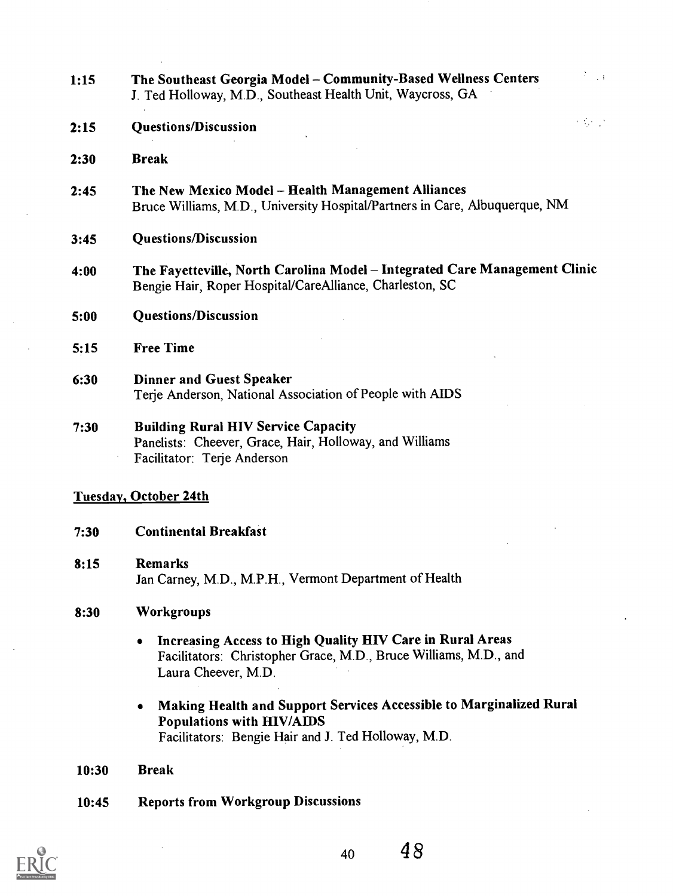**1:15** **The Southeast Georgia Model – Community-Based Wellness Centers**
J. Ted Holloway, M.D., Southeast Health Unit, Waycross, GA

**2:15** **Questions/Discussion**

**2:30** **Break**

**2:45** **The New Mexico Model – Health Management Alliances**
Bruce Williams, M.D., University Hospital/Partners in Care, Albuquerque, NM

**3:45** **Questions/Discussion**

**4:00** **The Fayetteville, North Carolina Model – Integrated Care Management Clinic**
Bengie Hair, Roper Hospital/CareAlliance, Charleston, SC

**5:00** **Questions/Discussion**

**5:15** **Free Time**

**6:30** **Dinner and Guest Speaker**
Terje Anderson, National Association of People with AIDS

**7:30** **Building Rural HIV Service Capacity**
Panelists: Cheever, Grace, Hair, Holloway, and Williams
Facilitator: Terje Anderson

**Tuesday, October 24th**

**7:30** **Continental Breakfast**

**8:15** **Remarks**
Jan Carney, M.D., M.P.H., Vermont Department of Health

**8:30** **Workgroups**

- **Increasing Access to High Quality HIV Care in Rural Areas**
  Facilitators: Christopher Grace, M.D., Bruce Williams, M.D., and Laura Cheever, M.D.

- **Making Health and Support Services Accessible to Marginalized Rural Populations with HIV/AIDS**
  Facilitators: Bengie Hair and J. Ted Holloway, M.D.

**10:30** **Break**

**10:45** **Reports from Workgroup Discussions**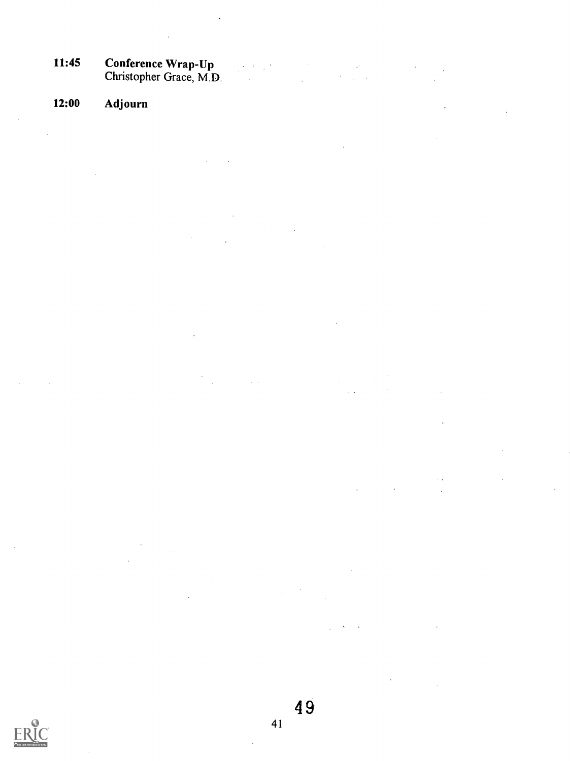**11:45** **Conference Wrap-Up**
Christopher Grace, M.D.

**12:00** **Adjourn**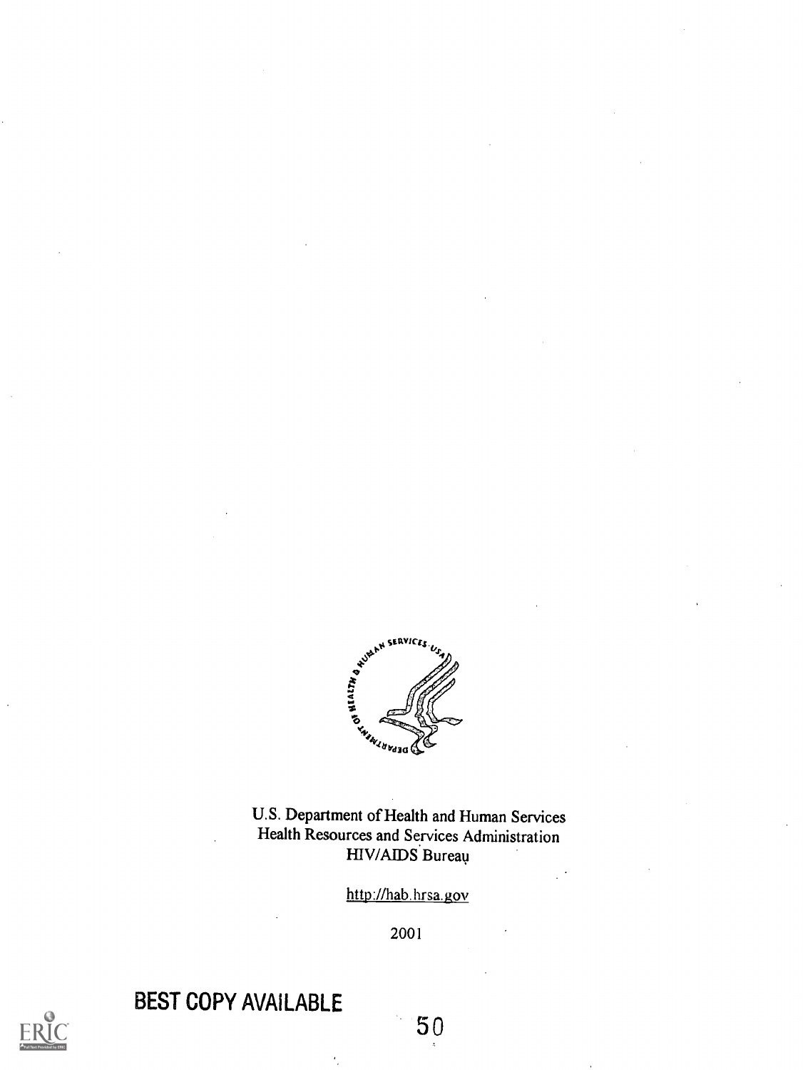U.S. Department of Health and Human Services
Health Resources and Services Administration
HIV/AIDS Bureau

http://hab.hrsa.gov

2001

BEST COPY AVAILABLE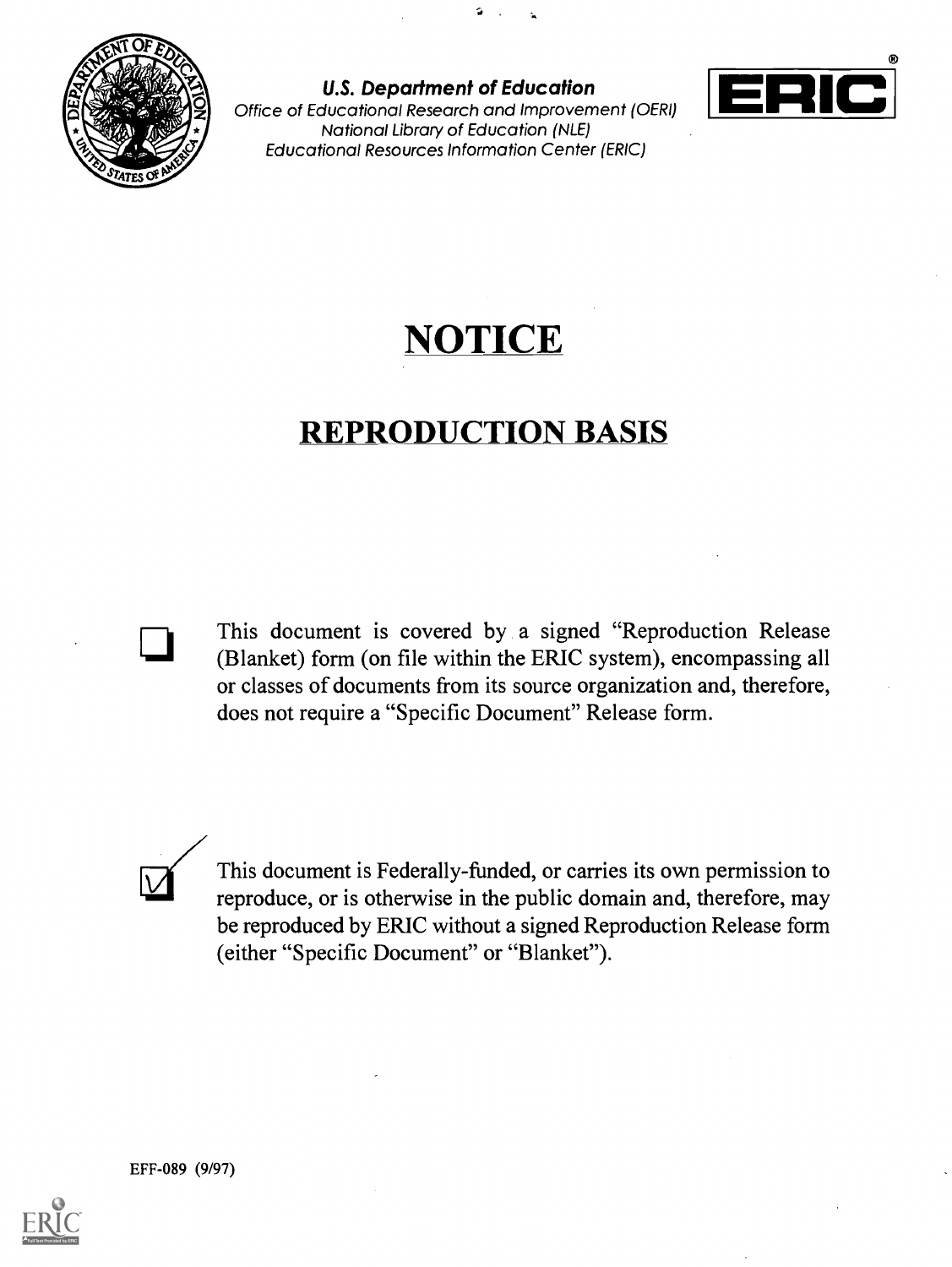**U.S. Department of Education**
*Office of Educational Research and Improvement (OERI)*
*National Library of Education (NLE)*
*Educational Resources Information Center (ERIC)*

ERIC®

# NOTICE

## REPRODUCTION BASIS

☐ This document is covered by a signed "Reproduction Release (Blanket) form (on file within the ERIC system), encompassing all or classes of documents from its source organization and, therefore, does not require a "Specific Document" Release form.

☑ This document is Federally-funded, or carries its own permission to reproduce, or is otherwise in the public domain and, therefore, may be reproduced by ERIC without a signed Reproduction Release form (either "Specific Document" or "Blanket").

EFF-089 (9/97)